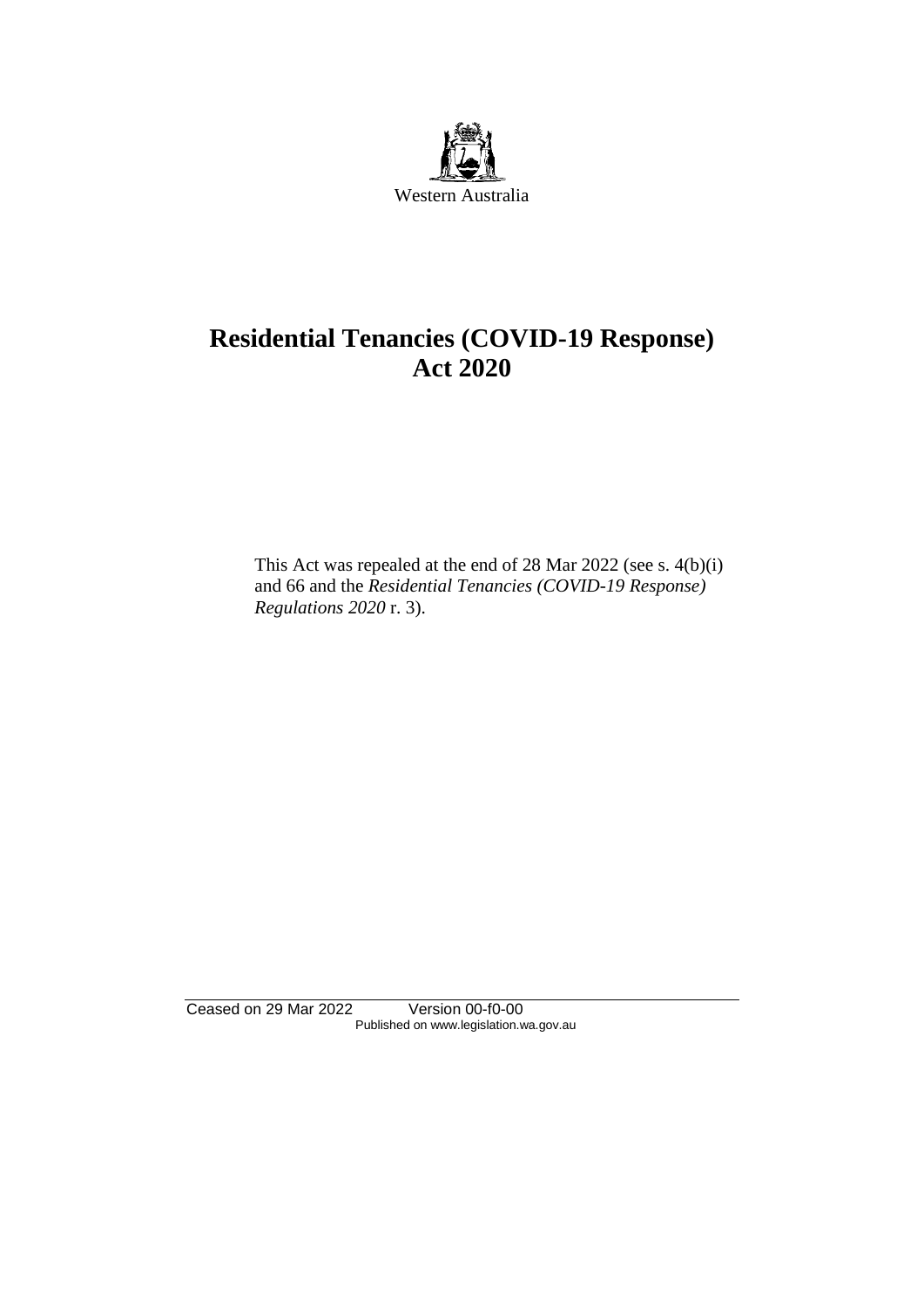Western Australia

# Residential Tenancies (COVID-19 Response) Act 2020

This Act was repealed at the end of 28 Mar 2022 (see s. 4(b)(i) and 66 and the *Residential Tenancies (COVID-19 Response) Regulations 2020* r. 3).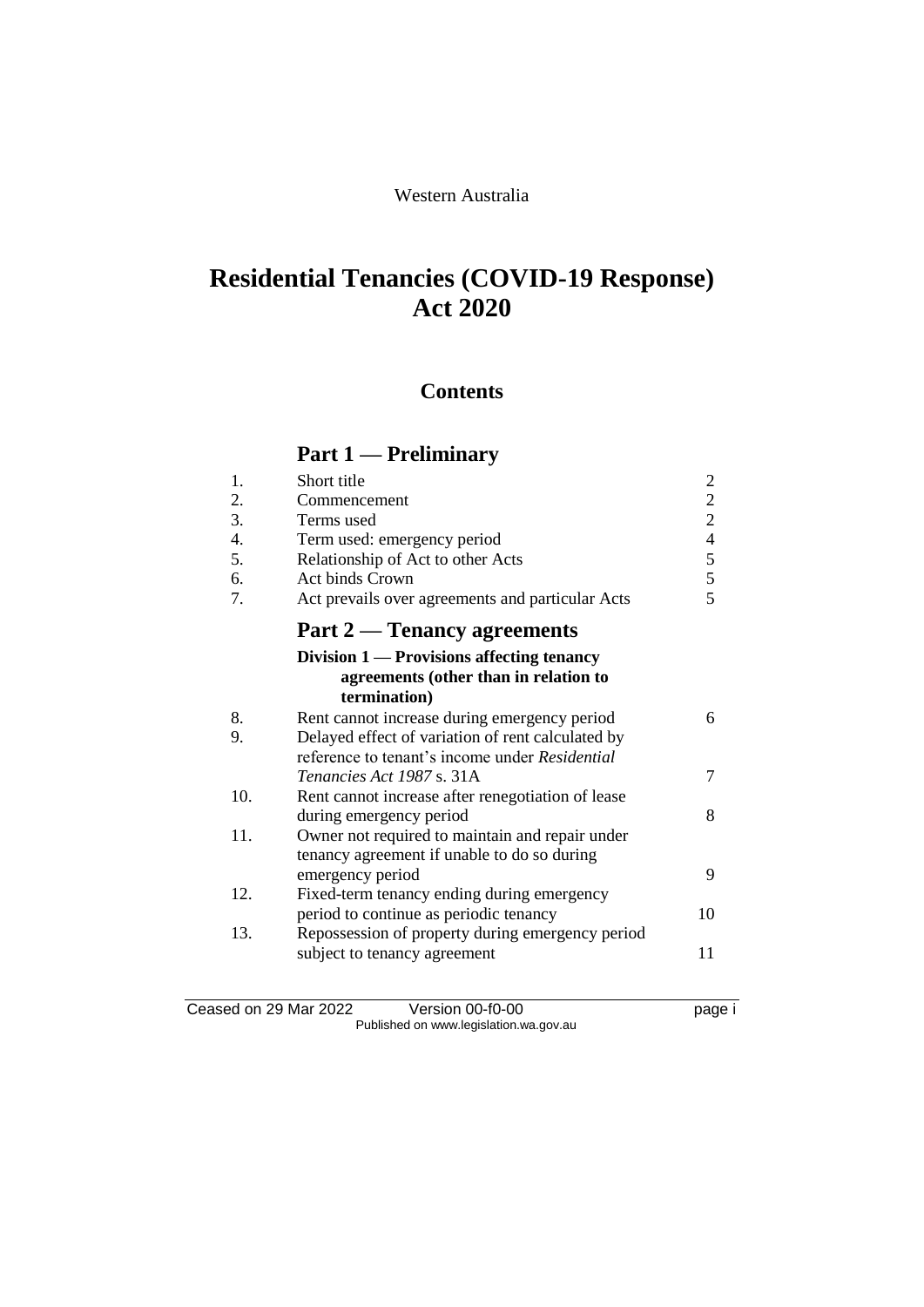Western Australia

# Residential Tenancies (COVID-19 Response) Act 2020

## Contents

### Part 1 — Preliminary

| | | |
|---|---|---|
| 1. | Short title | 2 |
| 2. | Commencement | 2 |
| 3. | Terms used | 2 |
| 4. | Term used: emergency period | 4 |
| 5. | Relationship of Act to other Acts | 5 |
| 6. | Act binds Crown | 5 |
| 7. | Act prevails over agreements and particular Acts | 5 |

### Part 2 — Tenancy agreements

#### Division 1 — Provisions affecting tenancy agreements (other than in relation to termination)

| | | |
|---|---|---|
| 8. | Rent cannot increase during emergency period | 6 |
| 9. | Delayed effect of variation of rent calculated by reference to tenant's income under *Residential Tenancies Act 1987* s. 31A | 7 |
| 10. | Rent cannot increase after renegotiation of lease during emergency period | 8 |
| 11. | Owner not required to maintain and repair under tenancy agreement if unable to do so during emergency period | 9 |
| 12. | Fixed-term tenancy ending during emergency period to continue as periodic tenancy | 10 |
| 13. | Repossession of property during emergency period subject to tenancy agreement | 11 |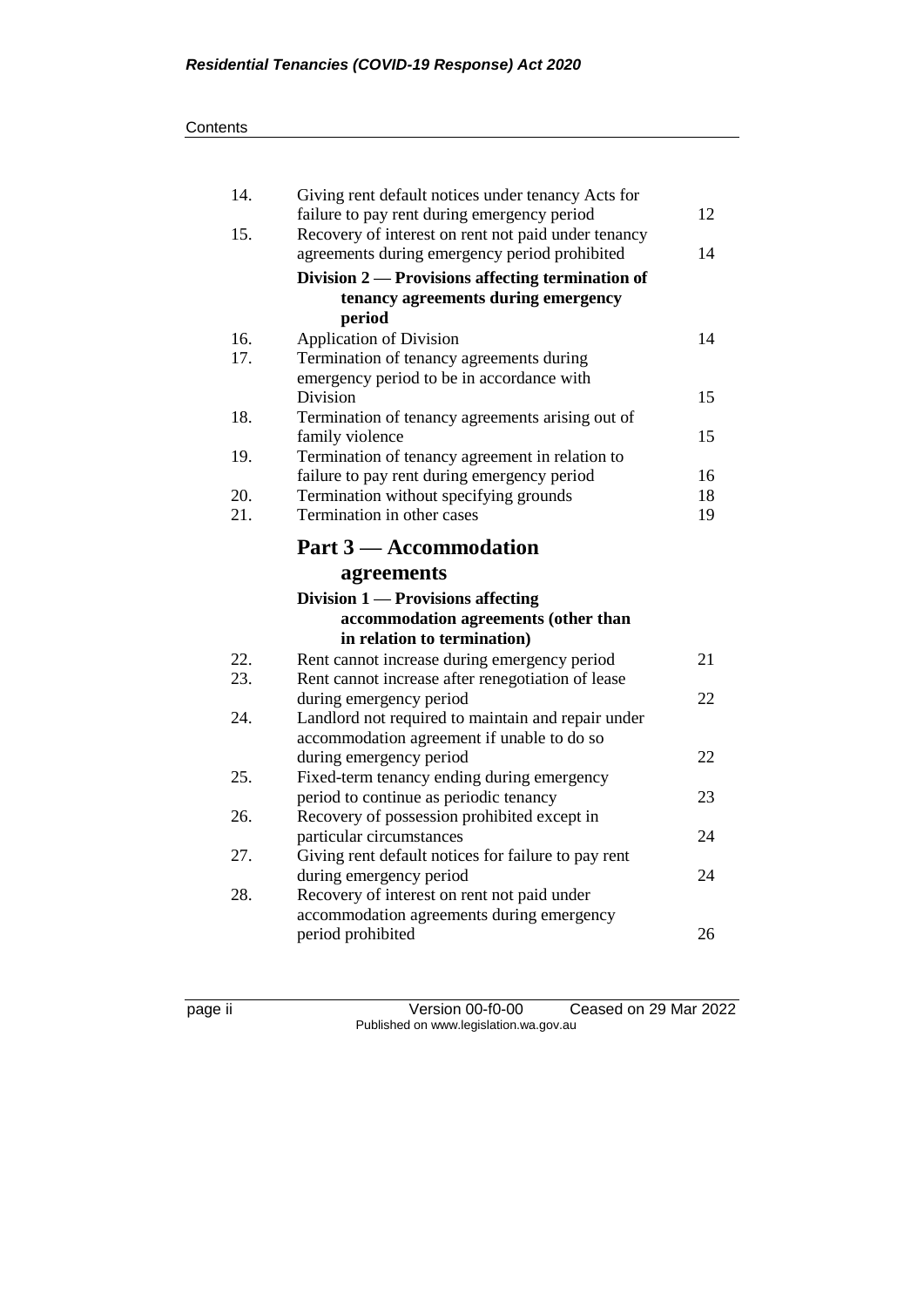| | | |
|---|---|---|
| 14. | Giving rent default notices under tenancy Acts for failure to pay rent during emergency period | 12 |
| 15. | Recovery of interest on rent not paid under tenancy agreements during emergency period prohibited | 14 |
| | **Division 2 — Provisions affecting termination of tenancy agreements during emergency period** | |
| 16. | Application of Division | 14 |
| 17. | Termination of tenancy agreements during emergency period to be in accordance with Division | 15 |
| 18. | Termination of tenancy agreements arising out of family violence | 15 |
| 19. | Termination of tenancy agreement in relation to failure to pay rent during emergency period | 16 |
| 20. | Termination without specifying grounds | 18 |
| 21. | Termination in other cases | 19 |

## Part 3 — Accommodation agreements

### Division 1 — Provisions affecting accommodation agreements (other than in relation to termination)

| | | |
|---|---|---|
| 22. | Rent cannot increase during emergency period | 21 |
| 23. | Rent cannot increase after renegotiation of lease during emergency period | 22 |
| 24. | Landlord not required to maintain and repair under accommodation agreement if unable to do so during emergency period | 22 |
| 25. | Fixed-term tenancy ending during emergency period to continue as periodic tenancy | 23 |
| 26. | Recovery of possession prohibited except in particular circumstances | 24 |
| 27. | Giving rent default notices for failure to pay rent during emergency period | 24 |
| 28. | Recovery of interest on rent not paid under accommodation agreements during emergency period prohibited | 26 |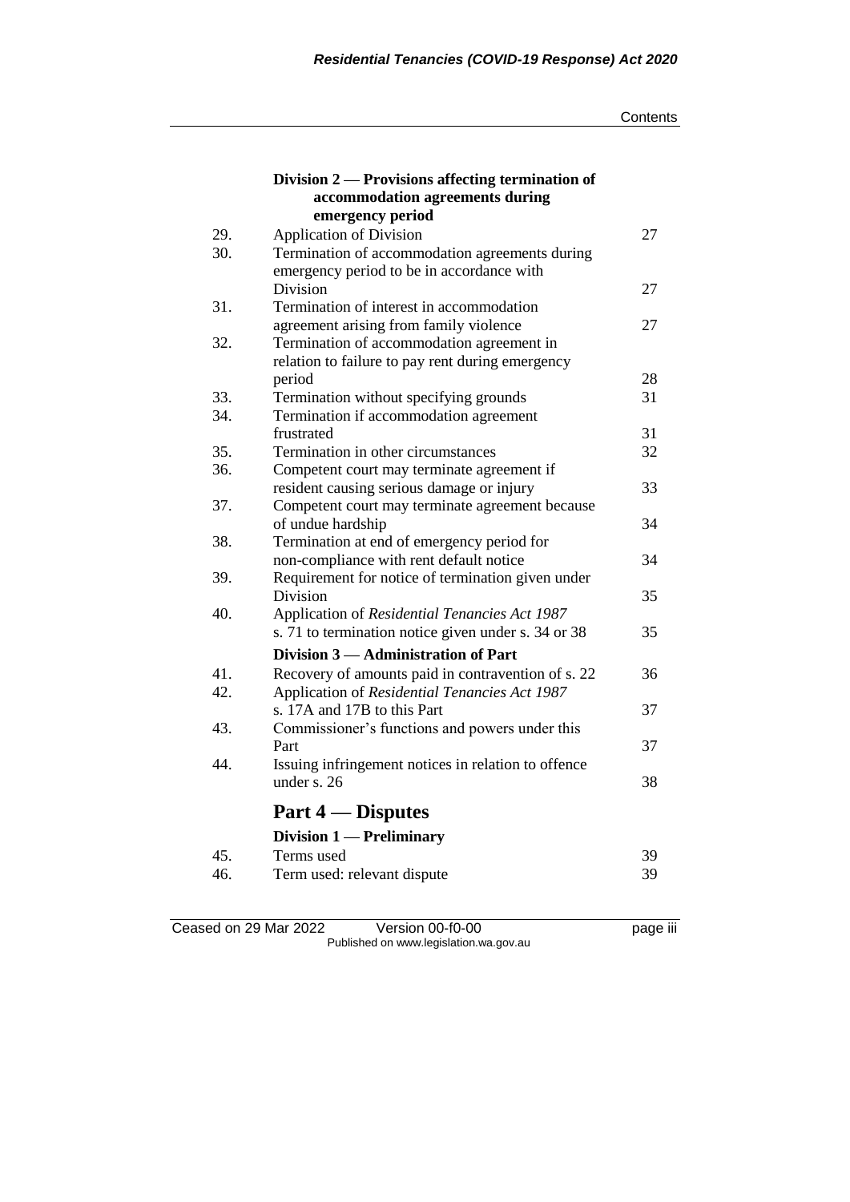### Division 2 — Provisions affecting termination of accommodation agreements during emergency period

| | | |
|---|---|---|
| 29. | Application of Division | 27 |
| 30. | Termination of accommodation agreements during emergency period to be in accordance with Division | 27 |
| 31. | Termination of interest in accommodation agreement arising from family violence | 27 |
| 32. | Termination of accommodation agreement in relation to failure to pay rent during emergency period | 28 |
| 33. | Termination without specifying grounds | 31 |
| 34. | Termination if accommodation agreement frustrated | 31 |
| 35. | Termination in other circumstances | 32 |
| 36. | Competent court may terminate agreement if resident causing serious damage or injury | 33 |
| 37. | Competent court may terminate agreement because of undue hardship | 34 |
| 38. | Termination at end of emergency period for non-compliance with rent default notice | 34 |
| 39. | Requirement for notice of termination given under Division | 35 |
| 40. | Application of *Residential Tenancies Act 1987* s. 71 to termination notice given under s. 34 or 38 | 35 |

### Division 3 — Administration of Part

| | | |
|---|---|---|
| 41. | Recovery of amounts paid in contravention of s. 22 | 36 |
| 42. | Application of *Residential Tenancies Act 1987* s. 17A and 17B to this Part | 37 |
| 43. | Commissioner's functions and powers under this Part | 37 |
| 44. | Issuing infringement notices in relation to offence under s. 26 | 38 |

## Part 4 — Disputes

### Division 1 — Preliminary

| | | |
|---|---|---|
| 45. | Terms used | 39 |
| 46. | Term used: relevant dispute | 39 |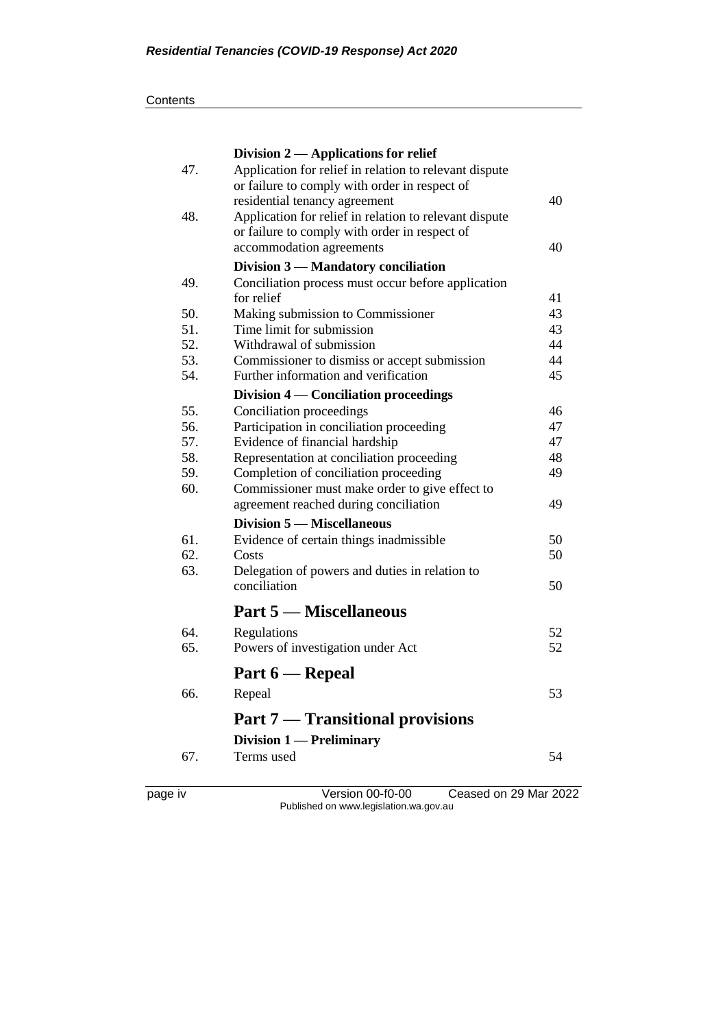Division 2 — Applications for relief

| | | |
|---|---|---|
| 47. | Application for relief in relation to relevant dispute or failure to comply with order in respect of residential tenancy agreement | 40 |
| 48. | Application for relief in relation to relevant dispute or failure to comply with order in respect of accommodation agreements | 40 |
| | **Division 3 — Mandatory conciliation** | |
| 49. | Conciliation process must occur before application for relief | 41 |
| 50. | Making submission to Commissioner | 43 |
| 51. | Time limit for submission | 43 |
| 52. | Withdrawal of submission | 44 |
| 53. | Commissioner to dismiss or accept submission | 44 |
| 54. | Further information and verification | 45 |
| | **Division 4 — Conciliation proceedings** | |
| 55. | Conciliation proceedings | 46 |
| 56. | Participation in conciliation proceeding | 47 |
| 57. | Evidence of financial hardship | 47 |
| 58. | Representation at conciliation proceeding | 48 |
| 59. | Completion of conciliation proceeding | 49 |
| 60. | Commissioner must make order to give effect to agreement reached during conciliation | 49 |
| | **Division 5 — Miscellaneous** | |
| 61. | Evidence of certain things inadmissible | 50 |
| 62. | Costs | 50 |
| 63. | Delegation of powers and duties in relation to conciliation | 50 |

## Part 5 — Miscellaneous

| | | |
|---|---|---|
| 64. | Regulations | 52 |
| 65. | Powers of investigation under Act | 52 |

## Part 6 — Repeal

| | | |
|---|---|---|
| 66. | Repeal | 53 |

## Part 7 — Transitional provisions

**Division 1 — Preliminary**

| | | |
|---|---|---|
| 67. | Terms used | 54 |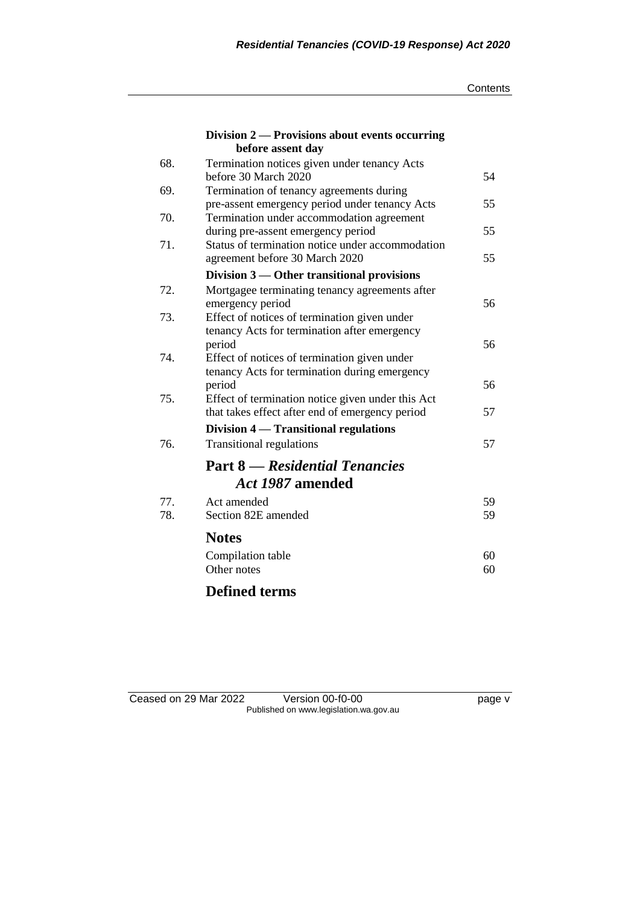**Division 2 — Provisions about events occurring before assent day**

| | | |
|---|---|---|
| 68. | Termination notices given under tenancy Acts before 30 March 2020 | 54 |
| 69. | Termination of tenancy agreements during pre-assent emergency period under tenancy Acts | 55 |
| 70. | Termination under accommodation agreement during pre-assent emergency period | 55 |
| 71. | Status of termination notice under accommodation agreement before 30 March 2020 | 55 |

**Division 3 — Other transitional provisions**

| | | |
|---|---|---|
| 72. | Mortgagee terminating tenancy agreements after emergency period | 56 |
| 73. | Effect of notices of termination given under tenancy Acts for termination after emergency period | 56 |
| 74. | Effect of notices of termination given under tenancy Acts for termination during emergency period | 56 |
| 75. | Effect of termination notice given under this Act that takes effect after end of emergency period | 57 |

**Division 4 — Transitional regulations**

| | | |
|---|---|---|
| 76. | Transitional regulations | 57 |

## Part 8 — *Residential Tenancies Act 1987* amended

| | | |
|---|---|---|
| 77. | Act amended | 59 |
| 78. | Section 82E amended | 59 |

## Notes

| | |
|---|---|
| Compilation table | 60 |
| Other notes | 60 |

## Defined terms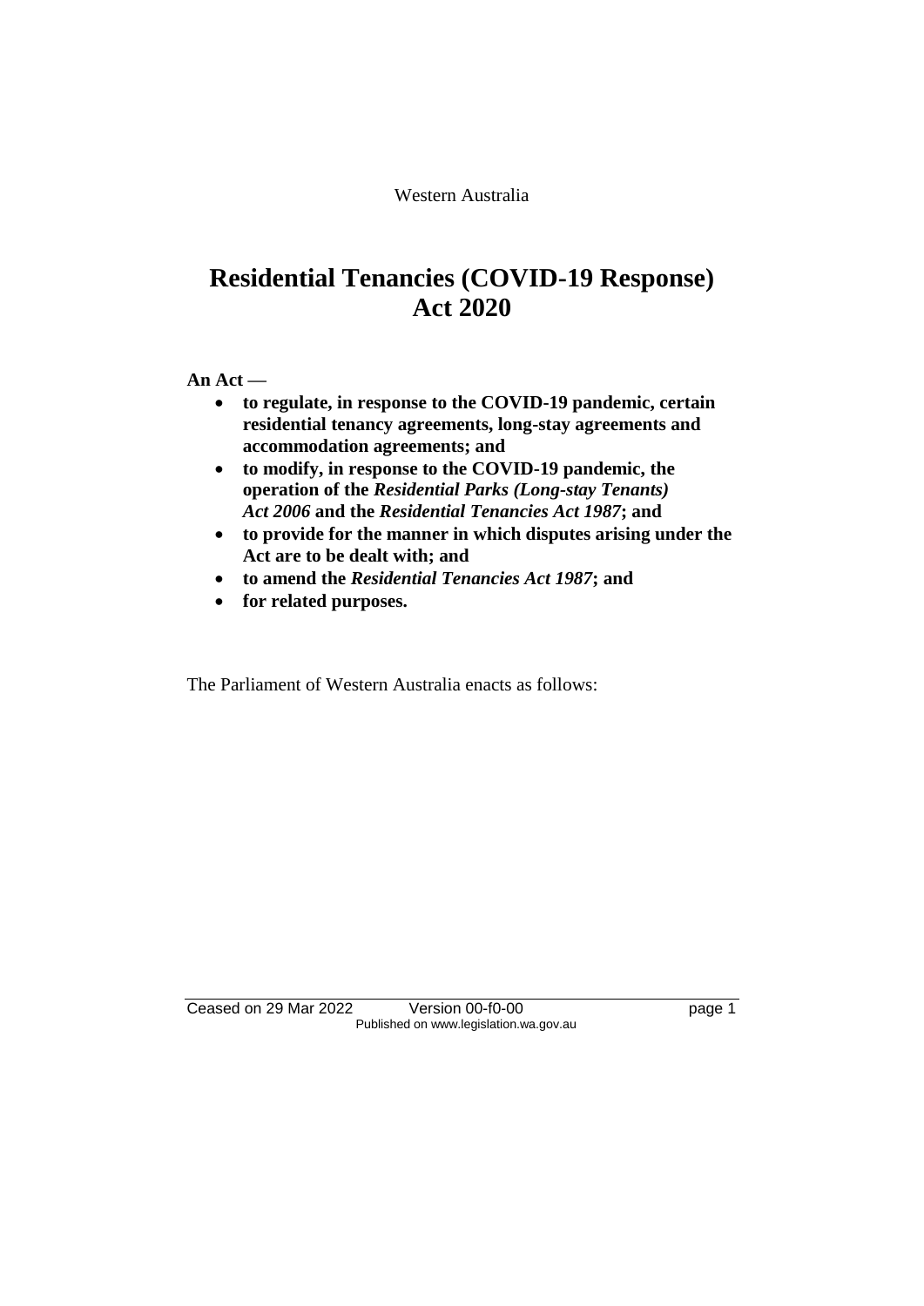Western Australia

# Residential Tenancies (COVID-19 Response) Act 2020

**An Act —**

- **to regulate, in response to the COVID-19 pandemic, certain residential tenancy agreements, long-stay agreements and accommodation agreements; and**
- **to modify, in response to the COVID-19 pandemic, the operation of the *Residential Parks (Long-stay Tenants) Act 2006* and the *Residential Tenancies Act 1987*; and**
- **to provide for the manner in which disputes arising under the Act are to be dealt with; and**
- **to amend the *Residential Tenancies Act 1987*; and**
- **for related purposes.**

The Parliament of Western Australia enacts as follows: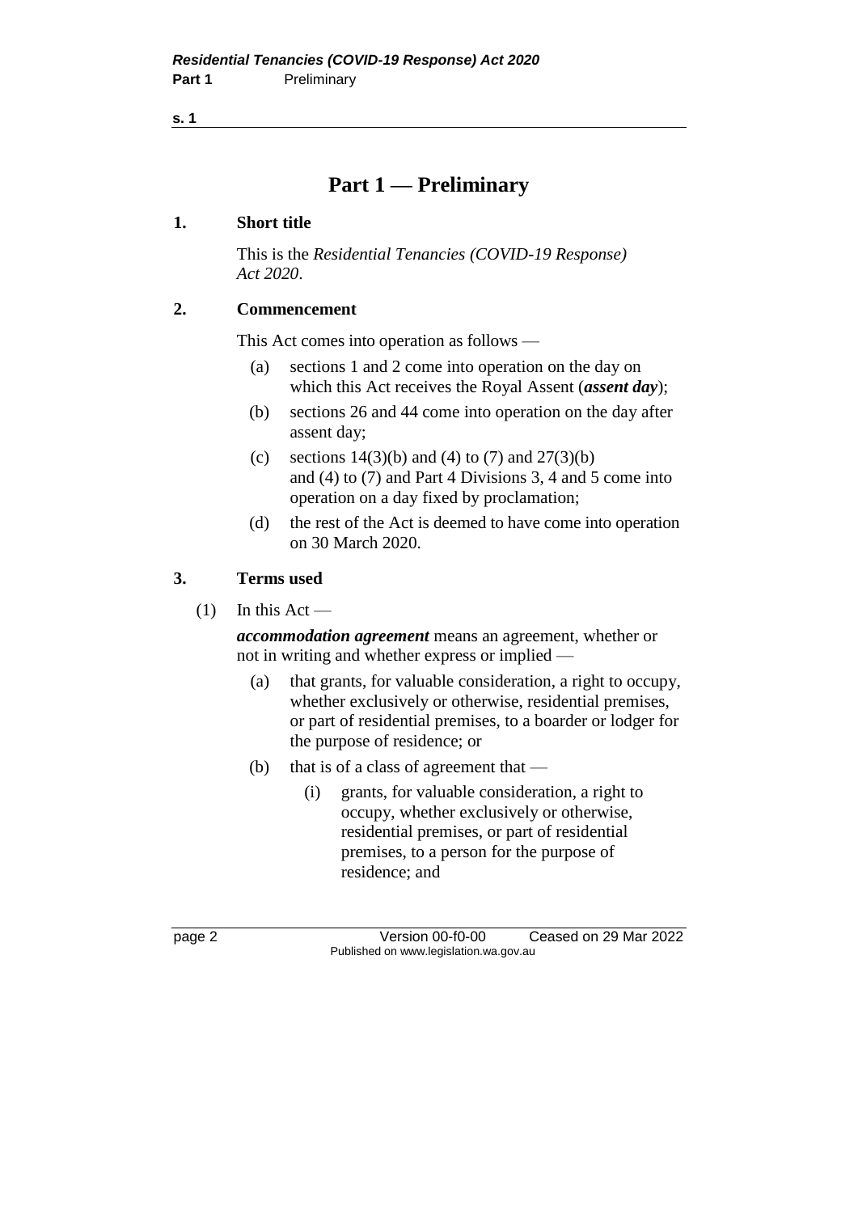# Part 1 — Preliminary

## 1. Short title

This is the *Residential Tenancies (COVID-19 Response) Act 2020*.

## 2. Commencement

This Act comes into operation as follows —

- (a) sections 1 and 2 come into operation on the day on which this Act receives the Royal Assent (***assent day***);
- (b) sections 26 and 44 come into operation on the day after assent day;
- (c) sections 14(3)(b) and (4) to (7) and 27(3)(b) and (4) to (7) and Part 4 Divisions 3, 4 and 5 come into operation on a day fixed by proclamation;
- (d) the rest of the Act is deemed to have come into operation on 30 March 2020.

## 3. Terms used

(1) In this Act —

***accommodation agreement*** means an agreement, whether or not in writing and whether express or implied —

- (a) that grants, for valuable consideration, a right to occupy, whether exclusively or otherwise, residential premises, or part of residential premises, to a boarder or lodger for the purpose of residence; or
- (b) that is of a class of agreement that —
  - (i) grants, for valuable consideration, a right to occupy, whether exclusively or otherwise, residential premises, or part of residential premises, to a person for the purpose of residence; and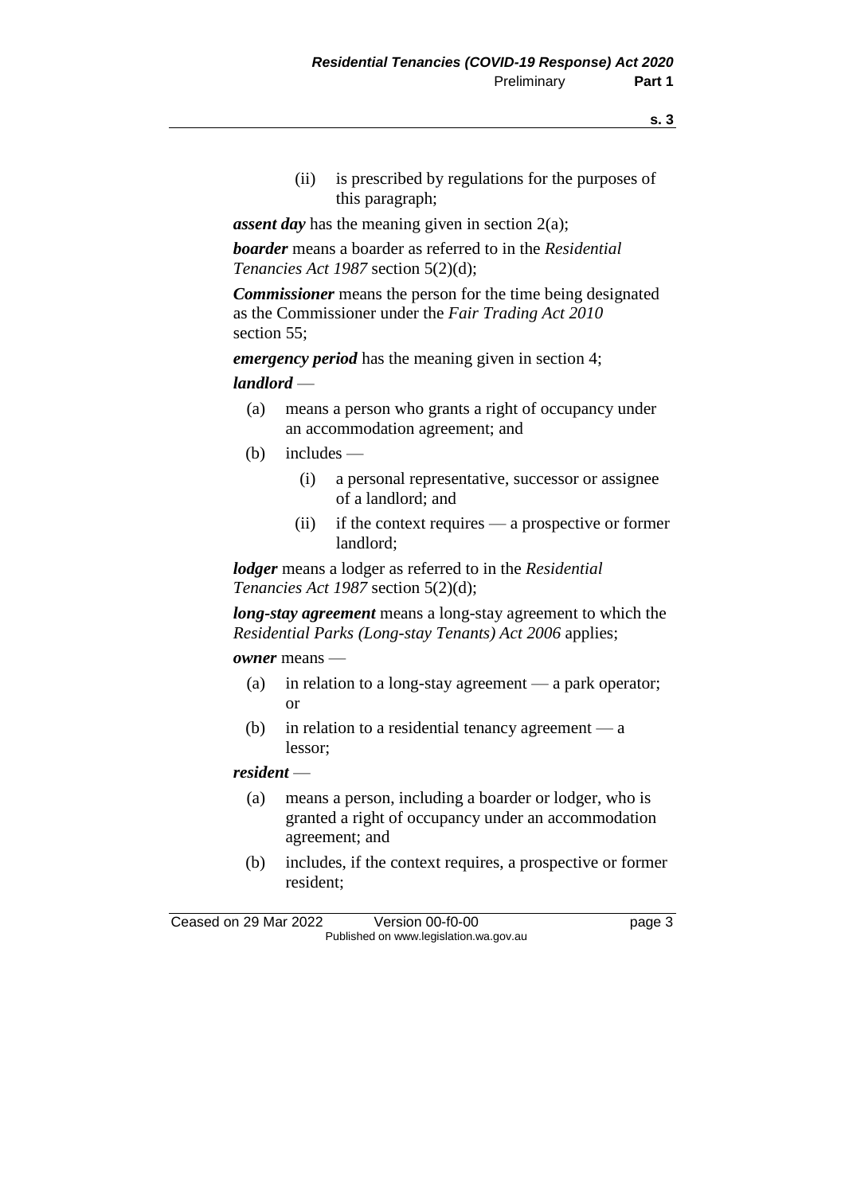(ii) is prescribed by regulations for the purposes of this paragraph;

***assent day*** has the meaning given in section 2(a);

***boarder*** means a boarder as referred to in the *Residential Tenancies Act 1987* section 5(2)(d);

***Commissioner*** means the person for the time being designated as the Commissioner under the *Fair Trading Act 2010* section 55;

***emergency period*** has the meaning given in section 4;

***landlord*** —

- (a) means a person who grants a right of occupancy under an accommodation agreement; and
- (b) includes —
  - (i) a personal representative, successor or assignee of a landlord; and
  - (ii) if the context requires — a prospective or former landlord;

***lodger*** means a lodger as referred to in the *Residential Tenancies Act 1987* section 5(2)(d);

***long-stay agreement*** means a long-stay agreement to which the *Residential Parks (Long-stay Tenants) Act 2006* applies;

***owner*** means —

- (a) in relation to a long-stay agreement — a park operator; or
- (b) in relation to a residential tenancy agreement — a lessor;

***resident*** —

- (a) means a person, including a boarder or lodger, who is granted a right of occupancy under an accommodation agreement; and
- (b) includes, if the context requires, a prospective or former resident;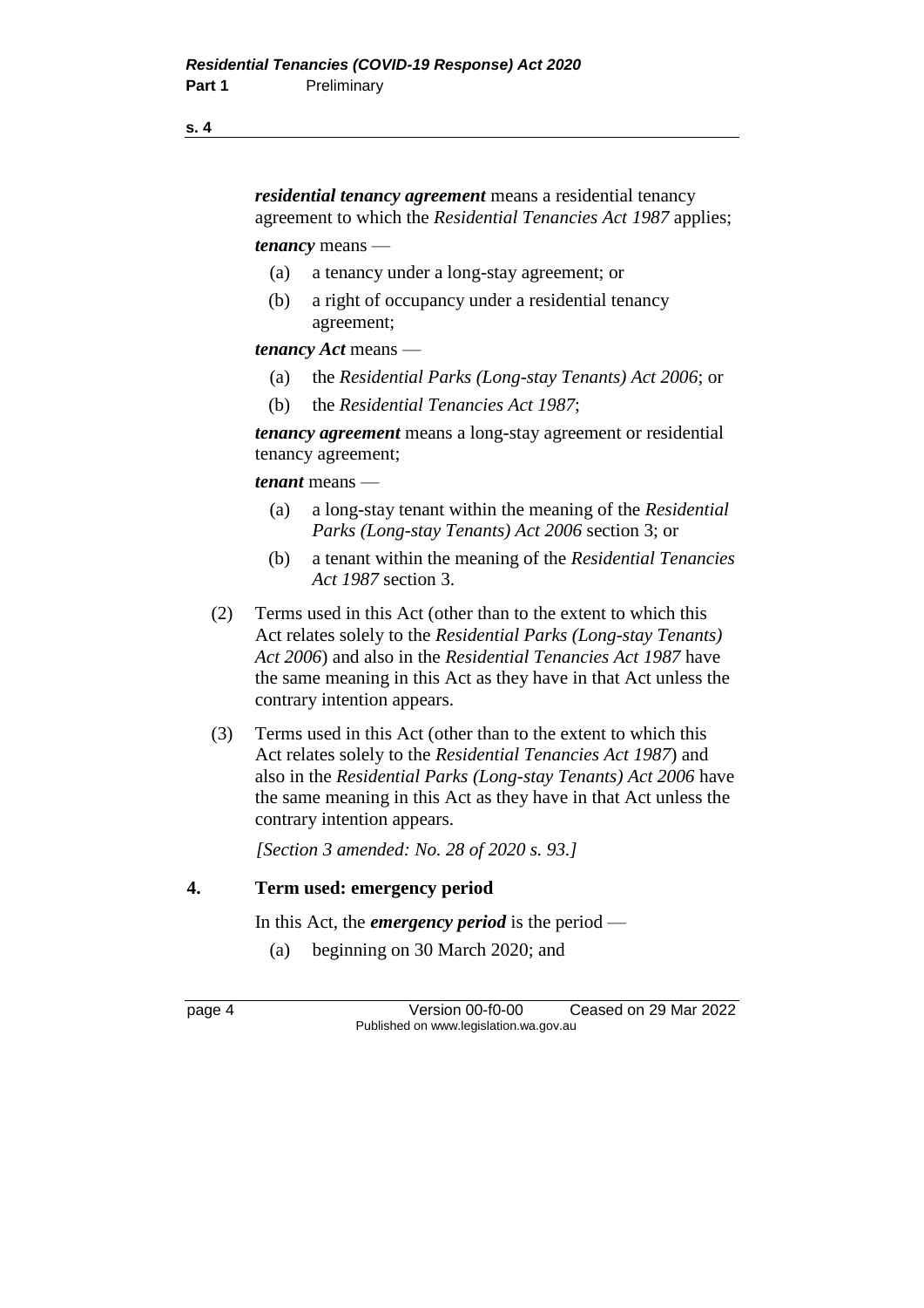***residential tenancy agreement*** means a residential tenancy agreement to which the *Residential Tenancies Act 1987* applies;

***tenancy*** means —

(a) a tenancy under a long-stay agreement; or

(b) a right of occupancy under a residential tenancy agreement;

***tenancy Act*** means —

(a) the *Residential Parks (Long-stay Tenants) Act 2006*; or

(b) the *Residential Tenancies Act 1987*;

***tenancy agreement*** means a long-stay agreement or residential tenancy agreement;

***tenant*** means —

(a) a long-stay tenant within the meaning of the *Residential Parks (Long-stay Tenants) Act 2006* section 3; or

(b) a tenant within the meaning of the *Residential Tenancies Act 1987* section 3.

(2) Terms used in this Act (other than to the extent to which this Act relates solely to the *Residential Parks (Long-stay Tenants) Act 2006*) and also in the *Residential Tenancies Act 1987* have the same meaning in this Act as they have in that Act unless the contrary intention appears.

(3) Terms used in this Act (other than to the extent to which this Act relates solely to the *Residential Tenancies Act 1987*) and also in the *Residential Parks (Long-stay Tenants) Act 2006* have the same meaning in this Act as they have in that Act unless the contrary intention appears.

*[Section 3 amended: No. 28 of 2020 s. 93.]*

### 4. Term used: emergency period

In this Act, the ***emergency period*** is the period —

(a) beginning on 30 March 2020; and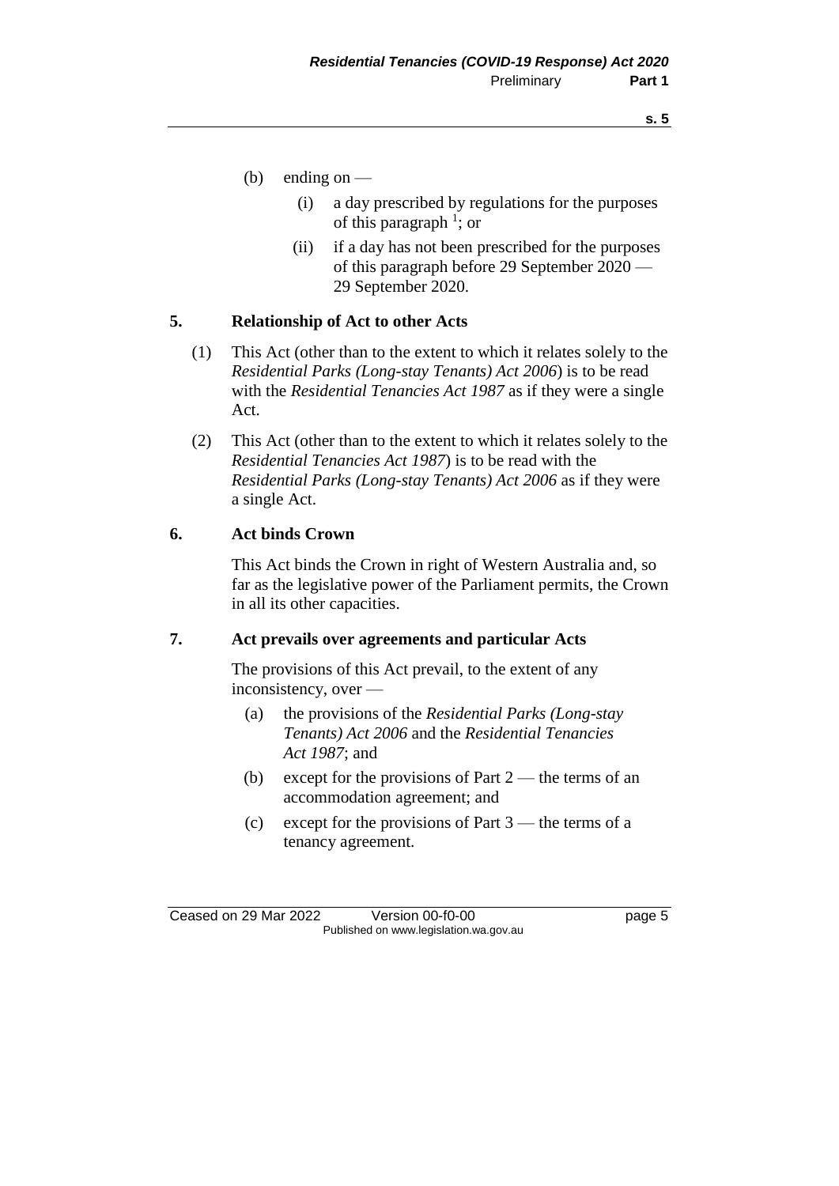(b) ending on —

  (i) a day prescribed by regulations for the purposes of this paragraph [1]; or

  (ii) if a day has not been prescribed for the purposes of this paragraph before 29 September 2020 — 29 September 2020.

## 5. Relationship of Act to other Acts

(1) This Act (other than to the extent to which it relates solely to the *Residential Parks (Long-stay Tenants) Act 2006*) is to be read with the *Residential Tenancies Act 1987* as if they were a single Act.

(2) This Act (other than to the extent to which it relates solely to the *Residential Tenancies Act 1987*) is to be read with the *Residential Parks (Long-stay Tenants) Act 2006* as if they were a single Act.

## 6. Act binds Crown

This Act binds the Crown in right of Western Australia and, so far as the legislative power of the Parliament permits, the Crown in all its other capacities.

## 7. Act prevails over agreements and particular Acts

The provisions of this Act prevail, to the extent of any inconsistency, over —

(a) the provisions of the *Residential Parks (Long-stay Tenants) Act 2006* and the *Residential Tenancies Act 1987*; and

(b) except for the provisions of Part 2 — the terms of an accommodation agreement; and

(c) except for the provisions of Part 3 — the terms of a tenancy agreement.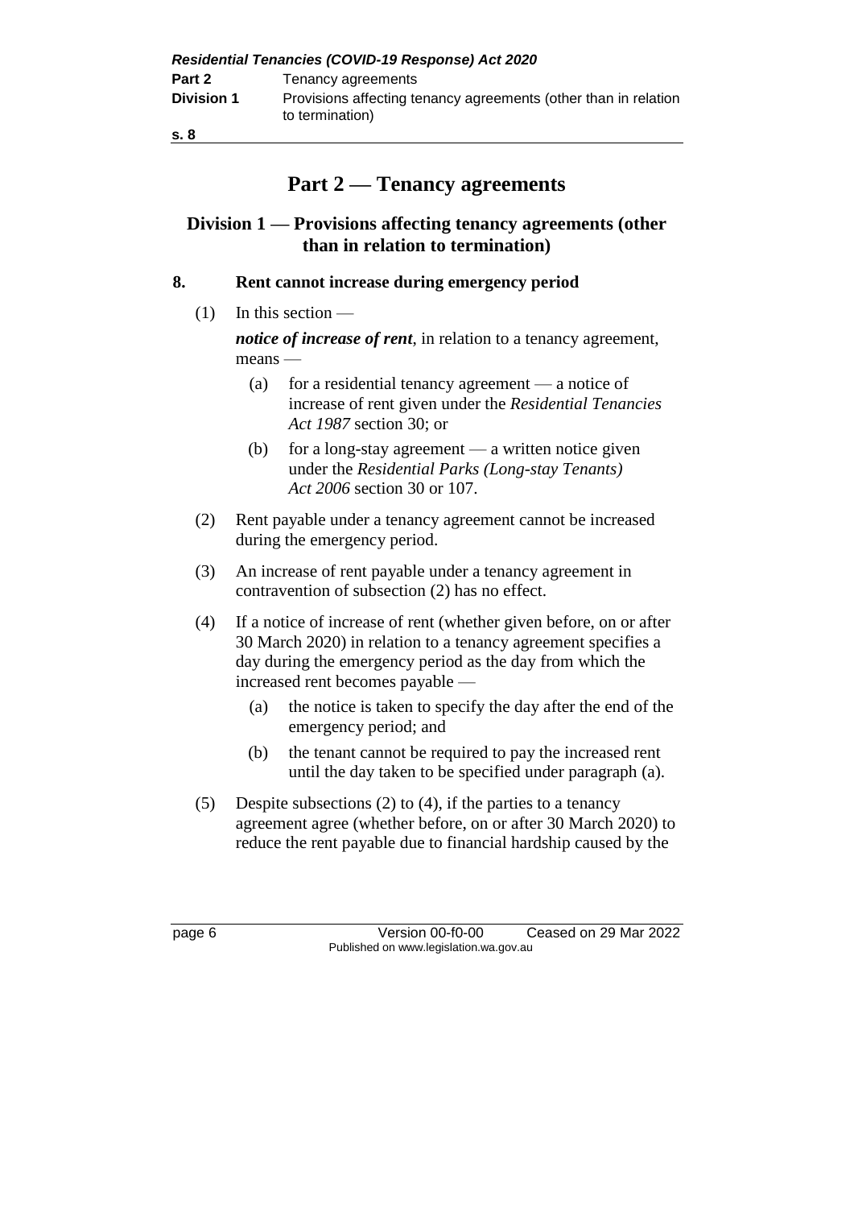# Part 2 — Tenancy agreements

## Division 1 — Provisions affecting tenancy agreements (other than in relation to termination)

### 8. Rent cannot increase during emergency period

(1) In this section —

***notice of increase of rent***, in relation to a tenancy agreement, means —

(a) for a residential tenancy agreement — a notice of increase of rent given under the *Residential Tenancies Act 1987* section 30; or

(b) for a long-stay agreement — a written notice given under the *Residential Parks (Long-stay Tenants) Act 2006* section 30 or 107.

(2) Rent payable under a tenancy agreement cannot be increased during the emergency period.

(3) An increase of rent payable under a tenancy agreement in contravention of subsection (2) has no effect.

(4) If a notice of increase of rent (whether given before, on or after 30 March 2020) in relation to a tenancy agreement specifies a day during the emergency period as the day from which the increased rent becomes payable —

(a) the notice is taken to specify the day after the end of the emergency period; and

(b) the tenant cannot be required to pay the increased rent until the day taken to be specified under paragraph (a).

(5) Despite subsections (2) to (4), if the parties to a tenancy agreement agree (whether before, on or after 30 March 2020) to reduce the rent payable due to financial hardship caused by the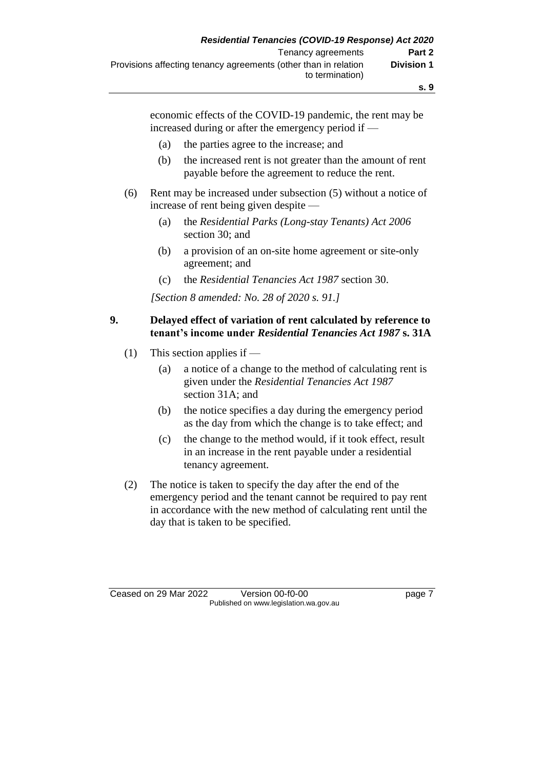economic effects of the COVID-19 pandemic, the rent may be increased during or after the emergency period if —

(a) the parties agree to the increase; and

(b) the increased rent is not greater than the amount of rent payable before the agreement to reduce the rent.

(6) Rent may be increased under subsection (5) without a notice of increase of rent being given despite —

(a) the *Residential Parks (Long-stay Tenants) Act 2006* section 30; and

(b) a provision of an on-site home agreement or site-only agreement; and

(c) the *Residential Tenancies Act 1987* section 30.

*[Section 8 amended: No. 28 of 2020 s. 91.]*

## 9. Delayed effect of variation of rent calculated by reference to tenant's income under *Residential Tenancies Act 1987* s. 31A

(1) This section applies if —

(a) a notice of a change to the method of calculating rent is given under the *Residential Tenancies Act 1987* section 31A; and

(b) the notice specifies a day during the emergency period as the day from which the change is to take effect; and

(c) the change to the method would, if it took effect, result in an increase in the rent payable under a residential tenancy agreement.

(2) The notice is taken to specify the day after the end of the emergency period and the tenant cannot be required to pay rent in accordance with the new method of calculating rent until the day that is taken to be specified.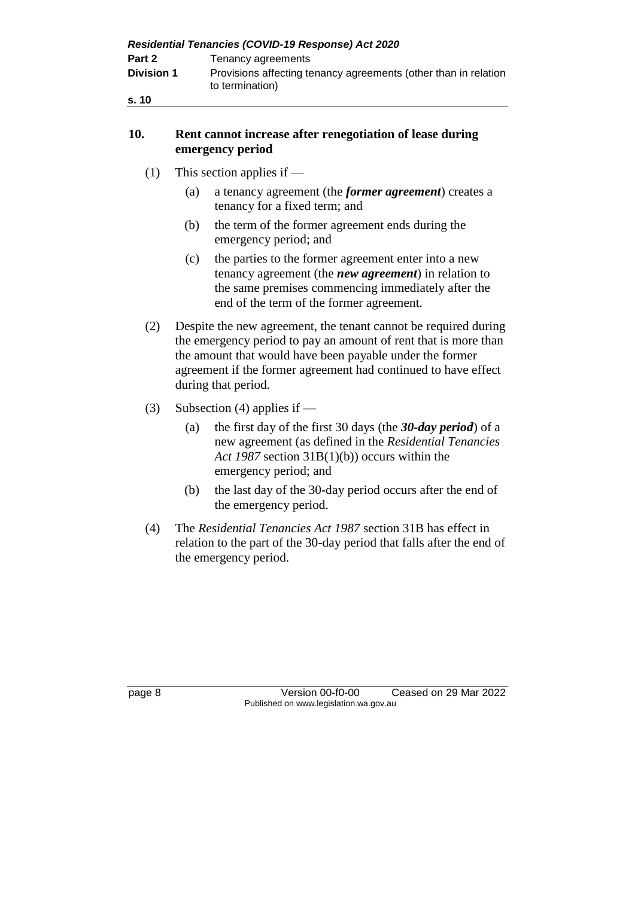## 10. Rent cannot increase after renegotiation of lease during emergency period

(1) This section applies if —

- (a) a tenancy agreement (the ***former agreement***) creates a tenancy for a fixed term; and
- (b) the term of the former agreement ends during the emergency period; and
- (c) the parties to the former agreement enter into a new tenancy agreement (the ***new agreement***) in relation to the same premises commencing immediately after the end of the term of the former agreement.

(2) Despite the new agreement, the tenant cannot be required during the emergency period to pay an amount of rent that is more than the amount that would have been payable under the former agreement if the former agreement had continued to have effect during that period.

(3) Subsection (4) applies if —

- (a) the first day of the first 30 days (the ***30-day period***) of a new agreement (as defined in the *Residential Tenancies Act 1987* section 31B(1)(b)) occurs within the emergency period; and
- (b) the last day of the 30-day period occurs after the end of the emergency period.

(4) The *Residential Tenancies Act 1987* section 31B has effect in relation to the part of the 30-day period that falls after the end of the emergency period.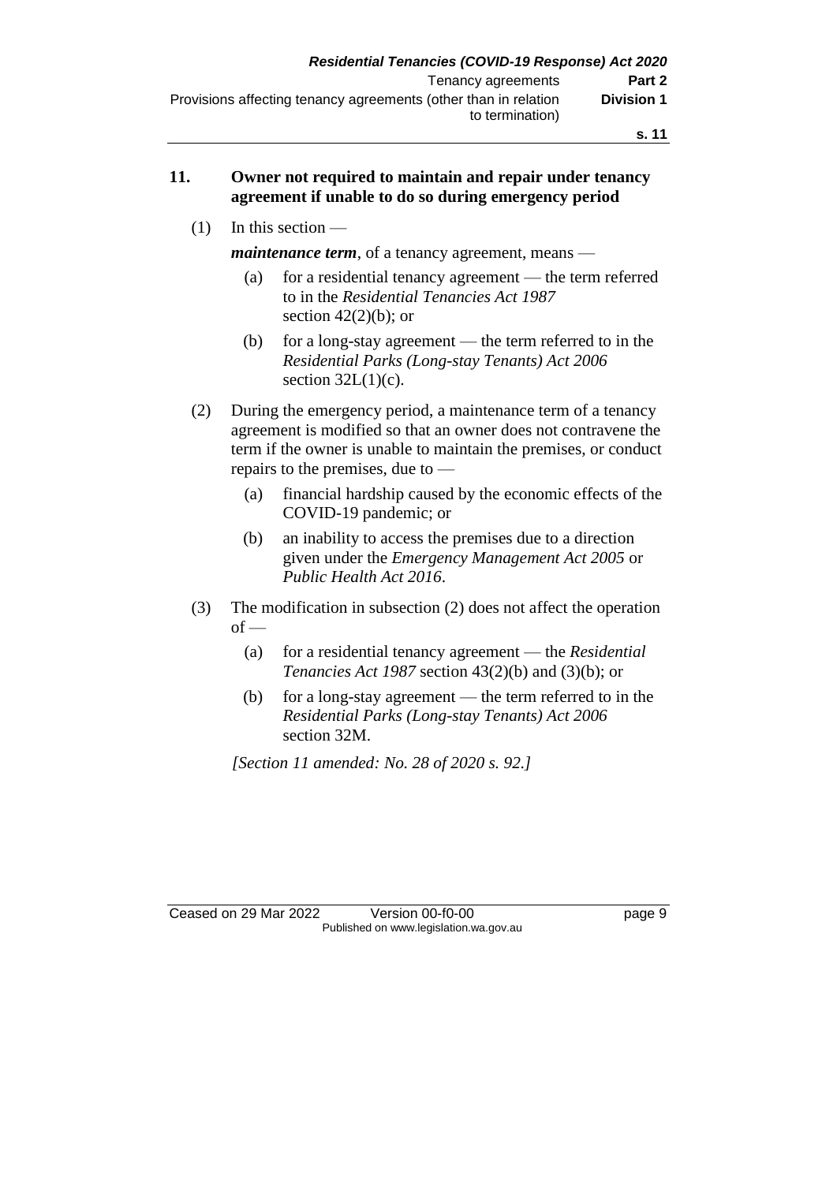## 11. Owner not required to maintain and repair under tenancy agreement if unable to do so during emergency period

(1) In this section —

***maintenance term***, of a tenancy agreement, means —

(a) for a residential tenancy agreement — the term referred to in the *Residential Tenancies Act 1987* section 42(2)(b); or

(b) for a long-stay agreement — the term referred to in the *Residential Parks (Long-stay Tenants) Act 2006* section 32L(1)(c).

(2) During the emergency period, a maintenance term of a tenancy agreement is modified so that an owner does not contravene the term if the owner is unable to maintain the premises, or conduct repairs to the premises, due to —

(a) financial hardship caused by the economic effects of the COVID-19 pandemic; or

(b) an inability to access the premises due to a direction given under the *Emergency Management Act 2005* or *Public Health Act 2016*.

(3) The modification in subsection (2) does not affect the operation of —

(a) for a residential tenancy agreement — the *Residential Tenancies Act 1987* section 43(2)(b) and (3)(b); or

(b) for a long-stay agreement — the term referred to in the *Residential Parks (Long-stay Tenants) Act 2006* section 32M.

*[Section 11 amended: No. 28 of 2020 s. 92.]*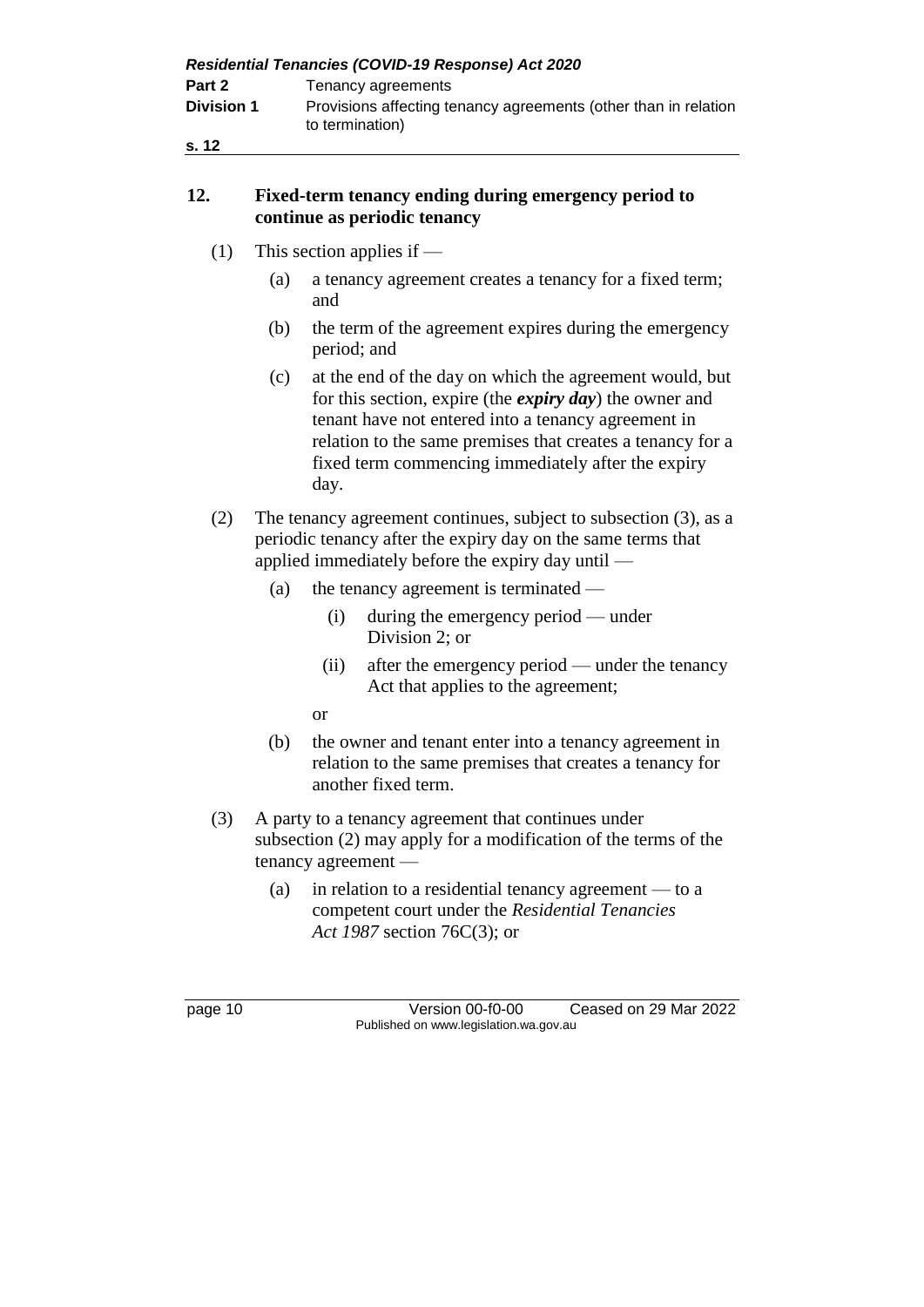## 12. Fixed-term tenancy ending during emergency period to continue as periodic tenancy

(1) This section applies if —

(a) a tenancy agreement creates a tenancy for a fixed term; and

(b) the term of the agreement expires during the emergency period; and

(c) at the end of the day on which the agreement would, but for this section, expire (the ***expiry day***) the owner and tenant have not entered into a tenancy agreement in relation to the same premises that creates a tenancy for a fixed term commencing immediately after the expiry day.

(2) The tenancy agreement continues, subject to subsection (3), as a periodic tenancy after the expiry day on the same terms that applied immediately before the expiry day until —

(a) the tenancy agreement is terminated —

(i) during the emergency period — under Division 2; or

(ii) after the emergency period — under the tenancy Act that applies to the agreement;

or

(b) the owner and tenant enter into a tenancy agreement in relation to the same premises that creates a tenancy for another fixed term.

(3) A party to a tenancy agreement that continues under subsection (2) may apply for a modification of the terms of the tenancy agreement —

(a) in relation to a residential tenancy agreement — to a competent court under the *Residential Tenancies Act 1987* section 76C(3); or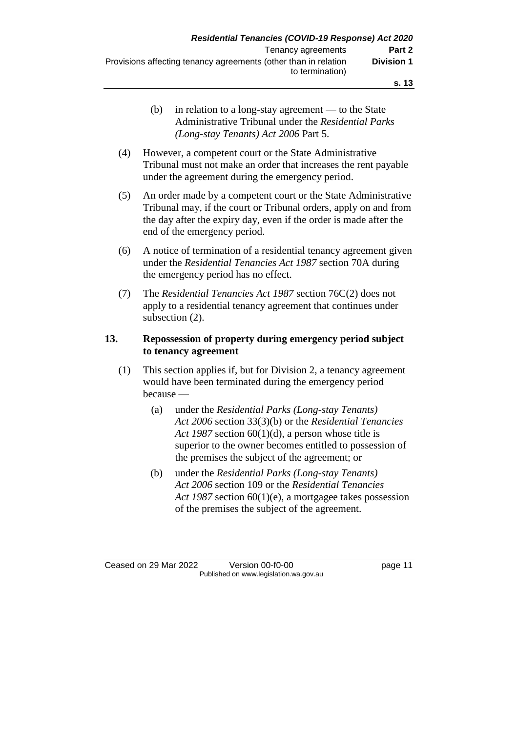(b) in relation to a long-stay agreement — to the State Administrative Tribunal under the *Residential Parks (Long-stay Tenants) Act 2006* Part 5.

(4) However, a competent court or the State Administrative Tribunal must not make an order that increases the rent payable under the agreement during the emergency period.

(5) An order made by a competent court or the State Administrative Tribunal may, if the court or Tribunal orders, apply on and from the day after the expiry day, even if the order is made after the end of the emergency period.

(6) A notice of termination of a residential tenancy agreement given under the *Residential Tenancies Act 1987* section 70A during the emergency period has no effect.

(7) The *Residential Tenancies Act 1987* section 76C(2) does not apply to a residential tenancy agreement that continues under subsection (2).

### 13. Repossession of property during emergency period subject to tenancy agreement

(1) This section applies if, but for Division 2, a tenancy agreement would have been terminated during the emergency period because —

(a) under the *Residential Parks (Long-stay Tenants) Act 2006* section 33(3)(b) or the *Residential Tenancies Act 1987* section 60(1)(d), a person whose title is superior to the owner becomes entitled to possession of the premises the subject of the agreement; or

(b) under the *Residential Parks (Long-stay Tenants) Act 2006* section 109 or the *Residential Tenancies Act 1987* section 60(1)(e), a mortgagee takes possession of the premises the subject of the agreement.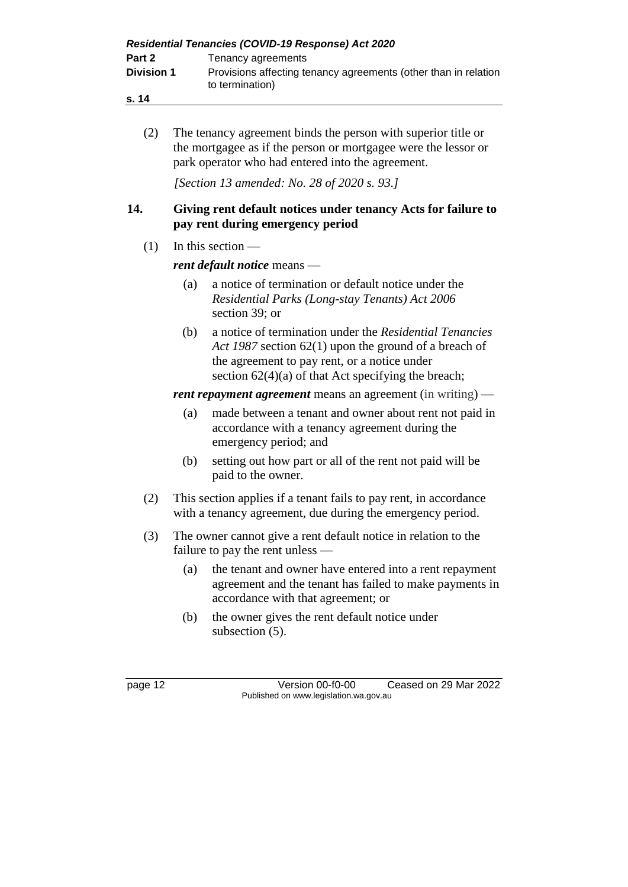(2) The tenancy agreement binds the person with superior title or the mortgagee as if the person or mortgagee were the lessor or park operator who had entered into the agreement.

*[Section 13 amended: No. 28 of 2020 s. 93.]*

## 14. Giving rent default notices under tenancy Acts for failure to pay rent during emergency period

(1) In this section —

***rent default notice*** means —

(a) a notice of termination or default notice under the *Residential Parks (Long-stay Tenants) Act 2006* section 39; or

(b) a notice of termination under the *Residential Tenancies Act 1987* section 62(1) upon the ground of a breach of the agreement to pay rent, or a notice under section 62(4)(a) of that Act specifying the breach;

***rent repayment agreement*** means an agreement (in writing) —

(a) made between a tenant and owner about rent not paid in accordance with a tenancy agreement during the emergency period; and

(b) setting out how part or all of the rent not paid will be paid to the owner.

(2) This section applies if a tenant fails to pay rent, in accordance with a tenancy agreement, due during the emergency period.

(3) The owner cannot give a rent default notice in relation to the failure to pay the rent unless —

(a) the tenant and owner have entered into a rent repayment agreement and the tenant has failed to make payments in accordance with that agreement; or

(b) the owner gives the rent default notice under subsection (5).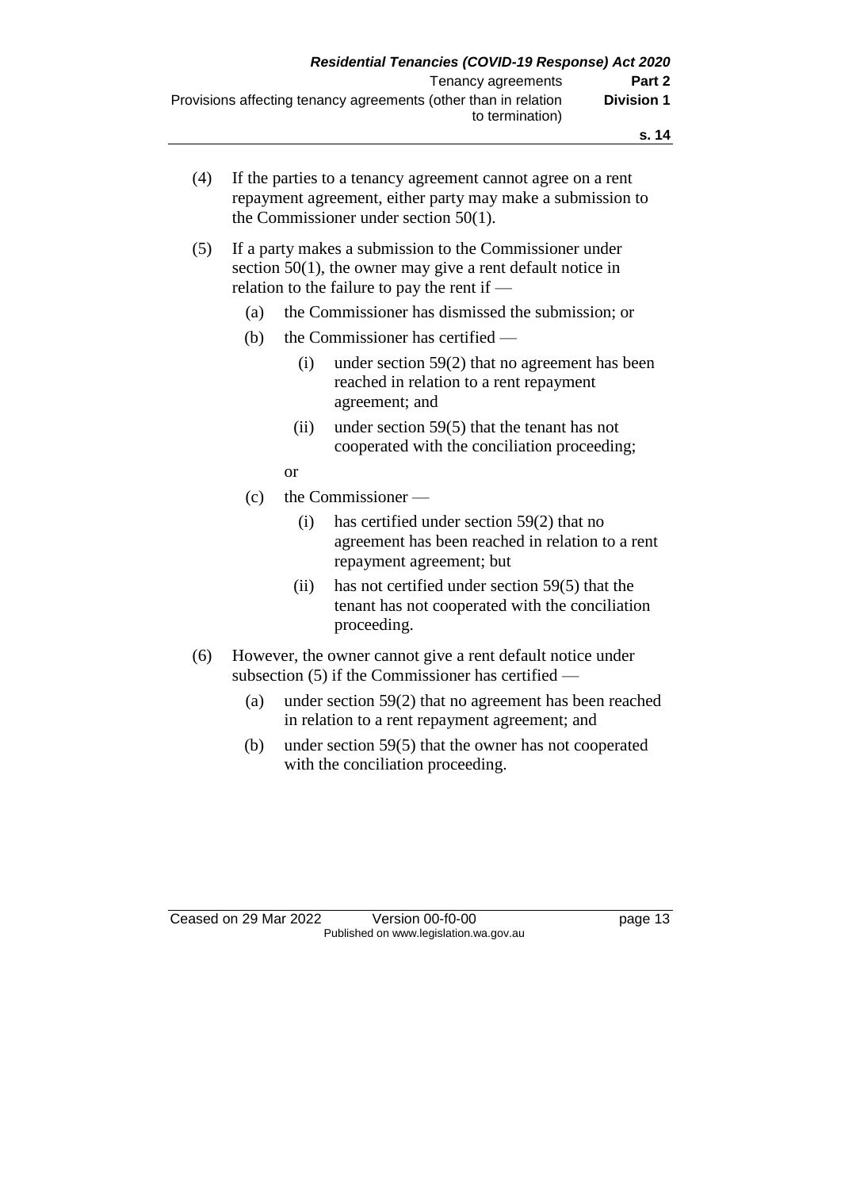(4) If the parties to a tenancy agreement cannot agree on a rent repayment agreement, either party may make a submission to the Commissioner under section 50(1).

(5) If a party makes a submission to the Commissioner under section 50(1), the owner may give a rent default notice in relation to the failure to pay the rent if —

(a) the Commissioner has dismissed the submission; or

(b) the Commissioner has certified —

(i) under section 59(2) that no agreement has been reached in relation to a rent repayment agreement; and

(ii) under section 59(5) that the tenant has not cooperated with the conciliation proceeding;

or

(c) the Commissioner —

(i) has certified under section 59(2) that no agreement has been reached in relation to a rent repayment agreement; but

(ii) has not certified under section 59(5) that the tenant has not cooperated with the conciliation proceeding.

(6) However, the owner cannot give a rent default notice under subsection (5) if the Commissioner has certified —

(a) under section 59(2) that no agreement has been reached in relation to a rent repayment agreement; and

(b) under section 59(5) that the owner has not cooperated with the conciliation proceeding.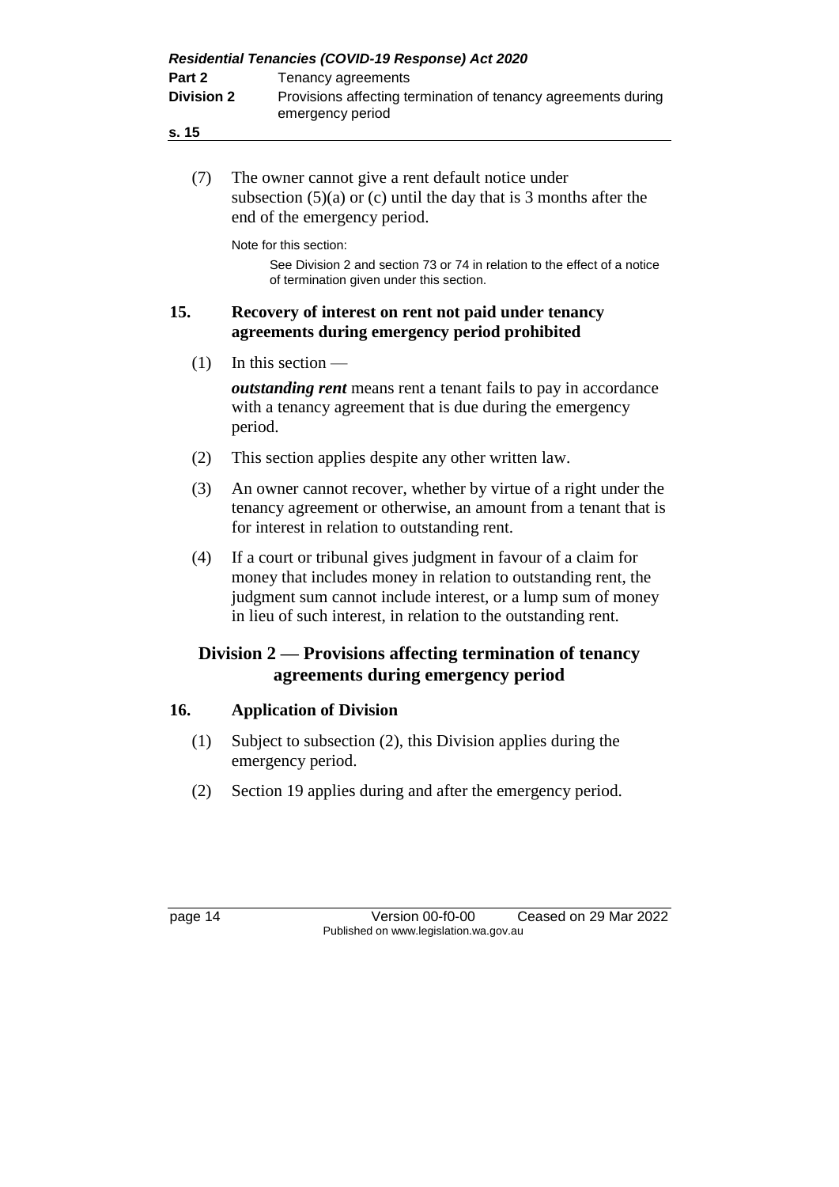(7) The owner cannot give a rent default notice under subsection (5)(a) or (c) until the day that is 3 months after the end of the emergency period.

Note for this section:

See Division 2 and section 73 or 74 in relation to the effect of a notice of termination given under this section.

### 15. Recovery of interest on rent not paid under tenancy agreements during emergency period prohibited

(1) In this section —

***outstanding rent*** means rent a tenant fails to pay in accordance with a tenancy agreement that is due during the emergency period.

(2) This section applies despite any other written law.

(3) An owner cannot recover, whether by virtue of a right under the tenancy agreement or otherwise, an amount from a tenant that is for interest in relation to outstanding rent.

(4) If a court or tribunal gives judgment in favour of a claim for money that includes money in relation to outstanding rent, the judgment sum cannot include interest, or a lump sum of money in lieu of such interest, in relation to the outstanding rent.

## Division 2 — Provisions affecting termination of tenancy agreements during emergency period

### 16. Application of Division

(1) Subject to subsection (2), this Division applies during the emergency period.

(2) Section 19 applies during and after the emergency period.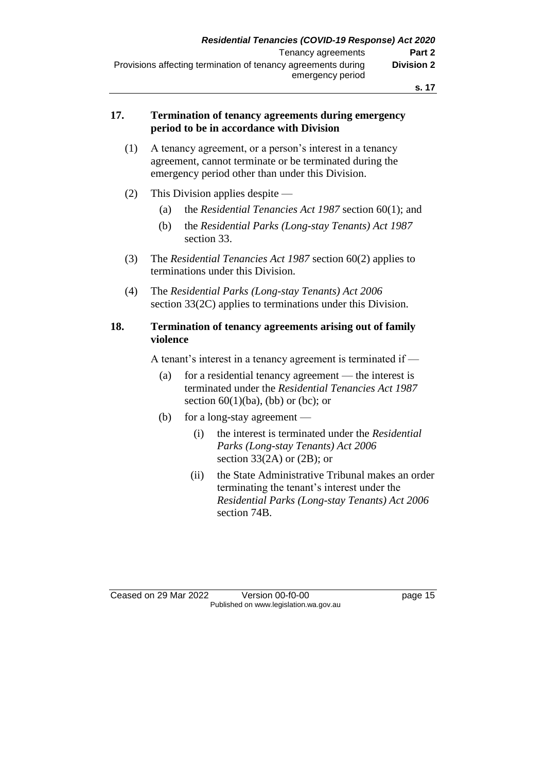**17. Termination of tenancy agreements during emergency period to be in accordance with Division**

(1) A tenancy agreement, or a person's interest in a tenancy agreement, cannot terminate or be terminated during the emergency period other than under this Division.

(2) This Division applies despite —

(a) the *Residential Tenancies Act 1987* section 60(1); and

(b) the *Residential Parks (Long-stay Tenants) Act 1987* section 33.

(3) The *Residential Tenancies Act 1987* section 60(2) applies to terminations under this Division.

(4) The *Residential Parks (Long-stay Tenants) Act 2006* section 33(2C) applies to terminations under this Division.

**18. Termination of tenancy agreements arising out of family violence**

A tenant's interest in a tenancy agreement is terminated if —

(a) for a residential tenancy agreement — the interest is terminated under the *Residential Tenancies Act 1987* section 60(1)(ba), (bb) or (bc); or

(b) for a long-stay agreement —

(i) the interest is terminated under the *Residential Parks (Long-stay Tenants) Act 2006* section 33(2A) or (2B); or

(ii) the State Administrative Tribunal makes an order terminating the tenant's interest under the *Residential Parks (Long-stay Tenants) Act 2006* section 74B.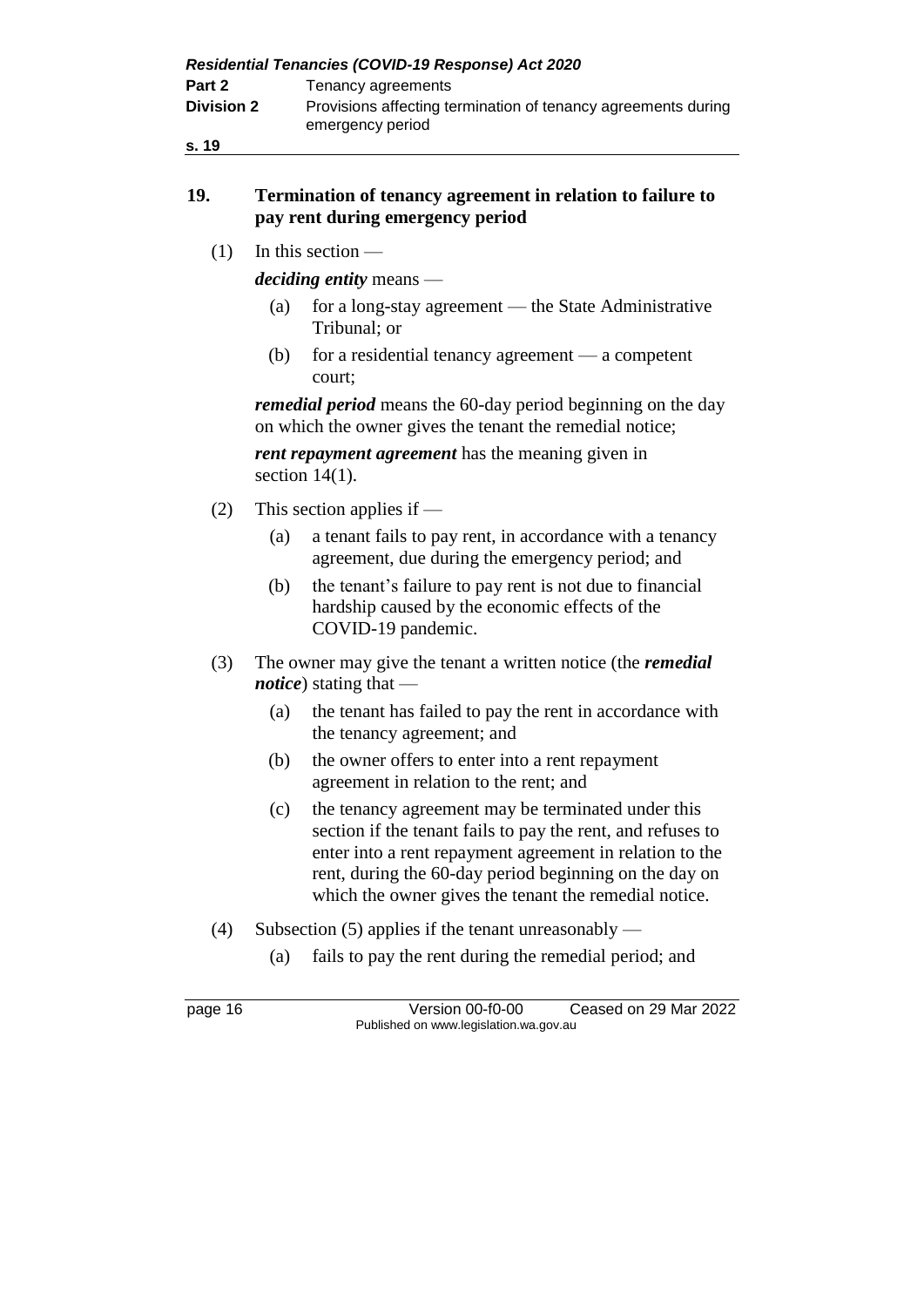## 19. Termination of tenancy agreement in relation to failure to pay rent during emergency period

(1) In this section —

***deciding entity*** means —

- (a) for a long-stay agreement — the State Administrative Tribunal; or
- (b) for a residential tenancy agreement — a competent court;

***remedial period*** means the 60-day period beginning on the day on which the owner gives the tenant the remedial notice;

***rent repayment agreement*** has the meaning given in section 14(1).

(2) This section applies if —

- (a) a tenant fails to pay rent, in accordance with a tenancy agreement, due during the emergency period; and
- (b) the tenant's failure to pay rent is not due to financial hardship caused by the economic effects of the COVID-19 pandemic.

(3) The owner may give the tenant a written notice (the ***remedial notice***) stating that —

- (a) the tenant has failed to pay the rent in accordance with the tenancy agreement; and
- (b) the owner offers to enter into a rent repayment agreement in relation to the rent; and
- (c) the tenancy agreement may be terminated under this section if the tenant fails to pay the rent, and refuses to enter into a rent repayment agreement in relation to the rent, during the 60-day period beginning on the day on which the owner gives the tenant the remedial notice.

(4) Subsection (5) applies if the tenant unreasonably —

- (a) fails to pay the rent during the remedial period; and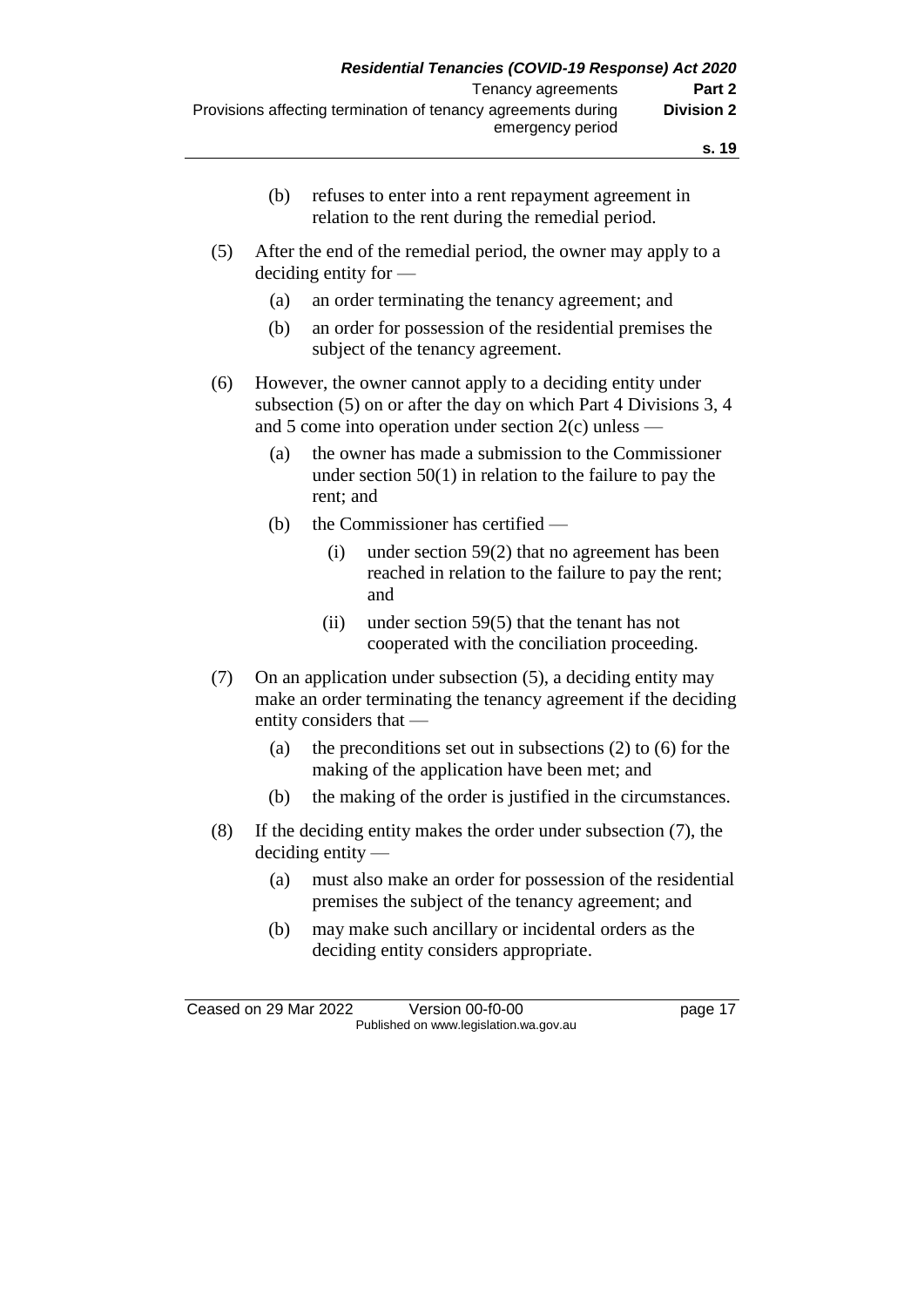(b) refuses to enter into a rent repayment agreement in relation to the rent during the remedial period.

(5) After the end of the remedial period, the owner may apply to a deciding entity for —

(a) an order terminating the tenancy agreement; and

(b) an order for possession of the residential premises the subject of the tenancy agreement.

(6) However, the owner cannot apply to a deciding entity under subsection (5) on or after the day on which Part 4 Divisions 3, 4 and 5 come into operation under section 2(c) unless —

(a) the owner has made a submission to the Commissioner under section 50(1) in relation to the failure to pay the rent; and

(b) the Commissioner has certified —

(i) under section 59(2) that no agreement has been reached in relation to the failure to pay the rent; and

(ii) under section 59(5) that the tenant has not cooperated with the conciliation proceeding.

(7) On an application under subsection (5), a deciding entity may make an order terminating the tenancy agreement if the deciding entity considers that —

(a) the preconditions set out in subsections (2) to (6) for the making of the application have been met; and

(b) the making of the order is justified in the circumstances.

(8) If the deciding entity makes the order under subsection (7), the deciding entity —

(a) must also make an order for possession of the residential premises the subject of the tenancy agreement; and

(b) may make such ancillary or incidental orders as the deciding entity considers appropriate.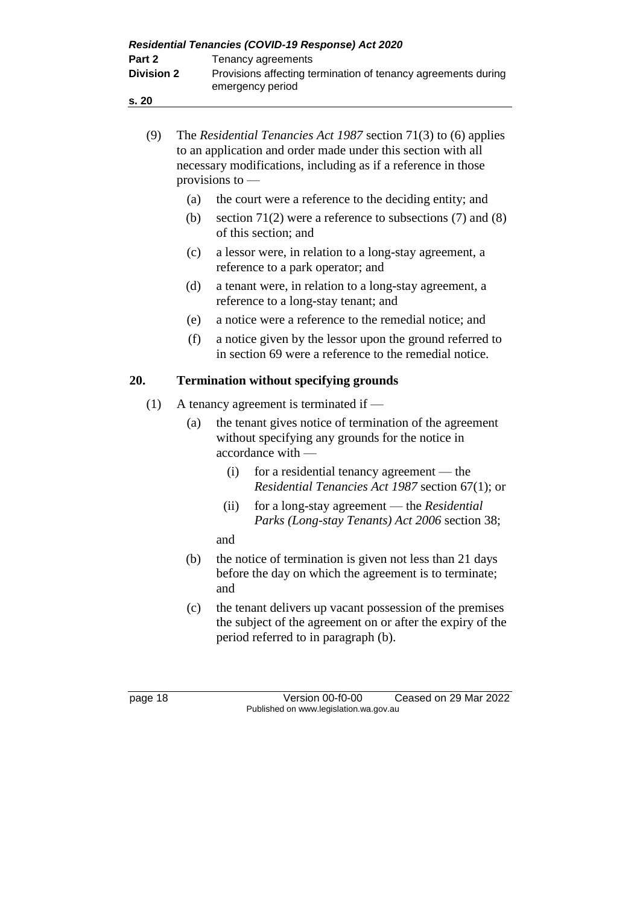(9) The *Residential Tenancies Act 1987* section 71(3) to (6) applies to an application and order made under this section with all necessary modifications, including as if a reference in those provisions to —

   (a) the court were a reference to the deciding entity; and

   (b) section 71(2) were a reference to subsections (7) and (8) of this section; and

   (c) a lessor were, in relation to a long-stay agreement, a reference to a park operator; and

   (d) a tenant were, in relation to a long-stay agreement, a reference to a long-stay tenant; and

   (e) a notice were a reference to the remedial notice; and

   (f) a notice given by the lessor upon the ground referred to in section 69 were a reference to the remedial notice.

## 20. Termination without specifying grounds

(1) A tenancy agreement is terminated if —

   (a) the tenant gives notice of termination of the agreement without specifying any grounds for the notice in accordance with —

      (i) for a residential tenancy agreement — the *Residential Tenancies Act 1987* section 67(1); or

      (ii) for a long-stay agreement — the *Residential Parks (Long-stay Tenants) Act 2006* section 38;

      and

   (b) the notice of termination is given not less than 21 days before the day on which the agreement is to terminate; and

   (c) the tenant delivers up vacant possession of the premises the subject of the agreement on or after the expiry of the period referred to in paragraph (b).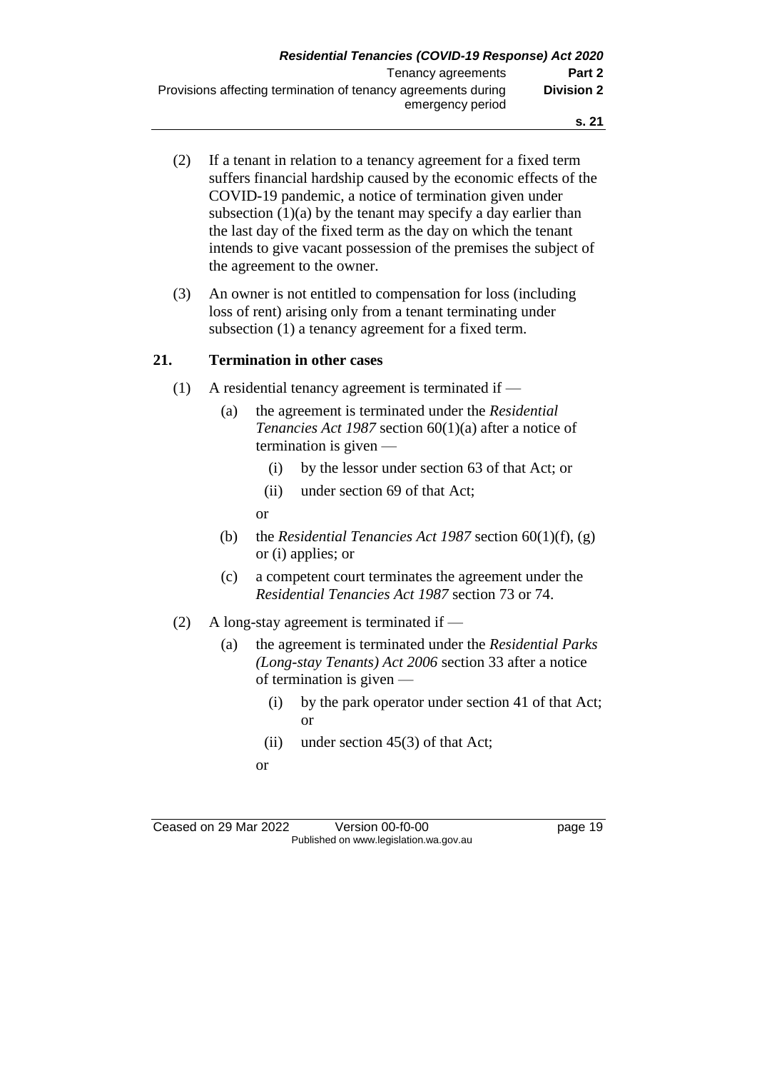(2) If a tenant in relation to a tenancy agreement for a fixed term suffers financial hardship caused by the economic effects of the COVID-19 pandemic, a notice of termination given under subsection (1)(a) by the tenant may specify a day earlier than the last day of the fixed term as the day on which the tenant intends to give vacant possession of the premises the subject of the agreement to the owner.

(3) An owner is not entitled to compensation for loss (including loss of rent) arising only from a tenant terminating under subsection (1) a tenancy agreement for a fixed term.

## 21. Termination in other cases

(1) A residential tenancy agreement is terminated if —

- (a) the agreement is terminated under the *Residential Tenancies Act 1987* section 60(1)(a) after a notice of termination is given —
  - (i) by the lessor under section 63 of that Act; or
  - (ii) under section 69 of that Act;

  or
- (b) the *Residential Tenancies Act 1987* section 60(1)(f), (g) or (i) applies; or
- (c) a competent court terminates the agreement under the *Residential Tenancies Act 1987* section 73 or 74.

(2) A long-stay agreement is terminated if —

- (a) the agreement is terminated under the *Residential Parks (Long-stay Tenants) Act 2006* section 33 after a notice of termination is given —
  - (i) by the park operator under section 41 of that Act; or
  - (ii) under section 45(3) of that Act;

  or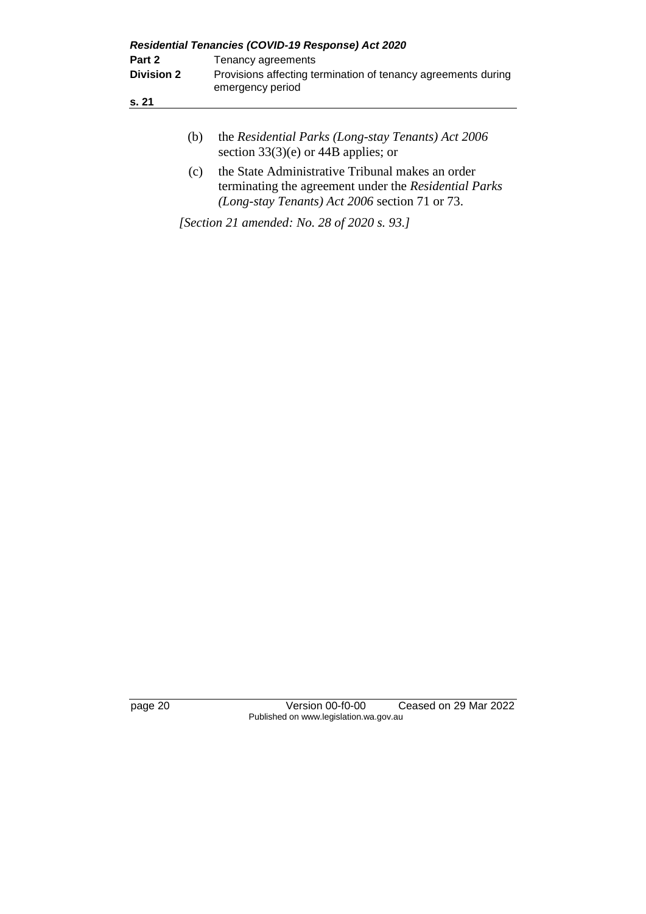(b) the *Residential Parks (Long-stay Tenants) Act 2006* section 33(3)(e) or 44B applies; or

(c) the State Administrative Tribunal makes an order terminating the agreement under the *Residential Parks (Long-stay Tenants) Act 2006* section 71 or 73.

*[Section 21 amended: No. 28 of 2020 s. 93.]*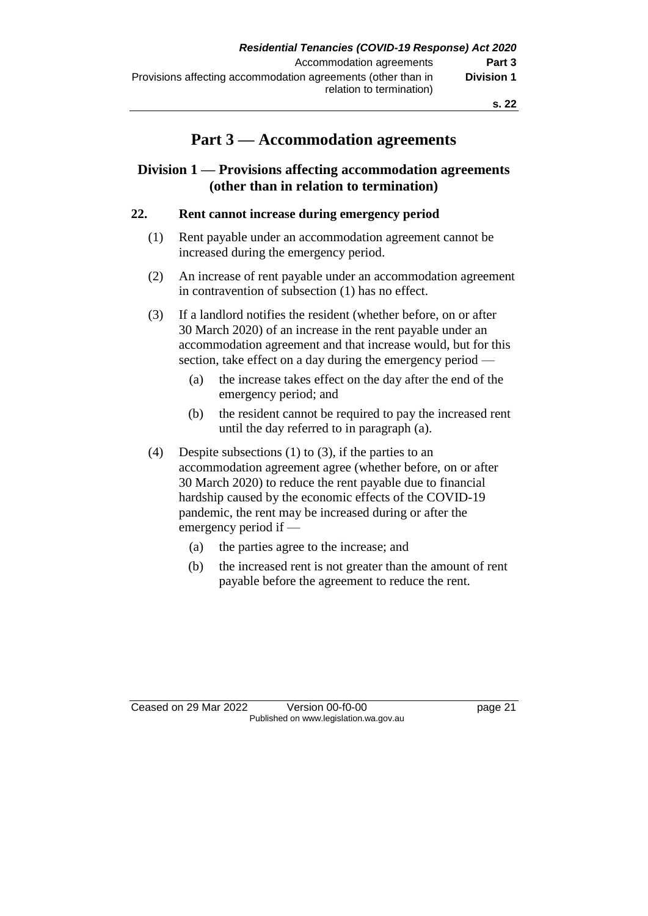# Part 3 — Accommodation agreements

## Division 1 — Provisions affecting accommodation agreements (other than in relation to termination)

### 22. Rent cannot increase during emergency period

(1) Rent payable under an accommodation agreement cannot be increased during the emergency period.

(2) An increase of rent payable under an accommodation agreement in contravention of subsection (1) has no effect.

(3) If a landlord notifies the resident (whether before, on or after 30 March 2020) of an increase in the rent payable under an accommodation agreement and that increase would, but for this section, take effect on a day during the emergency period —

(a) the increase takes effect on the day after the end of the emergency period; and

(b) the resident cannot be required to pay the increased rent until the day referred to in paragraph (a).

(4) Despite subsections (1) to (3), if the parties to an accommodation agreement agree (whether before, on or after 30 March 2020) to reduce the rent payable due to financial hardship caused by the economic effects of the COVID-19 pandemic, the rent may be increased during or after the emergency period if —

(a) the parties agree to the increase; and

(b) the increased rent is not greater than the amount of rent payable before the agreement to reduce the rent.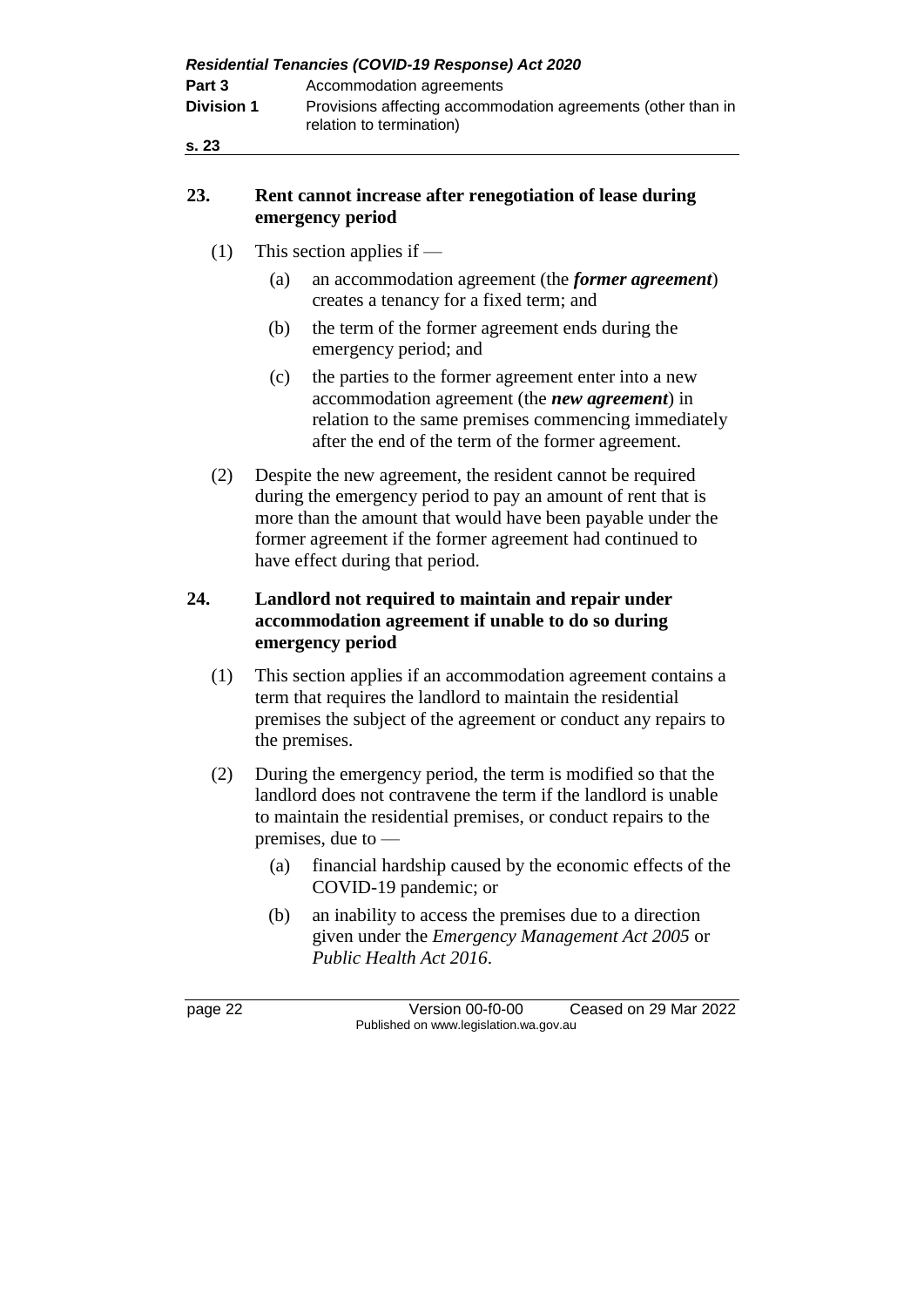## 23. Rent cannot increase after renegotiation of lease during emergency period

(1) This section applies if —

(a) an accommodation agreement (the ***former agreement***) creates a tenancy for a fixed term; and

(b) the term of the former agreement ends during the emergency period; and

(c) the parties to the former agreement enter into a new accommodation agreement (the ***new agreement***) in relation to the same premises commencing immediately after the end of the term of the former agreement.

(2) Despite the new agreement, the resident cannot be required during the emergency period to pay an amount of rent that is more than the amount that would have been payable under the former agreement if the former agreement had continued to have effect during that period.

## 24. Landlord not required to maintain and repair under accommodation agreement if unable to do so during emergency period

(1) This section applies if an accommodation agreement contains a term that requires the landlord to maintain the residential premises the subject of the agreement or conduct any repairs to the premises.

(2) During the emergency period, the term is modified so that the landlord does not contravene the term if the landlord is unable to maintain the residential premises, or conduct repairs to the premises, due to —

(a) financial hardship caused by the economic effects of the COVID-19 pandemic; or

(b) an inability to access the premises due to a direction given under the *Emergency Management Act 2005* or *Public Health Act 2016*.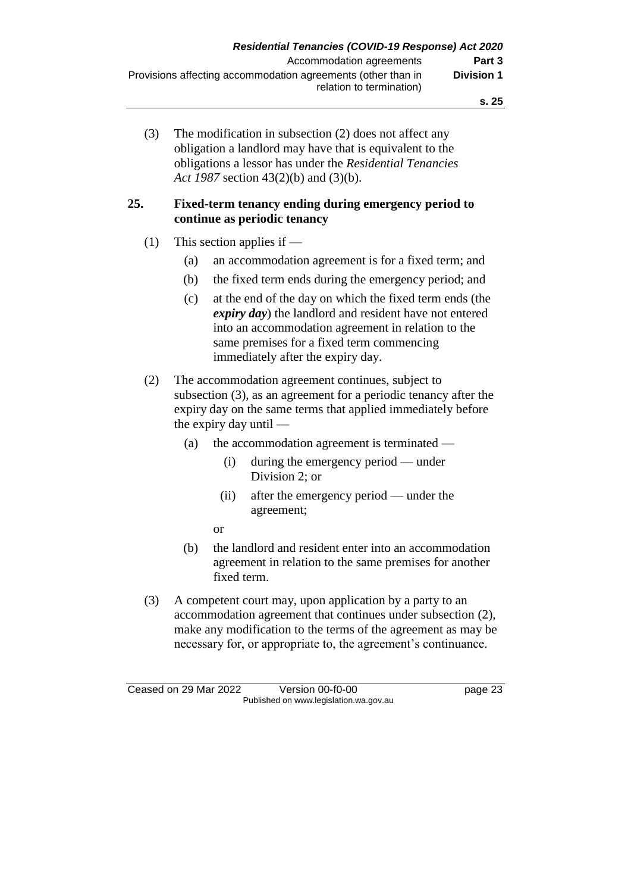(3) The modification in subsection (2) does not affect any obligation a landlord may have that is equivalent to the obligations a lessor has under the *Residential Tenancies Act 1987* section 43(2)(b) and (3)(b).

## 25. Fixed-term tenancy ending during emergency period to continue as periodic tenancy

(1) This section applies if —

- (a) an accommodation agreement is for a fixed term; and
- (b) the fixed term ends during the emergency period; and
- (c) at the end of the day on which the fixed term ends (the ***expiry day***) the landlord and resident have not entered into an accommodation agreement in relation to the same premises for a fixed term commencing immediately after the expiry day.

(2) The accommodation agreement continues, subject to subsection (3), as an agreement for a periodic tenancy after the expiry day on the same terms that applied immediately before the expiry day until —

- (a) the accommodation agreement is terminated —
  - (i) during the emergency period — under Division 2; or
  - (ii) after the emergency period — under the agreement;

  or
- (b) the landlord and resident enter into an accommodation agreement in relation to the same premises for another fixed term.

(3) A competent court may, upon application by a party to an accommodation agreement that continues under subsection (2), make any modification to the terms of the agreement as may be necessary for, or appropriate to, the agreement's continuance.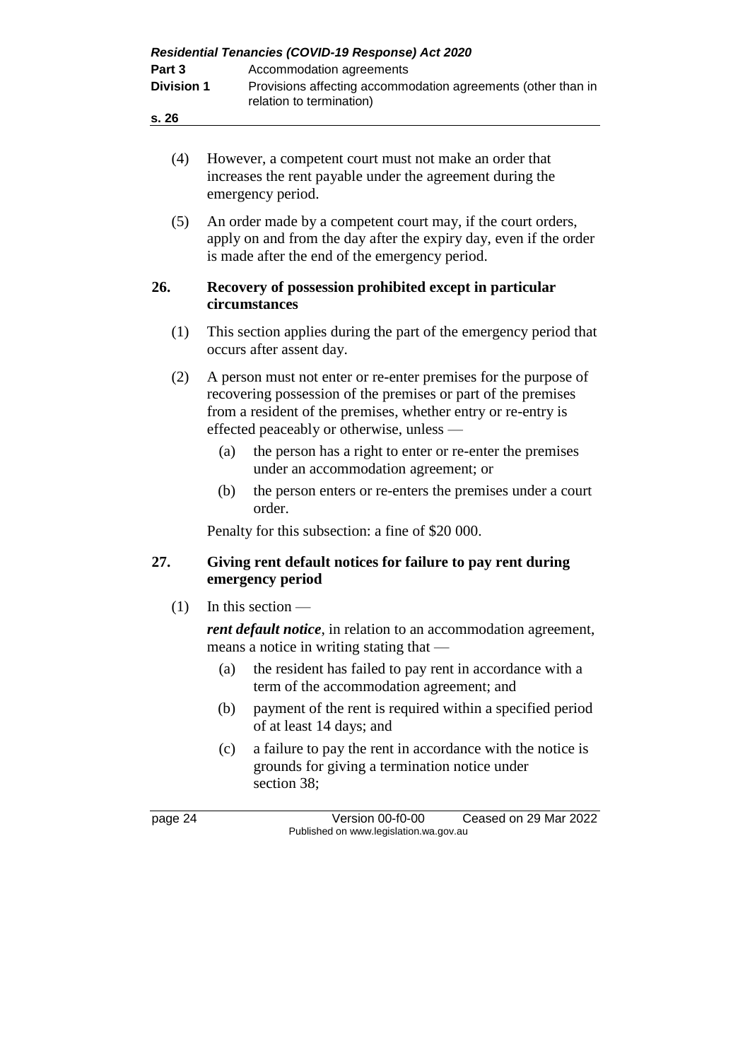(4) However, a competent court must not make an order that increases the rent payable under the agreement during the emergency period.

(5) An order made by a competent court may, if the court orders, apply on and from the day after the expiry day, even if the order is made after the end of the emergency period.

## 26. Recovery of possession prohibited except in particular circumstances

(1) This section applies during the part of the emergency period that occurs after assent day.

(2) A person must not enter or re-enter premises for the purpose of recovering possession of the premises or part of the premises from a resident of the premises, whether entry or re-entry is effected peaceably or otherwise, unless —

(a) the person has a right to enter or re-enter the premises under an accommodation agreement; or

(b) the person enters or re-enters the premises under a court order.

Penalty for this subsection: a fine of $20 000.

## 27. Giving rent default notices for failure to pay rent during emergency period

(1) In this section —

***rent default notice***, in relation to an accommodation agreement, means a notice in writing stating that —

(a) the resident has failed to pay rent in accordance with a term of the accommodation agreement; and

(b) payment of the rent is required within a specified period of at least 14 days; and

(c) a failure to pay the rent in accordance with the notice is grounds for giving a termination notice under section 38;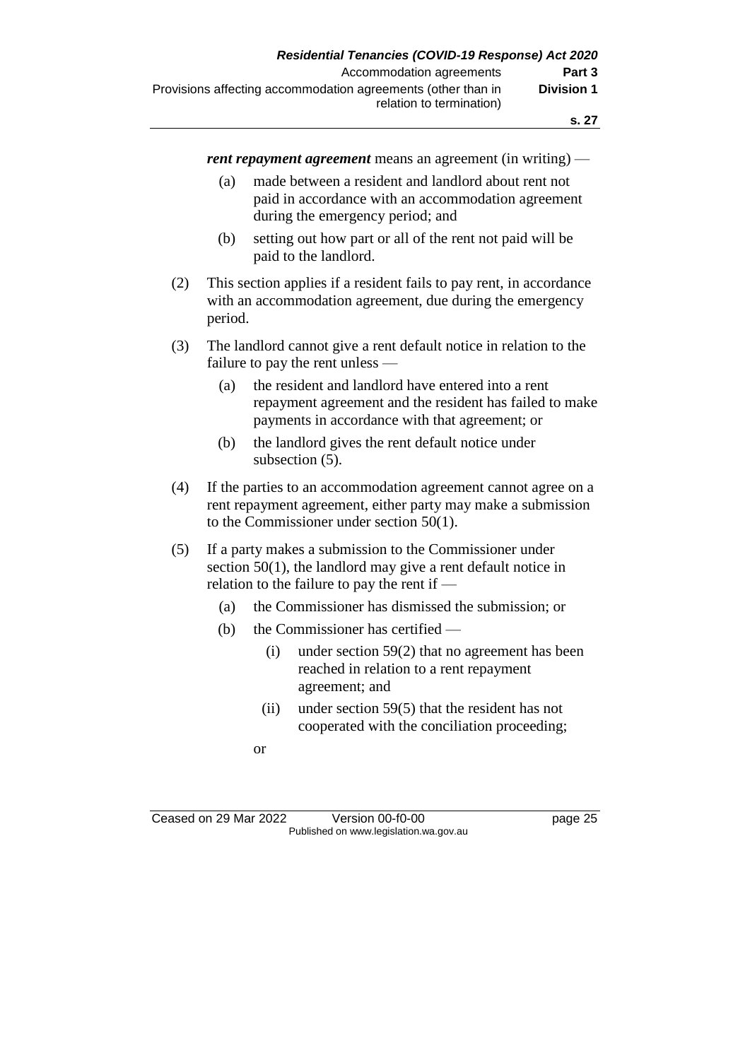***rent repayment agreement*** means an agreement (in writing) —

(a) made between a resident and landlord about rent not paid in accordance with an accommodation agreement during the emergency period; and

(b) setting out how part or all of the rent not paid will be paid to the landlord.

(2) This section applies if a resident fails to pay rent, in accordance with an accommodation agreement, due during the emergency period.

(3) The landlord cannot give a rent default notice in relation to the failure to pay the rent unless —

(a) the resident and landlord have entered into a rent repayment agreement and the resident has failed to make payments in accordance with that agreement; or

(b) the landlord gives the rent default notice under subsection (5).

(4) If the parties to an accommodation agreement cannot agree on a rent repayment agreement, either party may make a submission to the Commissioner under section 50(1).

(5) If a party makes a submission to the Commissioner under section 50(1), the landlord may give a rent default notice in relation to the failure to pay the rent if —

(a) the Commissioner has dismissed the submission; or

(b) the Commissioner has certified —

(i) under section 59(2) that no agreement has been reached in relation to a rent repayment agreement; and

(ii) under section 59(5) that the resident has not cooperated with the conciliation proceeding;

or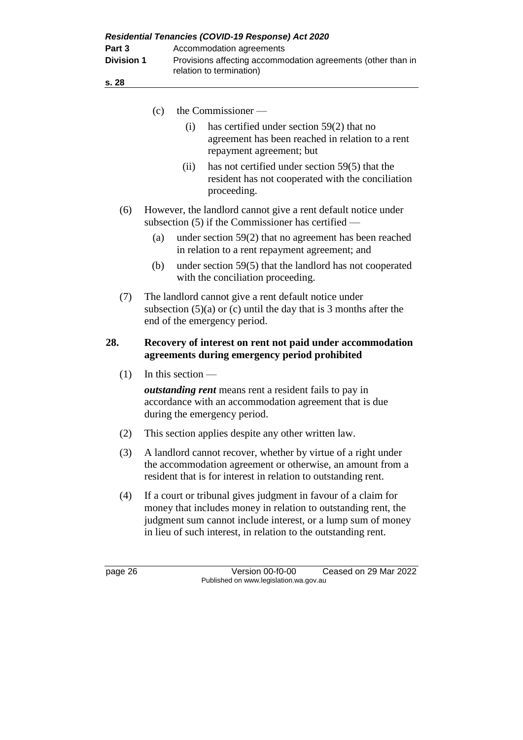(c) the Commissioner —

(i) has certified under section 59(2) that no agreement has been reached in relation to a rent repayment agreement; but

(ii) has not certified under section 59(5) that the resident has not cooperated with the conciliation proceeding.

(6) However, the landlord cannot give a rent default notice under subsection (5) if the Commissioner has certified —

(a) under section 59(2) that no agreement has been reached in relation to a rent repayment agreement; and

(b) under section 59(5) that the landlord has not cooperated with the conciliation proceeding.

(7) The landlord cannot give a rent default notice under subsection (5)(a) or (c) until the day that is 3 months after the end of the emergency period.

### 28. Recovery of interest on rent not paid under accommodation agreements during emergency period prohibited

(1) In this section —

***outstanding rent*** means rent a resident fails to pay in accordance with an accommodation agreement that is due during the emergency period.

(2) This section applies despite any other written law.

(3) A landlord cannot recover, whether by virtue of a right under the accommodation agreement or otherwise, an amount from a resident that is for interest in relation to outstanding rent.

(4) If a court or tribunal gives judgment in favour of a claim for money that includes money in relation to outstanding rent, the judgment sum cannot include interest, or a lump sum of money in lieu of such interest, in relation to the outstanding rent.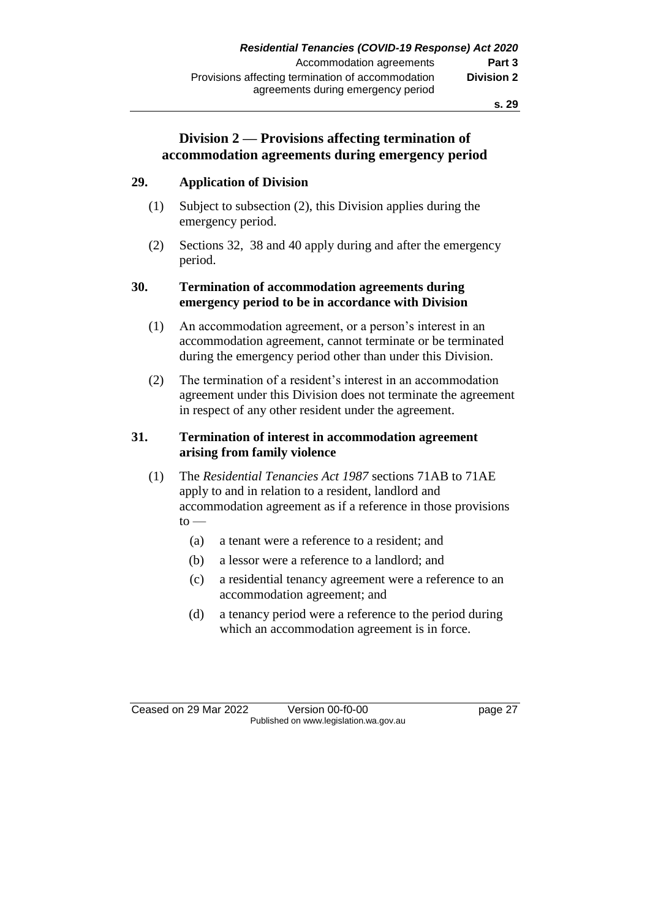## Division 2 — Provisions affecting termination of accommodation agreements during emergency period

### 29. Application of Division

(1) Subject to subsection (2), this Division applies during the emergency period.

(2) Sections 32, 38 and 40 apply during and after the emergency period.

### 30. Termination of accommodation agreements during emergency period to be in accordance with Division

(1) An accommodation agreement, or a person's interest in an accommodation agreement, cannot terminate or be terminated during the emergency period other than under this Division.

(2) The termination of a resident's interest in an accommodation agreement under this Division does not terminate the agreement in respect of any other resident under the agreement.

### 31. Termination of interest in accommodation agreement arising from family violence

(1) The *Residential Tenancies Act 1987* sections 71AB to 71AE apply to and in relation to a resident, landlord and accommodation agreement as if a reference in those provisions to —

- (a) a tenant were a reference to a resident; and
- (b) a lessor were a reference to a landlord; and
- (c) a residential tenancy agreement were a reference to an accommodation agreement; and
- (d) a tenancy period were a reference to the period during which an accommodation agreement is in force.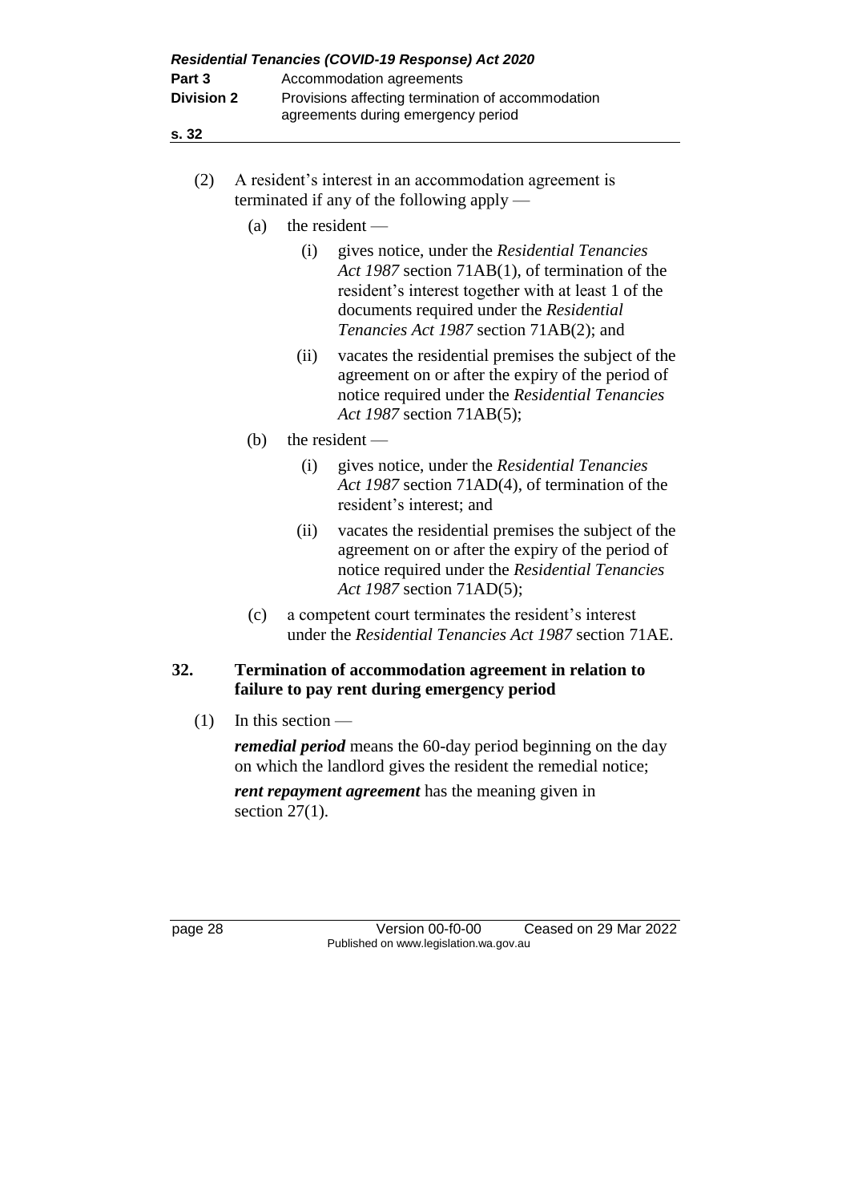(2) A resident's interest in an accommodation agreement is terminated if any of the following apply —

(a) the resident —

(i) gives notice, under the *Residential Tenancies Act 1987* section 71AB(1), of termination of the resident's interest together with at least 1 of the documents required under the *Residential Tenancies Act 1987* section 71AB(2); and

(ii) vacates the residential premises the subject of the agreement on or after the expiry of the period of notice required under the *Residential Tenancies Act 1987* section 71AB(5);

(b) the resident —

(i) gives notice, under the *Residential Tenancies Act 1987* section 71AD(4), of termination of the resident's interest; and

(ii) vacates the residential premises the subject of the agreement on or after the expiry of the period of notice required under the *Residential Tenancies Act 1987* section 71AD(5);

(c) a competent court terminates the resident's interest under the *Residential Tenancies Act 1987* section 71AE.

## 32. Termination of accommodation agreement in relation to failure to pay rent during emergency period

(1) In this section —

***remedial period*** means the 60-day period beginning on the day on which the landlord gives the resident the remedial notice;

***rent repayment agreement*** has the meaning given in section 27(1).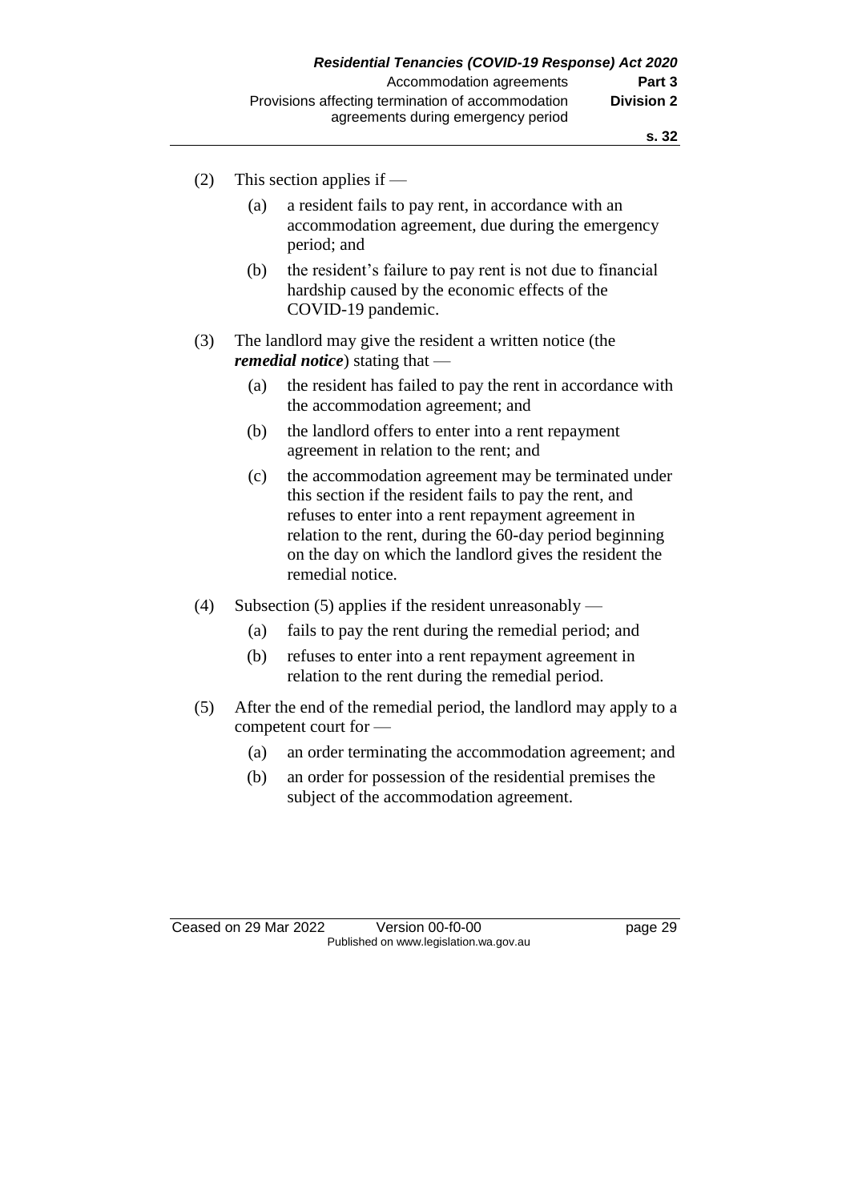(2) This section applies if —

(a) a resident fails to pay rent, in accordance with an accommodation agreement, due during the emergency period; and

(b) the resident's failure to pay rent is not due to financial hardship caused by the economic effects of the COVID-19 pandemic.

(3) The landlord may give the resident a written notice (the ***remedial notice***) stating that —

(a) the resident has failed to pay the rent in accordance with the accommodation agreement; and

(b) the landlord offers to enter into a rent repayment agreement in relation to the rent; and

(c) the accommodation agreement may be terminated under this section if the resident fails to pay the rent, and refuses to enter into a rent repayment agreement in relation to the rent, during the 60-day period beginning on the day on which the landlord gives the resident the remedial notice.

(4) Subsection (5) applies if the resident unreasonably —

(a) fails to pay the rent during the remedial period; and

(b) refuses to enter into a rent repayment agreement in relation to the rent during the remedial period.

(5) After the end of the remedial period, the landlord may apply to a competent court for —

(a) an order terminating the accommodation agreement; and

(b) an order for possession of the residential premises the subject of the accommodation agreement.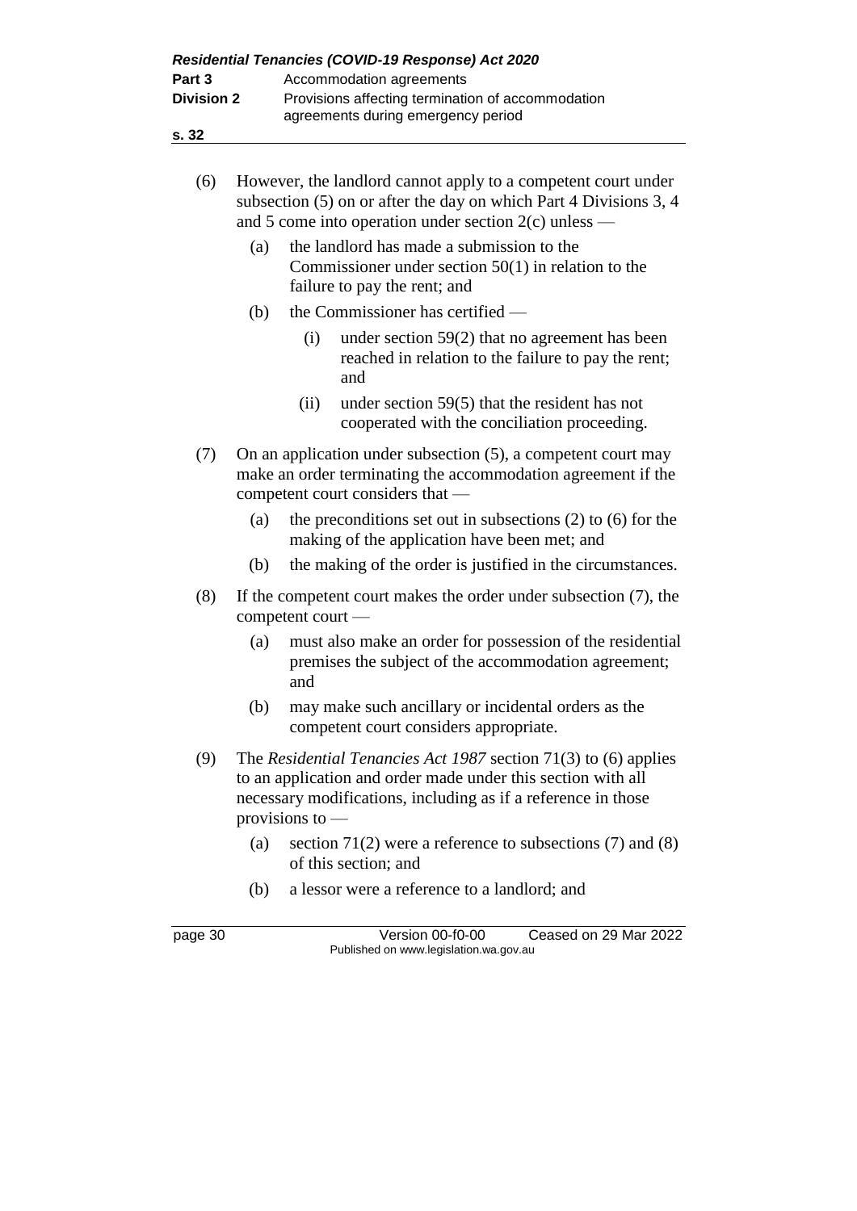(6) However, the landlord cannot apply to a competent court under subsection (5) on or after the day on which Part 4 Divisions 3, 4 and 5 come into operation under section 2(c) unless —

  (a) the landlord has made a submission to the Commissioner under section 50(1) in relation to the failure to pay the rent; and

  (b) the Commissioner has certified —

    (i) under section 59(2) that no agreement has been reached in relation to the failure to pay the rent; and

    (ii) under section 59(5) that the resident has not cooperated with the conciliation proceeding.

(7) On an application under subsection (5), a competent court may make an order terminating the accommodation agreement if the competent court considers that —

  (a) the preconditions set out in subsections (2) to (6) for the making of the application have been met; and

  (b) the making of the order is justified in the circumstances.

(8) If the competent court makes the order under subsection (7), the competent court —

  (a) must also make an order for possession of the residential premises the subject of the accommodation agreement; and

  (b) may make such ancillary or incidental orders as the competent court considers appropriate.

(9) The *Residential Tenancies Act 1987* section 71(3) to (6) applies to an application and order made under this section with all necessary modifications, including as if a reference in those provisions to —

  (a) section 71(2) were a reference to subsections (7) and (8) of this section; and

  (b) a lessor were a reference to a landlord; and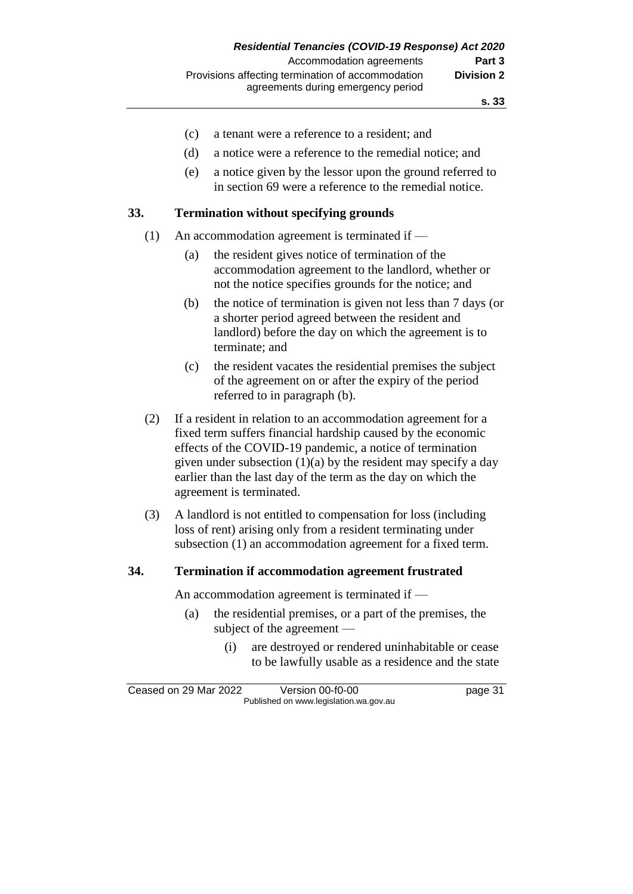(c) a tenant were a reference to a resident; and

(d) a notice were a reference to the remedial notice; and

(e) a notice given by the lessor upon the ground referred to in section 69 were a reference to the remedial notice.

### 33. Termination without specifying grounds

(1) An accommodation agreement is terminated if —

(a) the resident gives notice of termination of the accommodation agreement to the landlord, whether or not the notice specifies grounds for the notice; and

(b) the notice of termination is given not less than 7 days (or a shorter period agreed between the resident and landlord) before the day on which the agreement is to terminate; and

(c) the resident vacates the residential premises the subject of the agreement on or after the expiry of the period referred to in paragraph (b).

(2) If a resident in relation to an accommodation agreement for a fixed term suffers financial hardship caused by the economic effects of the COVID-19 pandemic, a notice of termination given under subsection (1)(a) by the resident may specify a day earlier than the last day of the term as the day on which the agreement is terminated.

(3) A landlord is not entitled to compensation for loss (including loss of rent) arising only from a resident terminating under subsection (1) an accommodation agreement for a fixed term.

### 34. Termination if accommodation agreement frustrated

An accommodation agreement is terminated if —

(a) the residential premises, or a part of the premises, the subject of the agreement —

(i) are destroyed or rendered uninhabitable or cease to be lawfully usable as a residence and the state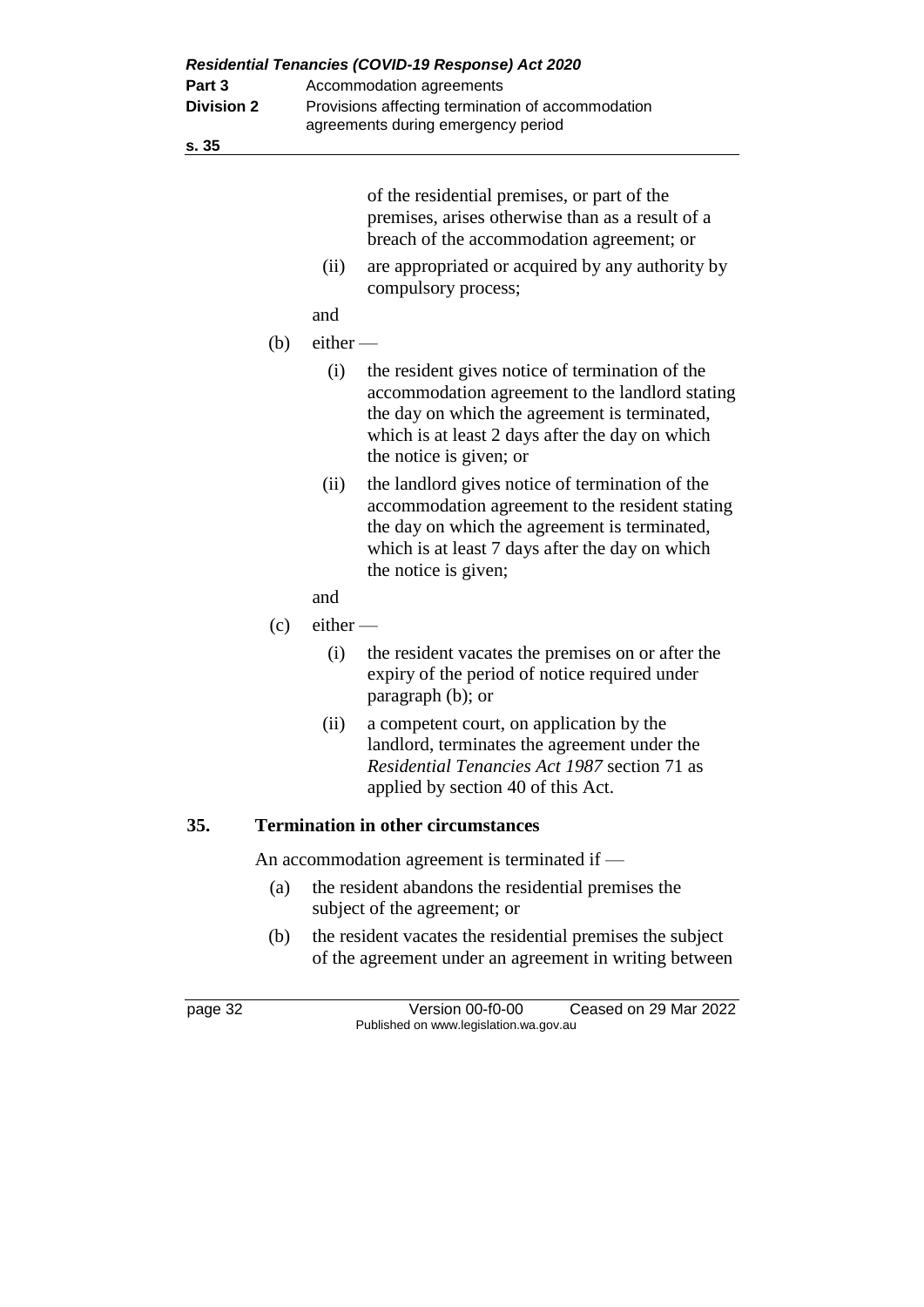of the residential premises, or part of the premises, arises otherwise than as a result of a breach of the accommodation agreement; or

(ii) are appropriated or acquired by any authority by compulsory process;

and

(b) either —

(i) the resident gives notice of termination of the accommodation agreement to the landlord stating the day on which the agreement is terminated, which is at least 2 days after the day on which the notice is given; or

(ii) the landlord gives notice of termination of the accommodation agreement to the resident stating the day on which the agreement is terminated, which is at least 7 days after the day on which the notice is given;

and

(c) either —

(i) the resident vacates the premises on or after the expiry of the period of notice required under paragraph (b); or

(ii) a competent court, on application by the landlord, terminates the agreement under the *Residential Tenancies Act 1987* section 71 as applied by section 40 of this Act.

## 35. Termination in other circumstances

An accommodation agreement is terminated if —

(a) the resident abandons the residential premises the subject of the agreement; or

(b) the resident vacates the residential premises the subject of the agreement under an agreement in writing between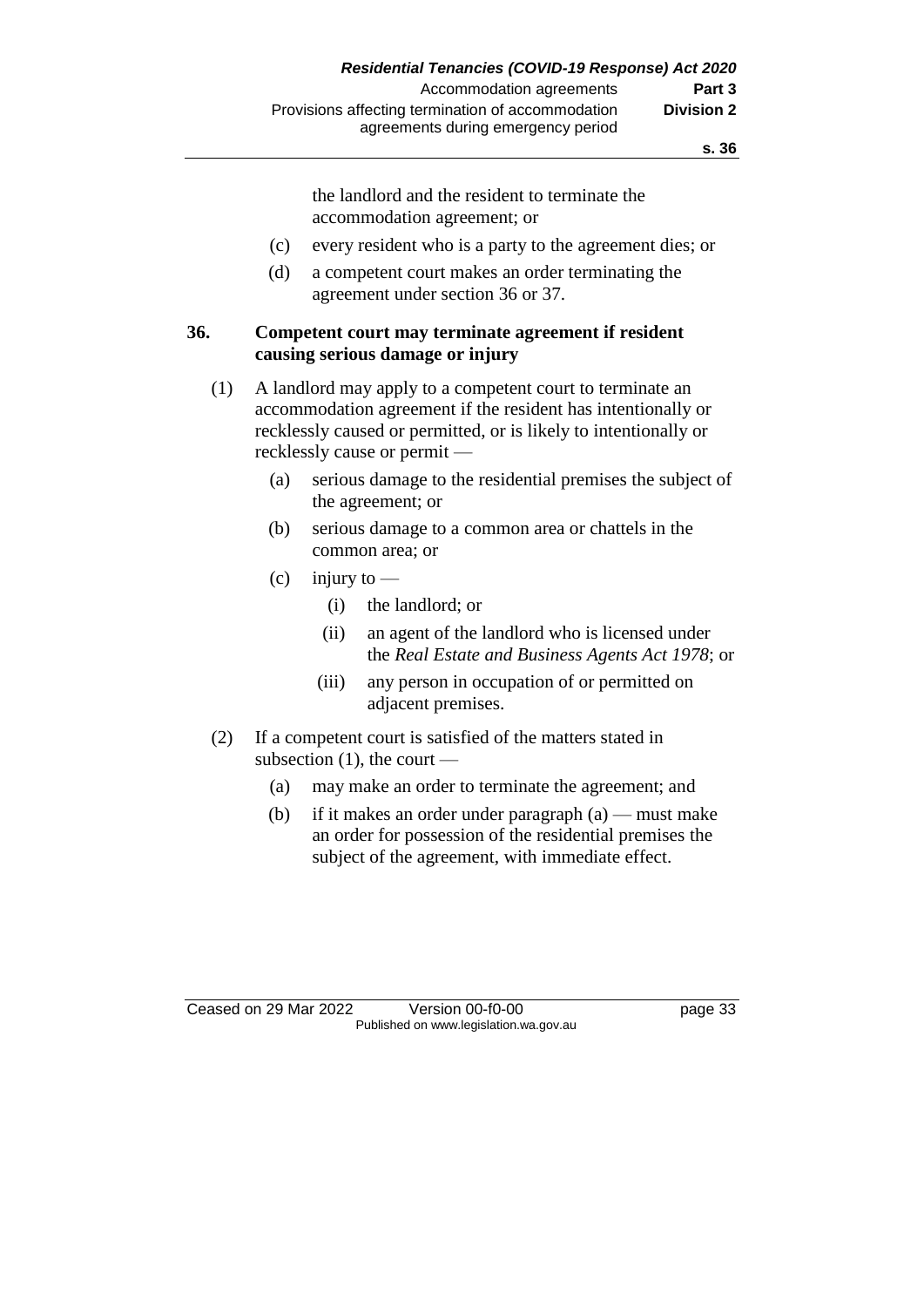the landlord and the resident to terminate the accommodation agreement; or

(c) every resident who is a party to the agreement dies; or

(d) a competent court makes an order terminating the agreement under section 36 or 37.

### 36. Competent court may terminate agreement if resident causing serious damage or injury

(1) A landlord may apply to a competent court to terminate an accommodation agreement if the resident has intentionally or recklessly caused or permitted, or is likely to intentionally or recklessly cause or permit —

(a) serious damage to the residential premises the subject of the agreement; or

(b) serious damage to a common area or chattels in the common area; or

(c) injury to —

(i) the landlord; or

(ii) an agent of the landlord who is licensed under the *Real Estate and Business Agents Act 1978*; or

(iii) any person in occupation of or permitted on adjacent premises.

(2) If a competent court is satisfied of the matters stated in subsection (1), the court —

(a) may make an order to terminate the agreement; and

(b) if it makes an order under paragraph (a) — must make an order for possession of the residential premises the subject of the agreement, with immediate effect.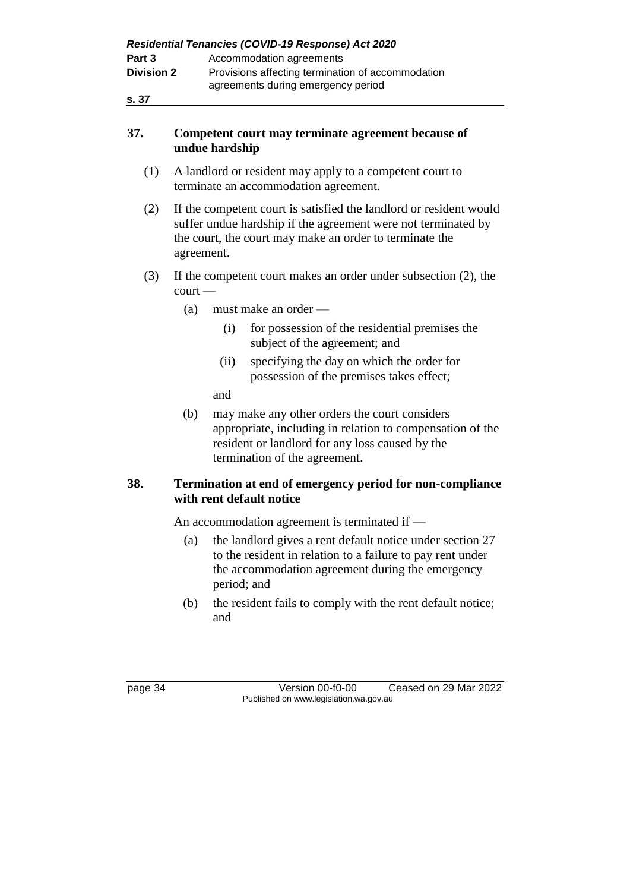### 37. Competent court may terminate agreement because of undue hardship

(1) A landlord or resident may apply to a competent court to terminate an accommodation agreement.

(2) If the competent court is satisfied the landlord or resident would suffer undue hardship if the agreement were not terminated by the court, the court may make an order to terminate the agreement.

(3) If the competent court makes an order under subsection (2), the court —

- (a) must make an order —
  - (i) for possession of the residential premises the subject of the agreement; and
  - (ii) specifying the day on which the order for possession of the premises takes effect;

  and
- (b) may make any other orders the court considers appropriate, including in relation to compensation of the resident or landlord for any loss caused by the termination of the agreement.

### 38. Termination at end of emergency period for non-compliance with rent default notice

An accommodation agreement is terminated if —

- (a) the landlord gives a rent default notice under section 27 to the resident in relation to a failure to pay rent under the accommodation agreement during the emergency period; and
- (b) the resident fails to comply with the rent default notice; and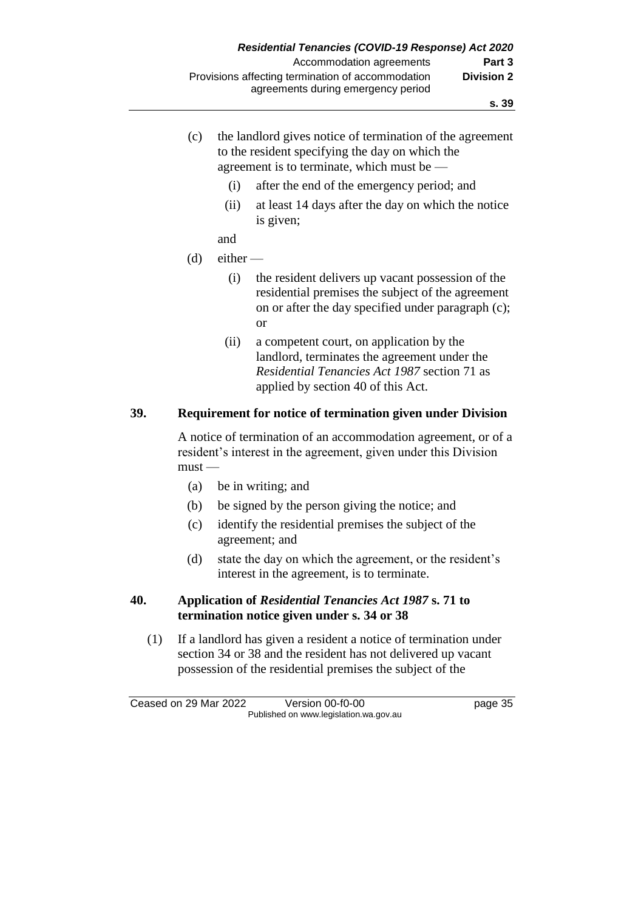(c) the landlord gives notice of termination of the agreement to the resident specifying the day on which the agreement is to terminate, which must be —

  (i) after the end of the emergency period; and

  (ii) at least 14 days after the day on which the notice is given;

and

(d) either —

  (i) the resident delivers up vacant possession of the residential premises the subject of the agreement on or after the day specified under paragraph (c); or

  (ii) a competent court, on application by the landlord, terminates the agreement under the *Residential Tenancies Act 1987* section 71 as applied by section 40 of this Act.

## 39. Requirement for notice of termination given under Division

A notice of termination of an accommodation agreement, or of a resident's interest in the agreement, given under this Division must —

(a) be in writing; and

(b) be signed by the person giving the notice; and

(c) identify the residential premises the subject of the agreement; and

(d) state the day on which the agreement, or the resident's interest in the agreement, is to terminate.

## 40. Application of *Residential Tenancies Act 1987* s. 71 to termination notice given under s. 34 or 38

(1) If a landlord has given a resident a notice of termination under section 34 or 38 and the resident has not delivered up vacant possession of the residential premises the subject of the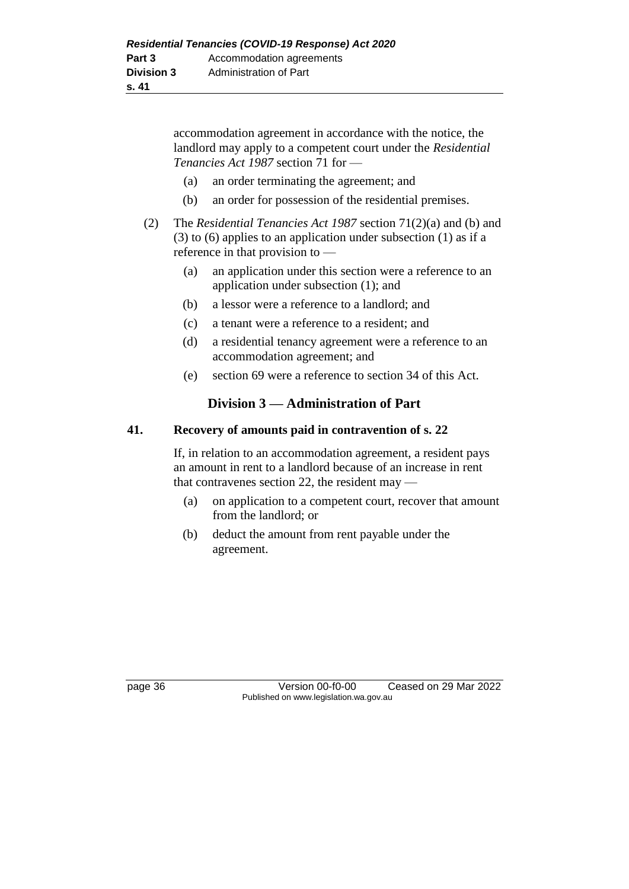accommodation agreement in accordance with the notice, the landlord may apply to a competent court under the *Residential Tenancies Act 1987* section 71 for —

(a) an order terminating the agreement; and

(b) an order for possession of the residential premises.

(2) The *Residential Tenancies Act 1987* section 71(2)(a) and (b) and (3) to (6) applies to an application under subsection (1) as if a reference in that provision to —

(a) an application under this section were a reference to an application under subsection (1); and

(b) a lessor were a reference to a landlord; and

(c) a tenant were a reference to a resident; and

(d) a residential tenancy agreement were a reference to an accommodation agreement; and

(e) section 69 were a reference to section 34 of this Act.

## Division 3 — Administration of Part

### 41. Recovery of amounts paid in contravention of s. 22

If, in relation to an accommodation agreement, a resident pays an amount in rent to a landlord because of an increase in rent that contravenes section 22, the resident may —

(a) on application to a competent court, recover that amount from the landlord; or

(b) deduct the amount from rent payable under the agreement.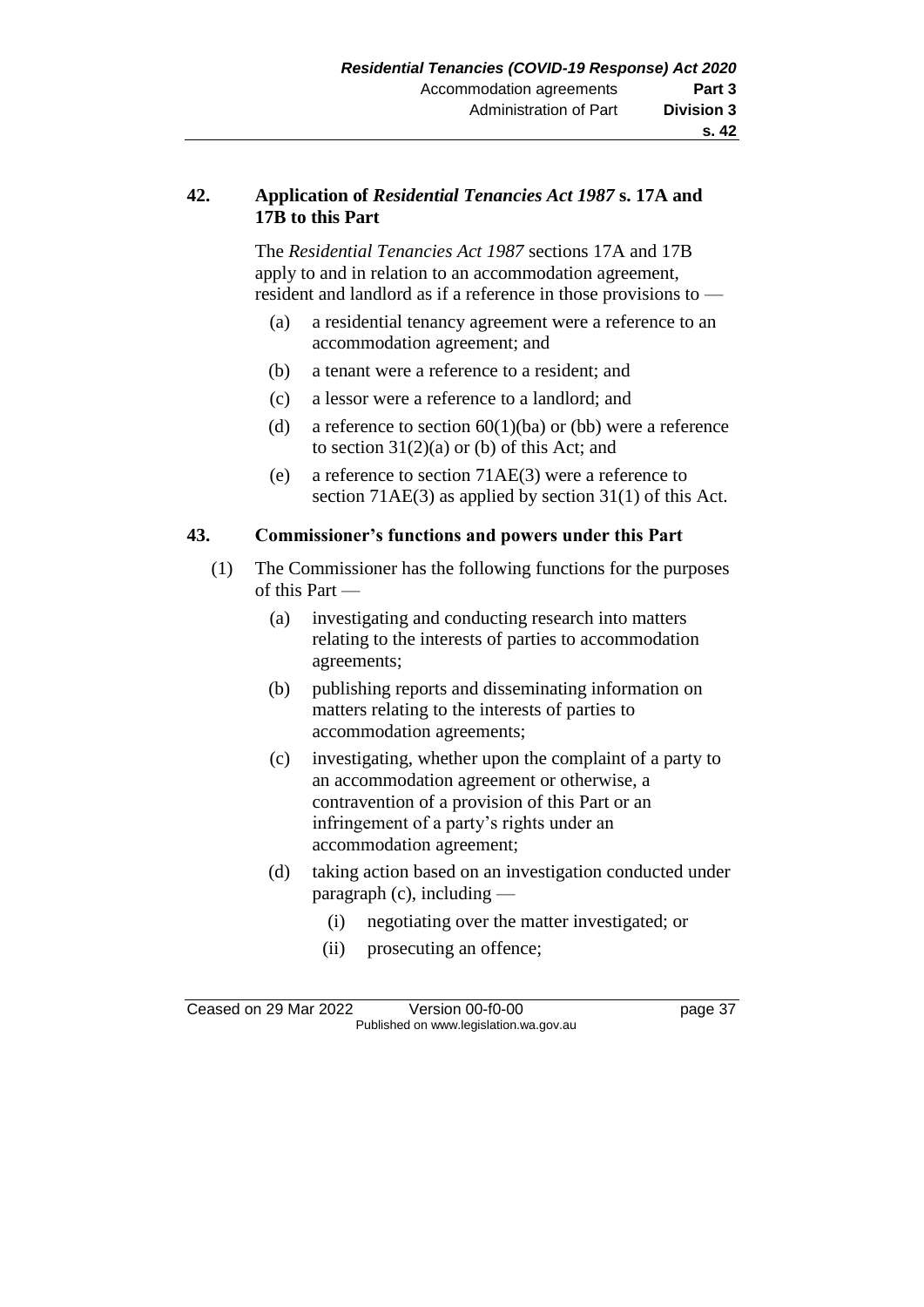## 42. Application of *Residential Tenancies Act 1987* s. 17A and 17B to this Part

The *Residential Tenancies Act 1987* sections 17A and 17B apply to and in relation to an accommodation agreement, resident and landlord as if a reference in those provisions to —

- (a) a residential tenancy agreement were a reference to an accommodation agreement; and
- (b) a tenant were a reference to a resident; and
- (c) a lessor were a reference to a landlord; and
- (d) a reference to section 60(1)(ba) or (bb) were a reference to section 31(2)(a) or (b) of this Act; and
- (e) a reference to section 71AE(3) were a reference to section 71AE(3) as applied by section 31(1) of this Act.

## 43. Commissioner's functions and powers under this Part

(1) The Commissioner has the following functions for the purposes of this Part —

- (a) investigating and conducting research into matters relating to the interests of parties to accommodation agreements;
- (b) publishing reports and disseminating information on matters relating to the interests of parties to accommodation agreements;
- (c) investigating, whether upon the complaint of a party to an accommodation agreement or otherwise, a contravention of a provision of this Part or an infringement of a party's rights under an accommodation agreement;
- (d) taking action based on an investigation conducted under paragraph (c), including —
  - (i) negotiating over the matter investigated; or
  - (ii) prosecuting an offence;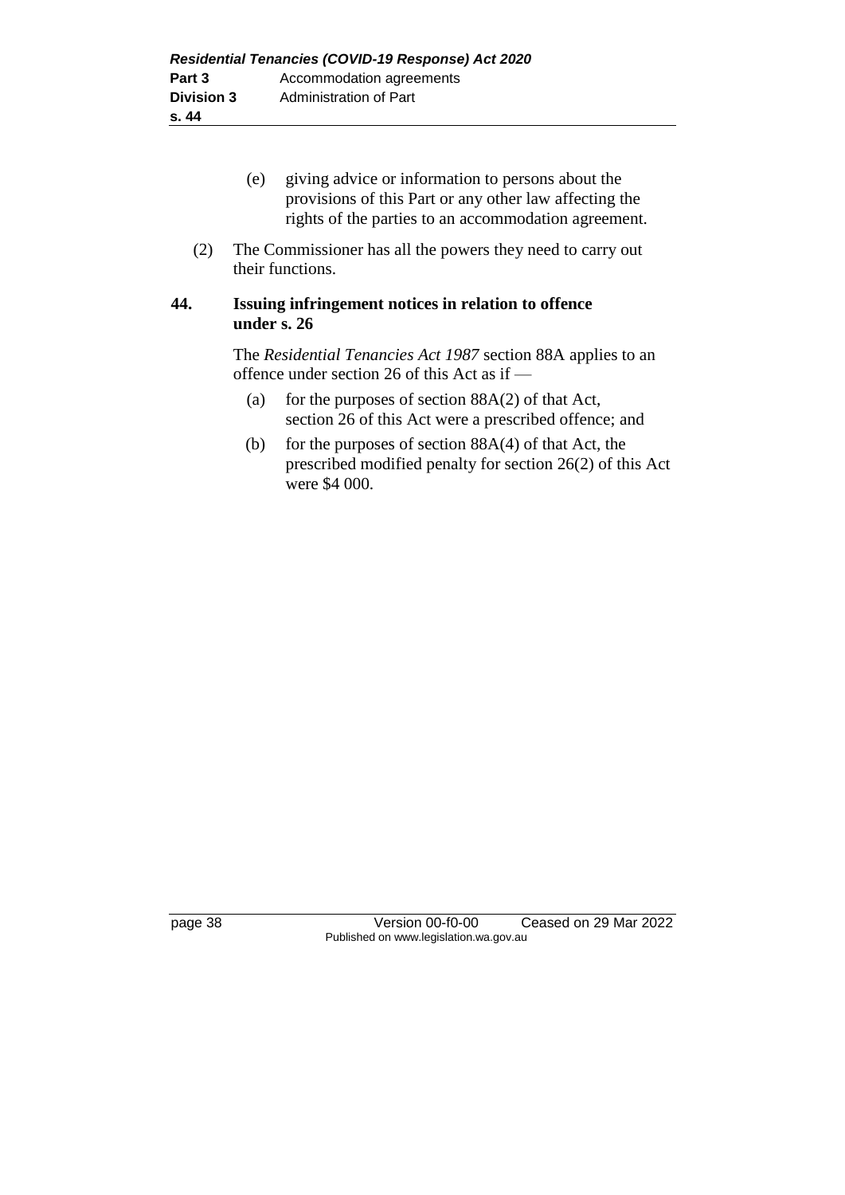(e) giving advice or information to persons about the provisions of this Part or any other law affecting the rights of the parties to an accommodation agreement.

(2) The Commissioner has all the powers they need to carry out their functions.

### 44. Issuing infringement notices in relation to offence under s. 26

The *Residential Tenancies Act 1987* section 88A applies to an offence under section 26 of this Act as if —

(a) for the purposes of section 88A(2) of that Act, section 26 of this Act were a prescribed offence; and

(b) for the purposes of section 88A(4) of that Act, the prescribed modified penalty for section 26(2) of this Act were $4 000.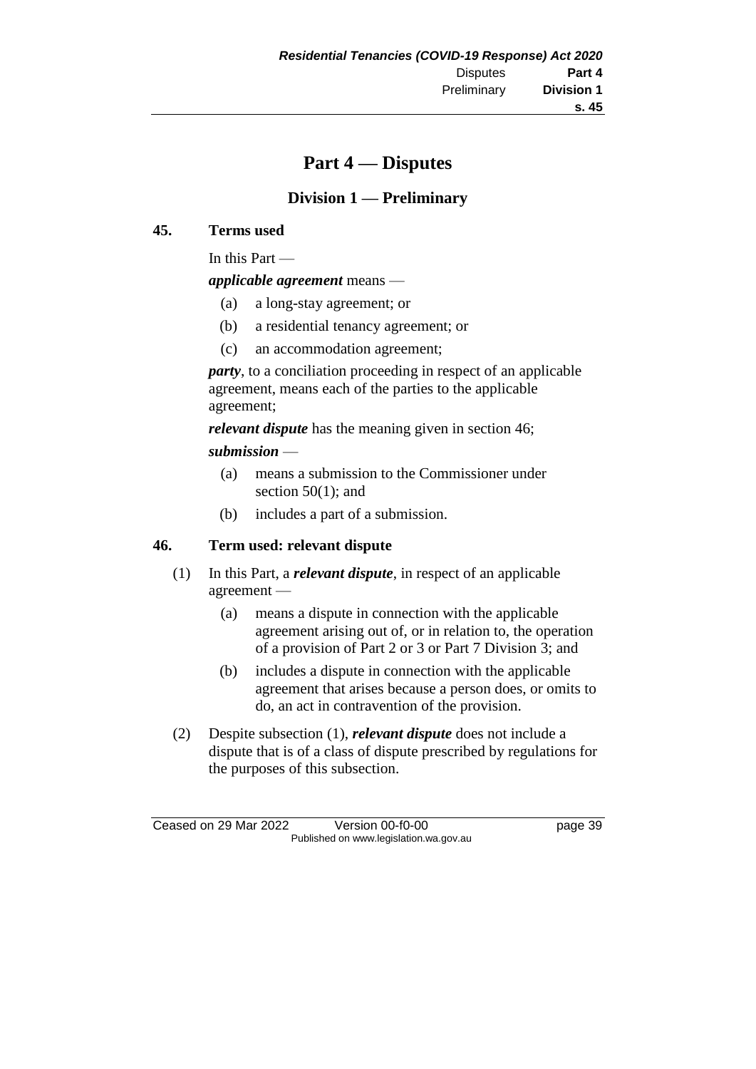# Part 4 — Disputes

## Division 1 — Preliminary

### 45. Terms used

In this Part —

***applicable agreement*** means —

(a) a long-stay agreement; or

(b) a residential tenancy agreement; or

(c) an accommodation agreement;

***party***, to a conciliation proceeding in respect of an applicable agreement, means each of the parties to the applicable agreement;

***relevant dispute*** has the meaning given in section 46;

***submission*** —

(a) means a submission to the Commissioner under section 50(1); and

(b) includes a part of a submission.

### 46. Term used: relevant dispute

(1) In this Part, a ***relevant dispute***, in respect of an applicable agreement —

(a) means a dispute in connection with the applicable agreement arising out of, or in relation to, the operation of a provision of Part 2 or 3 or Part 7 Division 3; and

(b) includes a dispute in connection with the applicable agreement that arises because a person does, or omits to do, an act in contravention of the provision.

(2) Despite subsection (1), ***relevant dispute*** does not include a dispute that is of a class of dispute prescribed by regulations for the purposes of this subsection.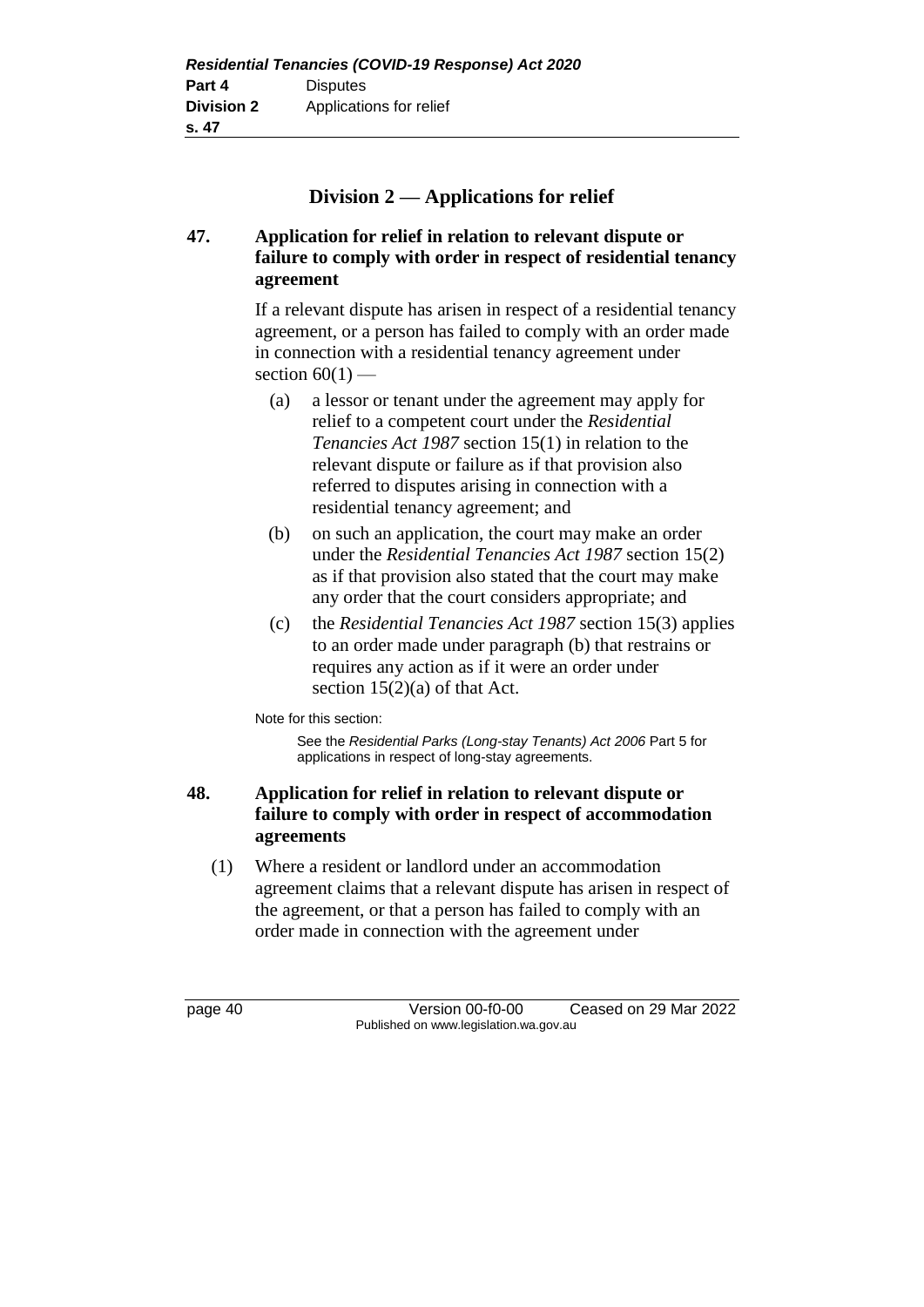## Division 2 — Applications for relief

**47. Application for relief in relation to relevant dispute or failure to comply with order in respect of residential tenancy agreement**

If a relevant dispute has arisen in respect of a residential tenancy agreement, or a person has failed to comply with an order made in connection with a residential tenancy agreement under section 60(1) —

(a) a lessor or tenant under the agreement may apply for relief to a competent court under the *Residential Tenancies Act 1987* section 15(1) in relation to the relevant dispute or failure as if that provision also referred to disputes arising in connection with a residential tenancy agreement; and

(b) on such an application, the court may make an order under the *Residential Tenancies Act 1987* section 15(2) as if that provision also stated that the court may make any order that the court considers appropriate; and

(c) the *Residential Tenancies Act 1987* section 15(3) applies to an order made under paragraph (b) that restrains or requires any action as if it were an order under section 15(2)(a) of that Act.

Note for this section:

See the *Residential Parks (Long-stay Tenants) Act 2006* Part 5 for applications in respect of long-stay agreements.

**48. Application for relief in relation to relevant dispute or failure to comply with order in respect of accommodation agreements**

(1) Where a resident or landlord under an accommodation agreement claims that a relevant dispute has arisen in respect of the agreement, or that a person has failed to comply with an order made in connection with the agreement under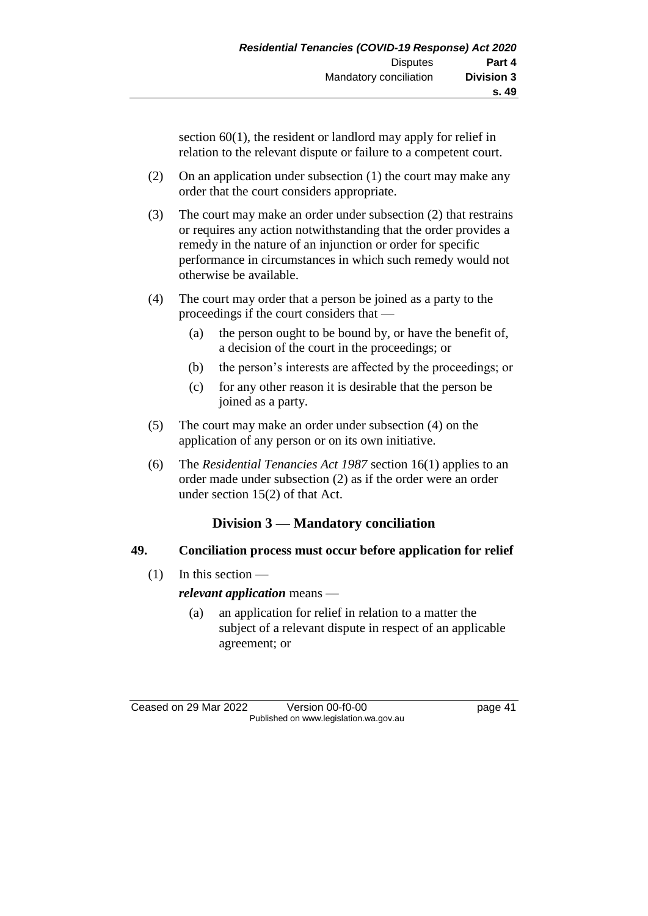section 60(1), the resident or landlord may apply for relief in relation to the relevant dispute or failure to a competent court.

(2) On an application under subsection (1) the court may make any order that the court considers appropriate.

(3) The court may make an order under subsection (2) that restrains or requires any action notwithstanding that the order provides a remedy in the nature of an injunction or order for specific performance in circumstances in which such remedy would not otherwise be available.

(4) The court may order that a person be joined as a party to the proceedings if the court considers that —

(a) the person ought to be bound by, or have the benefit of, a decision of the court in the proceedings; or

(b) the person's interests are affected by the proceedings; or

(c) for any other reason it is desirable that the person be joined as a party.

(5) The court may make an order under subsection (4) on the application of any person or on its own initiative.

(6) The *Residential Tenancies Act 1987* section 16(1) applies to an order made under subsection (2) as if the order were an order under section 15(2) of that Act.

## Division 3 — Mandatory conciliation

### 49. Conciliation process must occur before application for relief

(1) In this section —

***relevant application*** means —

(a) an application for relief in relation to a matter the subject of a relevant dispute in respect of an applicable agreement; or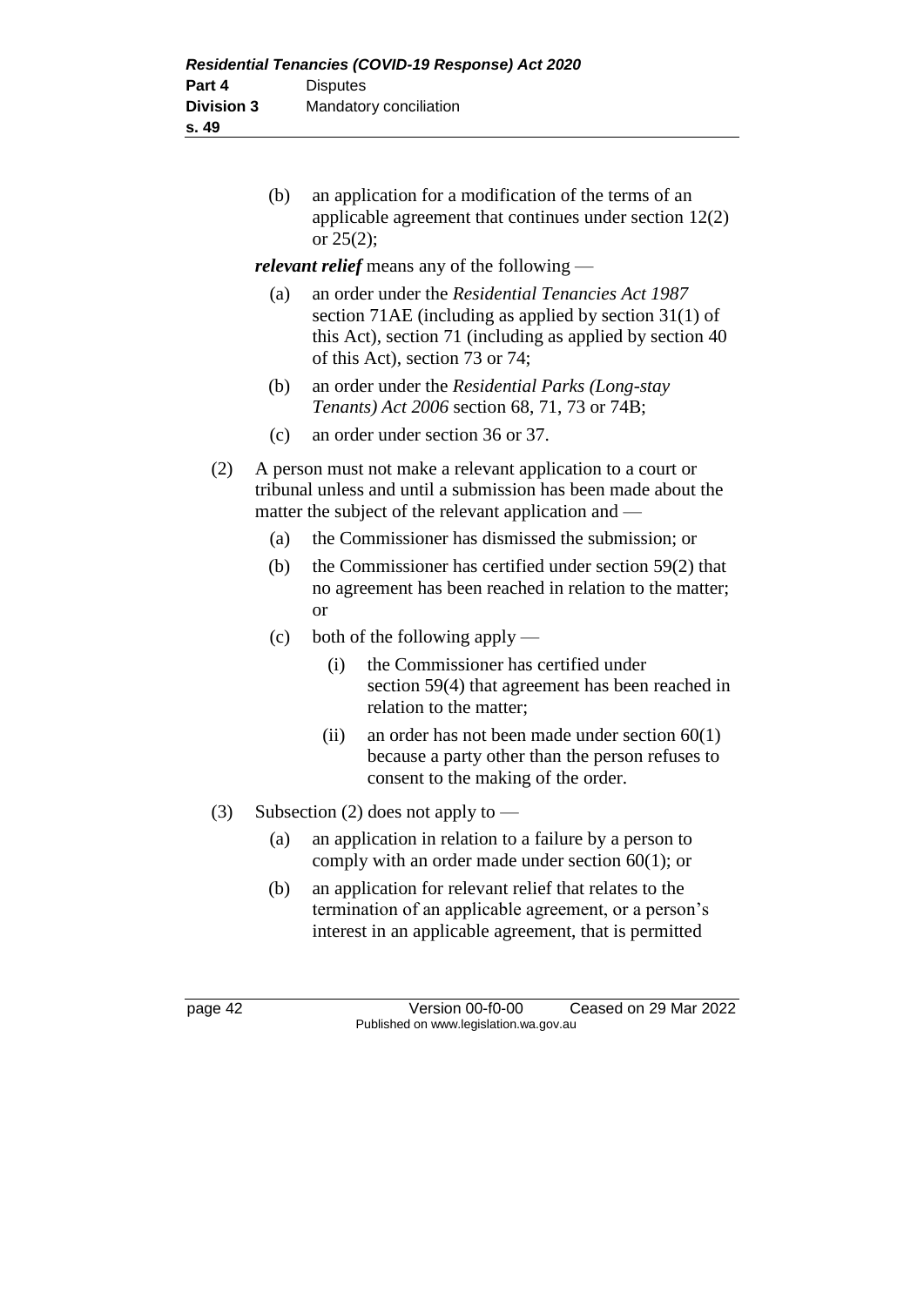(b) an application for a modification of the terms of an applicable agreement that continues under section 12(2) or 25(2);

***relevant relief*** means any of the following —

(a) an order under the *Residential Tenancies Act 1987* section 71AE (including as applied by section 31(1) of this Act), section 71 (including as applied by section 40 of this Act), section 73 or 74;

(b) an order under the *Residential Parks (Long-stay Tenants) Act 2006* section 68, 71, 73 or 74B;

(c) an order under section 36 or 37.

(2) A person must not make a relevant application to a court or tribunal unless and until a submission has been made about the matter the subject of the relevant application and —

(a) the Commissioner has dismissed the submission; or

(b) the Commissioner has certified under section 59(2) that no agreement has been reached in relation to the matter; or

(c) both of the following apply —

(i) the Commissioner has certified under section 59(4) that agreement has been reached in relation to the matter;

(ii) an order has not been made under section 60(1) because a party other than the person refuses to consent to the making of the order.

(3) Subsection (2) does not apply to —

(a) an application in relation to a failure by a person to comply with an order made under section 60(1); or

(b) an application for relevant relief that relates to the termination of an applicable agreement, or a person's interest in an applicable agreement, that is permitted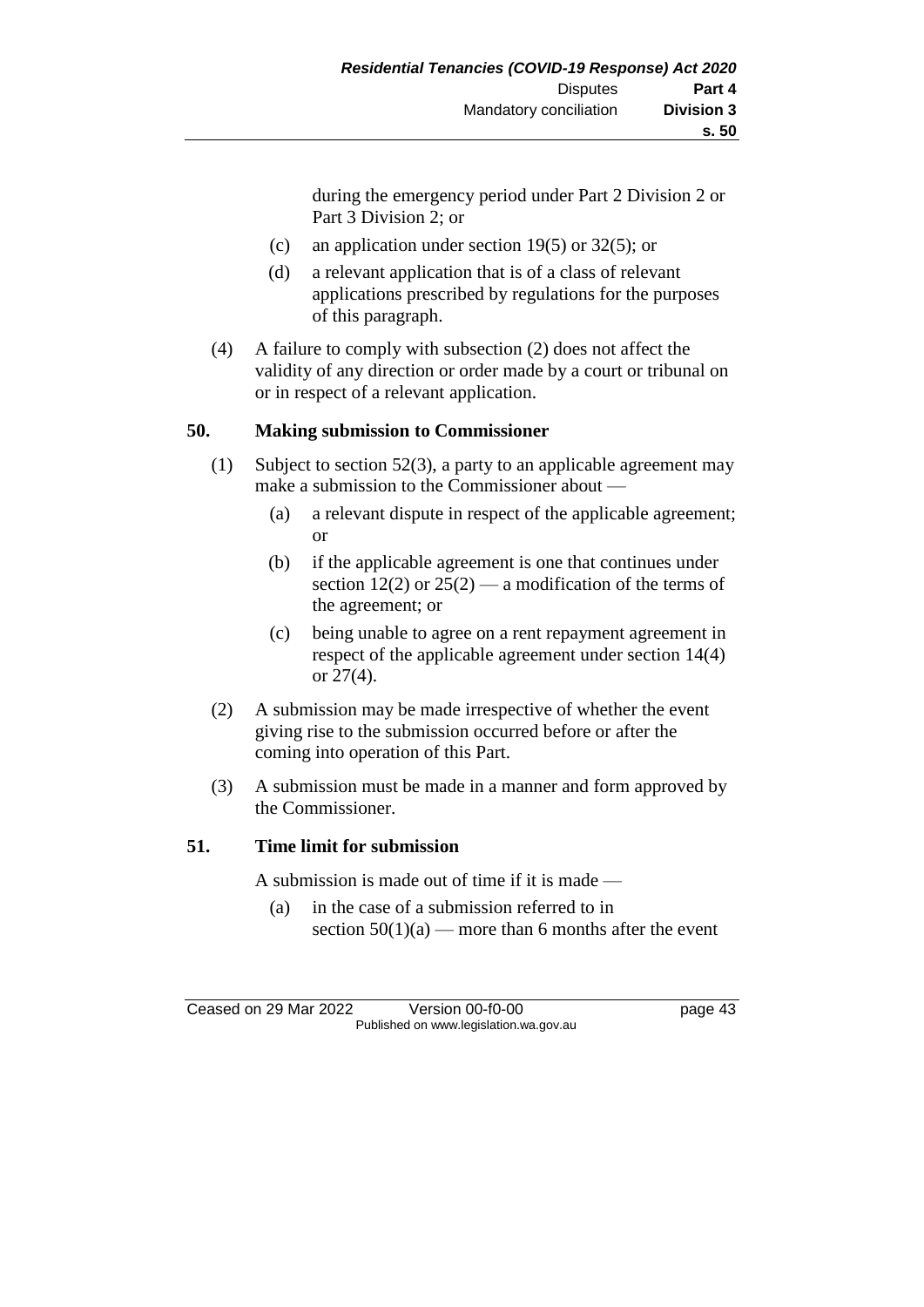during the emergency period under Part 2 Division 2 or Part 3 Division 2; or

(c) an application under section 19(5) or 32(5); or

(d) a relevant application that is of a class of relevant applications prescribed by regulations for the purposes of this paragraph.

(4) A failure to comply with subsection (2) does not affect the validity of any direction or order made by a court or tribunal on or in respect of a relevant application.

**50. Making submission to Commissioner**

(1) Subject to section 52(3), a party to an applicable agreement may make a submission to the Commissioner about —

(a) a relevant dispute in respect of the applicable agreement; or

(b) if the applicable agreement is one that continues under section 12(2) or 25(2) — a modification of the terms of the agreement; or

(c) being unable to agree on a rent repayment agreement in respect of the applicable agreement under section 14(4) or 27(4).

(2) A submission may be made irrespective of whether the event giving rise to the submission occurred before or after the coming into operation of this Part.

(3) A submission must be made in a manner and form approved by the Commissioner.

**51. Time limit for submission**

A submission is made out of time if it is made —

(a) in the case of a submission referred to in section 50(1)(a) — more than 6 months after the event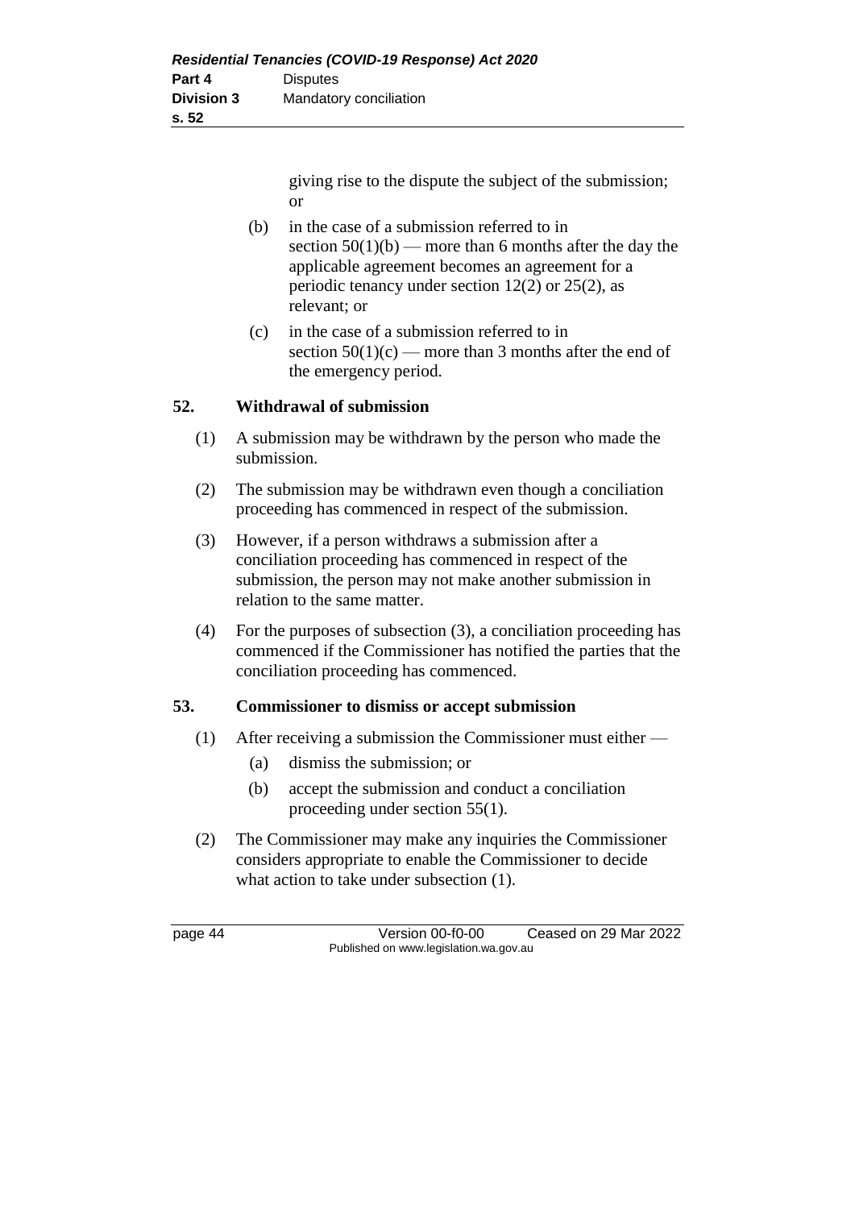giving rise to the dispute the subject of the submission; or

(b) in the case of a submission referred to in section 50(1)(b) — more than 6 months after the day the applicable agreement becomes an agreement for a periodic tenancy under section 12(2) or 25(2), as relevant; or

(c) in the case of a submission referred to in section 50(1)(c) — more than 3 months after the end of the emergency period.

**52. Withdrawal of submission**

(1) A submission may be withdrawn by the person who made the submission.

(2) The submission may be withdrawn even though a conciliation proceeding has commenced in respect of the submission.

(3) However, if a person withdraws a submission after a conciliation proceeding has commenced in respect of the submission, the person may not make another submission in relation to the same matter.

(4) For the purposes of subsection (3), a conciliation proceeding has commenced if the Commissioner has notified the parties that the conciliation proceeding has commenced.

**53. Commissioner to dismiss or accept submission**

(1) After receiving a submission the Commissioner must either —

(a) dismiss the submission; or

(b) accept the submission and conduct a conciliation proceeding under section 55(1).

(2) The Commissioner may make any inquiries the Commissioner considers appropriate to enable the Commissioner to decide what action to take under subsection (1).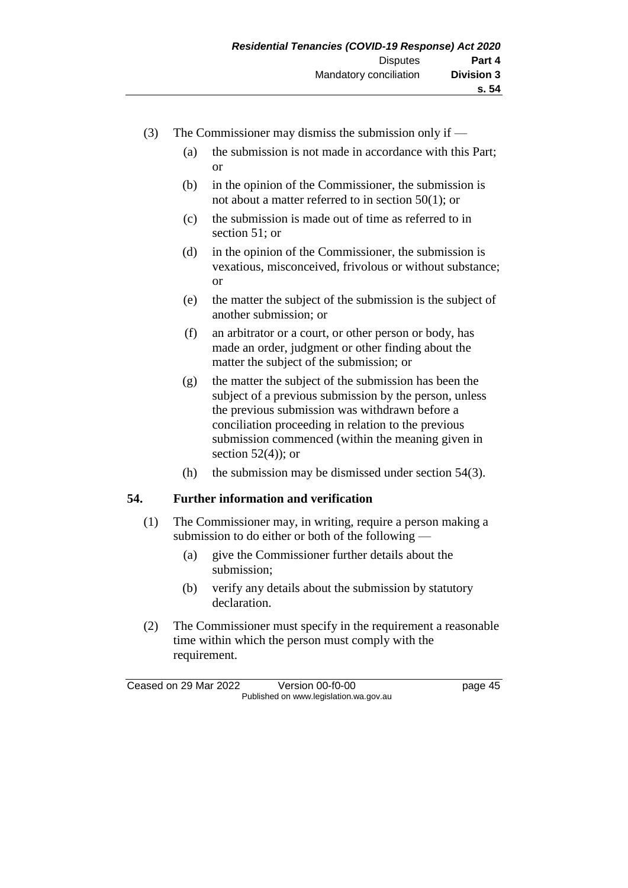(3) The Commissioner may dismiss the submission only if —

   (a) the submission is not made in accordance with this Part; or

   (b) in the opinion of the Commissioner, the submission is not about a matter referred to in section 50(1); or

   (c) the submission is made out of time as referred to in section 51; or

   (d) in the opinion of the Commissioner, the submission is vexatious, misconceived, frivolous or without substance; or

   (e) the matter the subject of the submission is the subject of another submission; or

   (f) an arbitrator or a court, or other person or body, has made an order, judgment or other finding about the matter the subject of the submission; or

   (g) the matter the subject of the submission has been the subject of a previous submission by the person, unless the previous submission was withdrawn before a conciliation proceeding in relation to the previous submission commenced (within the meaning given in section 52(4)); or

   (h) the submission may be dismissed under section 54(3).

## 54. Further information and verification

(1) The Commissioner may, in writing, require a person making a submission to do either or both of the following —

   (a) give the Commissioner further details about the submission;

   (b) verify any details about the submission by statutory declaration.

(2) The Commissioner must specify in the requirement a reasonable time within which the person must comply with the requirement.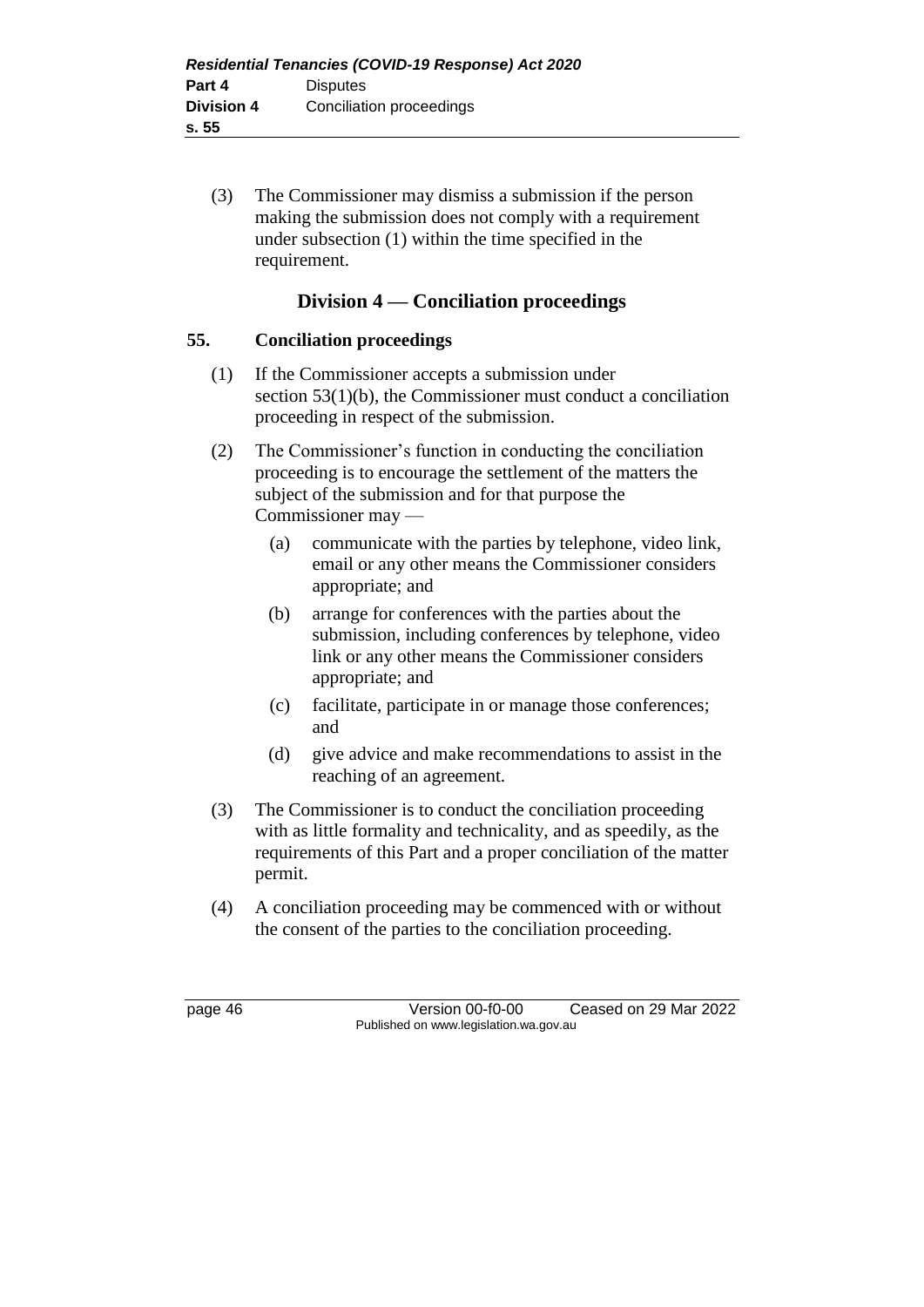(3) The Commissioner may dismiss a submission if the person making the submission does not comply with a requirement under subsection (1) within the time specified in the requirement.

## Division 4 — Conciliation proceedings

### 55. Conciliation proceedings

(1) If the Commissioner accepts a submission under section 53(1)(b), the Commissioner must conduct a conciliation proceeding in respect of the submission.

(2) The Commissioner's function in conducting the conciliation proceeding is to encourage the settlement of the matters the subject of the submission and for that purpose the Commissioner may —

- (a) communicate with the parties by telephone, video link, email or any other means the Commissioner considers appropriate; and
- (b) arrange for conferences with the parties about the submission, including conferences by telephone, video link or any other means the Commissioner considers appropriate; and
- (c) facilitate, participate in or manage those conferences; and
- (d) give advice and make recommendations to assist in the reaching of an agreement.

(3) The Commissioner is to conduct the conciliation proceeding with as little formality and technicality, and as speedily, as the requirements of this Part and a proper conciliation of the matter permit.

(4) A conciliation proceeding may be commenced with or without the consent of the parties to the conciliation proceeding.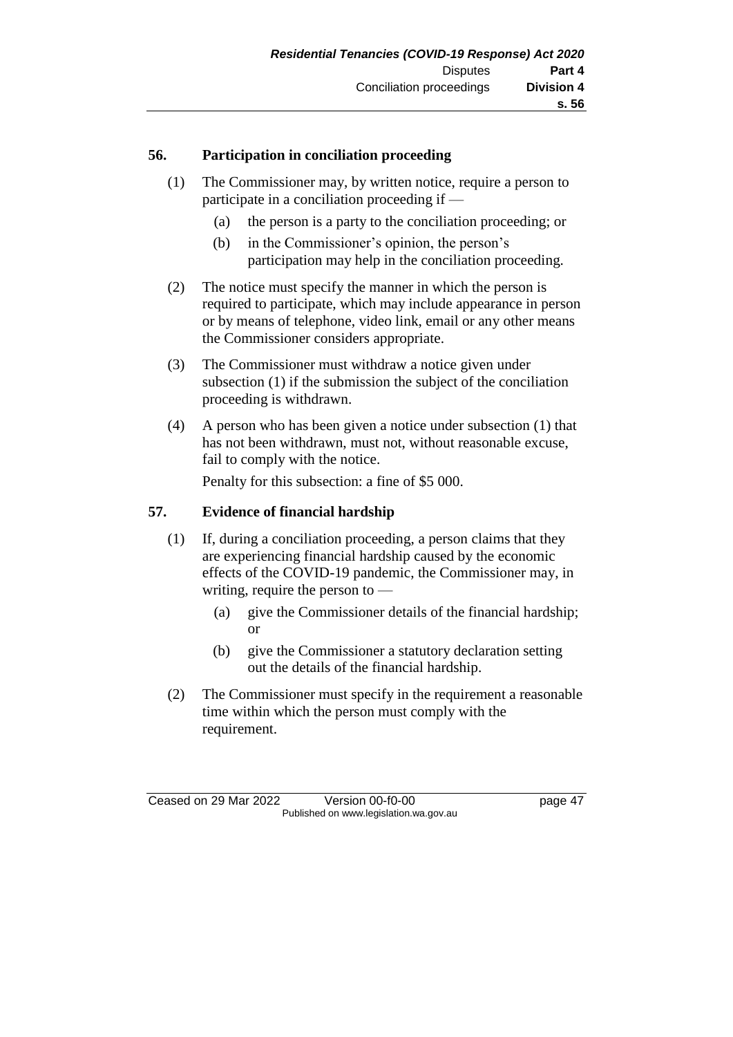## 56. Participation in conciliation proceeding

(1) The Commissioner may, by written notice, require a person to participate in a conciliation proceeding if —

(a) the person is a party to the conciliation proceeding; or

(b) in the Commissioner's opinion, the person's participation may help in the conciliation proceeding.

(2) The notice must specify the manner in which the person is required to participate, which may include appearance in person or by means of telephone, video link, email or any other means the Commissioner considers appropriate.

(3) The Commissioner must withdraw a notice given under subsection (1) if the submission the subject of the conciliation proceeding is withdrawn.

(4) A person who has been given a notice under subsection (1) that has not been withdrawn, must not, without reasonable excuse, fail to comply with the notice.

Penalty for this subsection: a fine of $5 000.

## 57. Evidence of financial hardship

(1) If, during a conciliation proceeding, a person claims that they are experiencing financial hardship caused by the economic effects of the COVID-19 pandemic, the Commissioner may, in writing, require the person to —

(a) give the Commissioner details of the financial hardship; or

(b) give the Commissioner a statutory declaration setting out the details of the financial hardship.

(2) The Commissioner must specify in the requirement a reasonable time within which the person must comply with the requirement.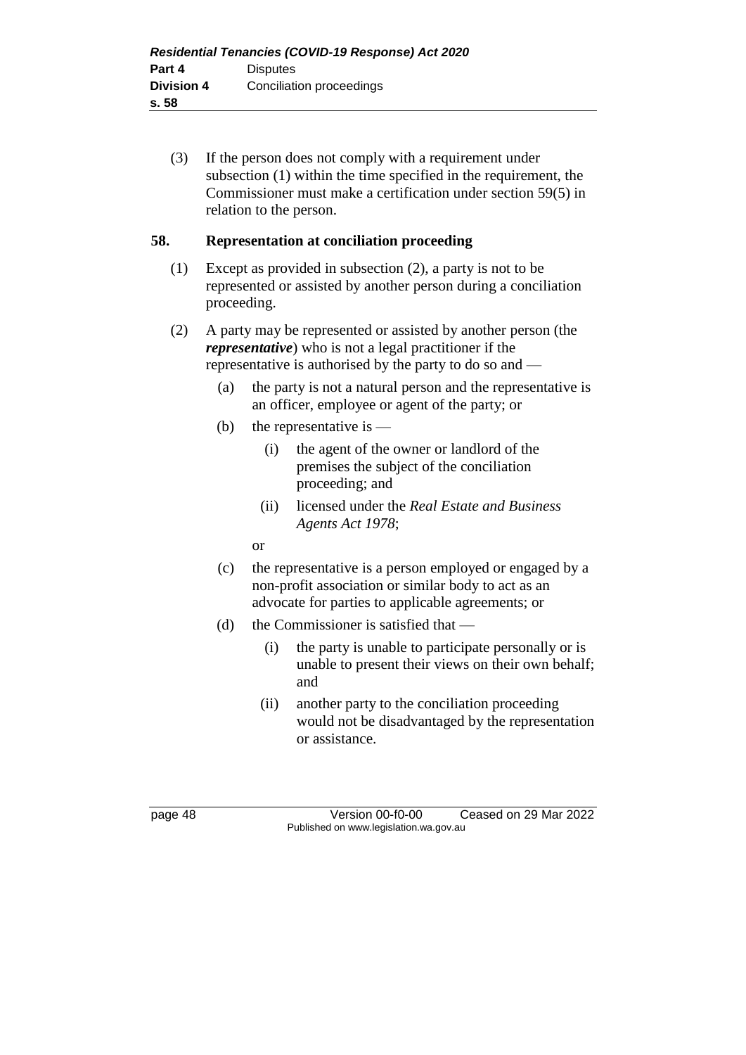(3) If the person does not comply with a requirement under subsection (1) within the time specified in the requirement, the Commissioner must make a certification under section 59(5) in relation to the person.

## 58. Representation at conciliation proceeding

(1) Except as provided in subsection (2), a party is not to be represented or assisted by another person during a conciliation proceeding.

(2) A party may be represented or assisted by another person (the ***representative***) who is not a legal practitioner if the representative is authorised by the party to do so and —

  (a) the party is not a natural person and the representative is an officer, employee or agent of the party; or

  (b) the representative is —

    (i) the agent of the owner or landlord of the premises the subject of the conciliation proceeding; and

    (ii) licensed under the *Real Estate and Business Agents Act 1978*;

  or

  (c) the representative is a person employed or engaged by a non-profit association or similar body to act as an advocate for parties to applicable agreements; or

  (d) the Commissioner is satisfied that —

    (i) the party is unable to participate personally or is unable to present their views on their own behalf; and

    (ii) another party to the conciliation proceeding would not be disadvantaged by the representation or assistance.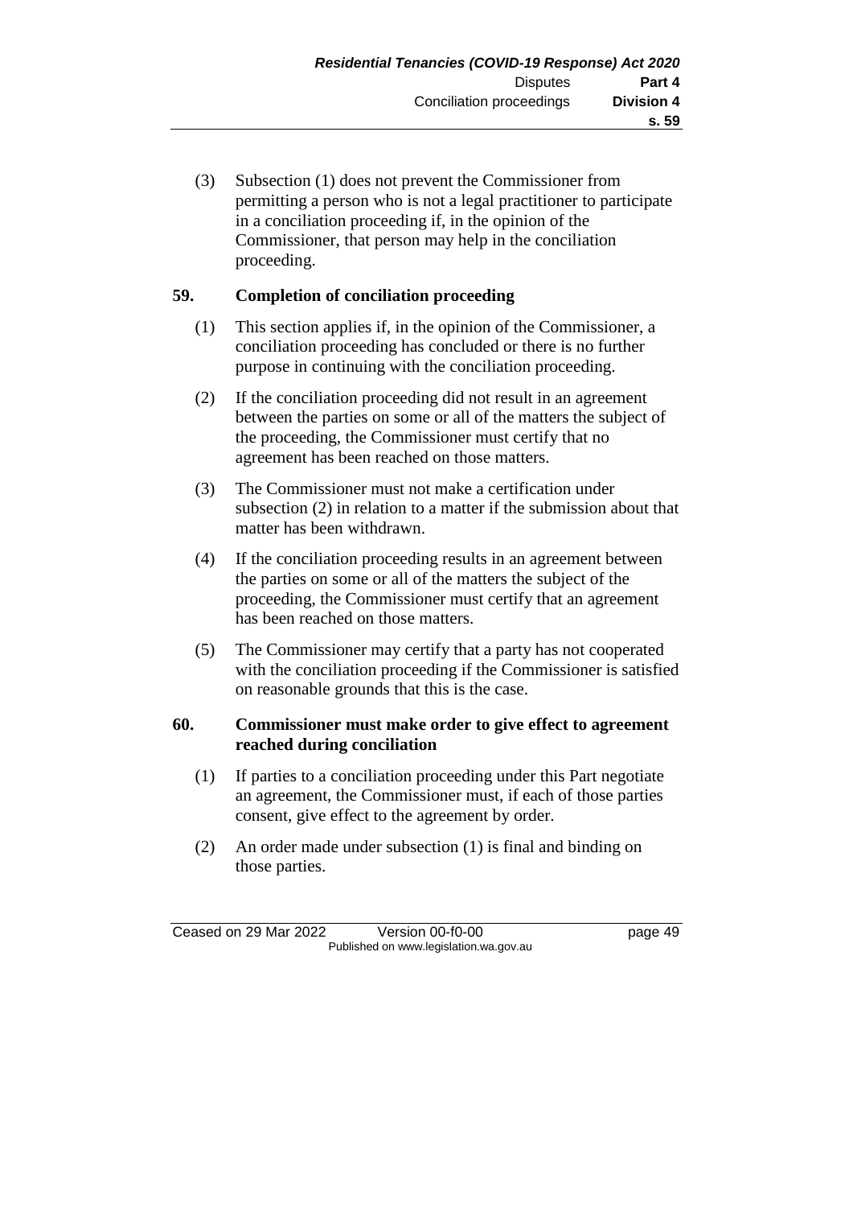(3) Subsection (1) does not prevent the Commissioner from permitting a person who is not a legal practitioner to participate in a conciliation proceeding if, in the opinion of the Commissioner, that person may help in the conciliation proceeding.

### 59. Completion of conciliation proceeding

(1) This section applies if, in the opinion of the Commissioner, a conciliation proceeding has concluded or there is no further purpose in continuing with the conciliation proceeding.

(2) If the conciliation proceeding did not result in an agreement between the parties on some or all of the matters the subject of the proceeding, the Commissioner must certify that no agreement has been reached on those matters.

(3) The Commissioner must not make a certification under subsection (2) in relation to a matter if the submission about that matter has been withdrawn.

(4) If the conciliation proceeding results in an agreement between the parties on some or all of the matters the subject of the proceeding, the Commissioner must certify that an agreement has been reached on those matters.

(5) The Commissioner may certify that a party has not cooperated with the conciliation proceeding if the Commissioner is satisfied on reasonable grounds that this is the case.

### 60. Commissioner must make order to give effect to agreement reached during conciliation

(1) If parties to a conciliation proceeding under this Part negotiate an agreement, the Commissioner must, if each of those parties consent, give effect to the agreement by order.

(2) An order made under subsection (1) is final and binding on those parties.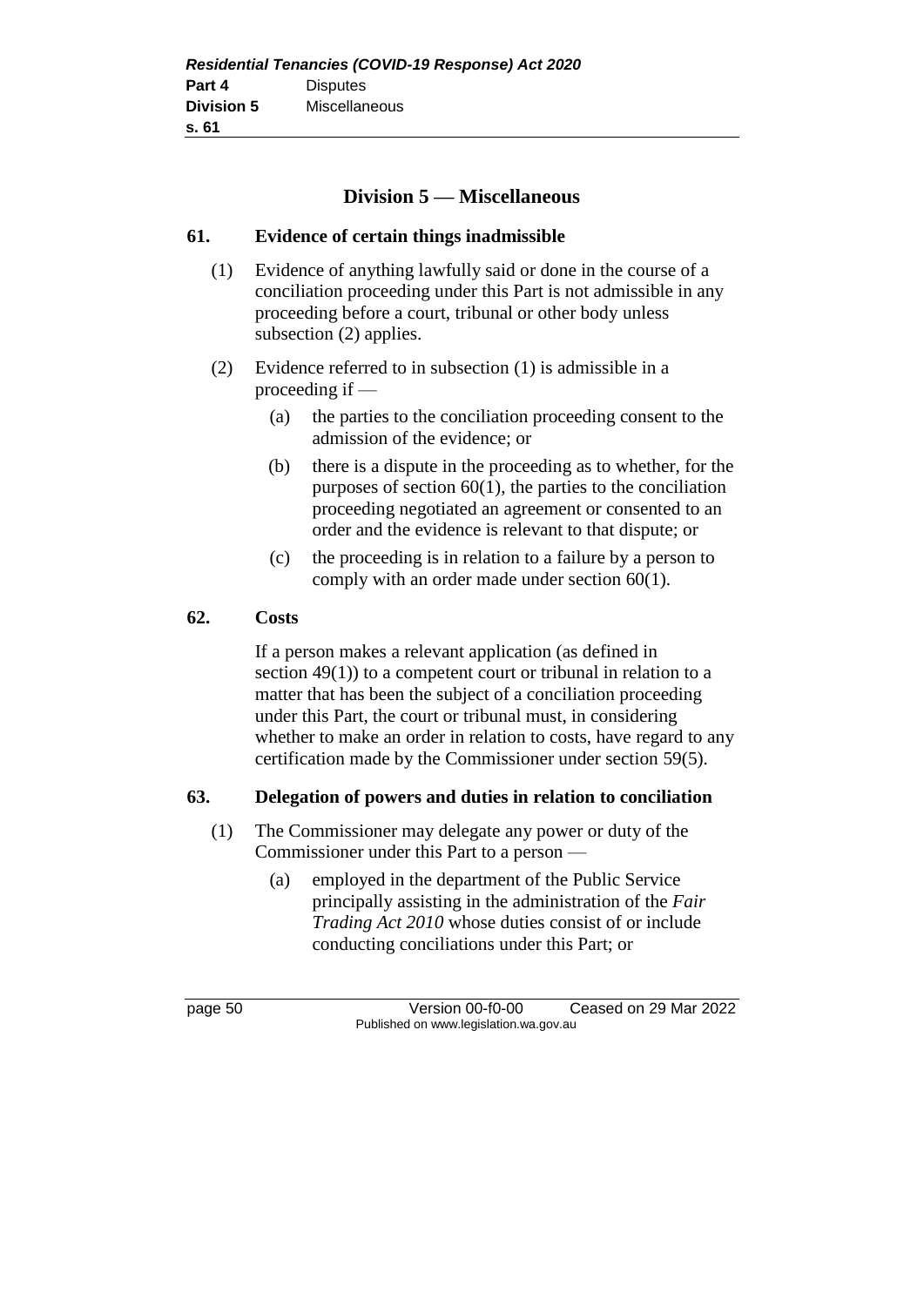## Division 5 — Miscellaneous

### 61. Evidence of certain things inadmissible

(1) Evidence of anything lawfully said or done in the course of a conciliation proceeding under this Part is not admissible in any proceeding before a court, tribunal or other body unless subsection (2) applies.

(2) Evidence referred to in subsection (1) is admissible in a proceeding if —

  (a) the parties to the conciliation proceeding consent to the admission of the evidence; or

  (b) there is a dispute in the proceeding as to whether, for the purposes of section 60(1), the parties to the conciliation proceeding negotiated an agreement or consented to an order and the evidence is relevant to that dispute; or

  (c) the proceeding is in relation to a failure by a person to comply with an order made under section 60(1).

### 62. Costs

If a person makes a relevant application (as defined in section 49(1)) to a competent court or tribunal in relation to a matter that has been the subject of a conciliation proceeding under this Part, the court or tribunal must, in considering whether to make an order in relation to costs, have regard to any certification made by the Commissioner under section 59(5).

### 63. Delegation of powers and duties in relation to conciliation

(1) The Commissioner may delegate any power or duty of the Commissioner under this Part to a person —

  (a) employed in the department of the Public Service principally assisting in the administration of the *Fair Trading Act 2010* whose duties consist of or include conducting conciliations under this Part; or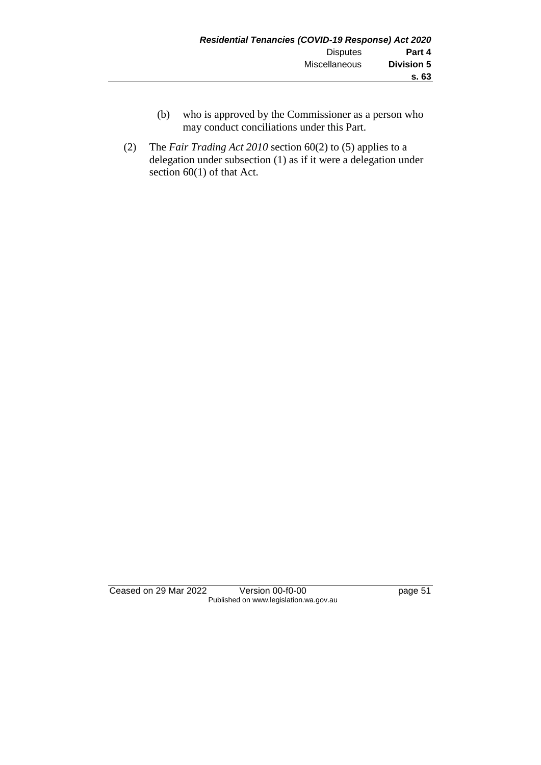(b) who is approved by the Commissioner as a person who may conduct conciliations under this Part.

(2) The *Fair Trading Act 2010* section 60(2) to (5) applies to a delegation under subsection (1) as if it were a delegation under section 60(1) of that Act.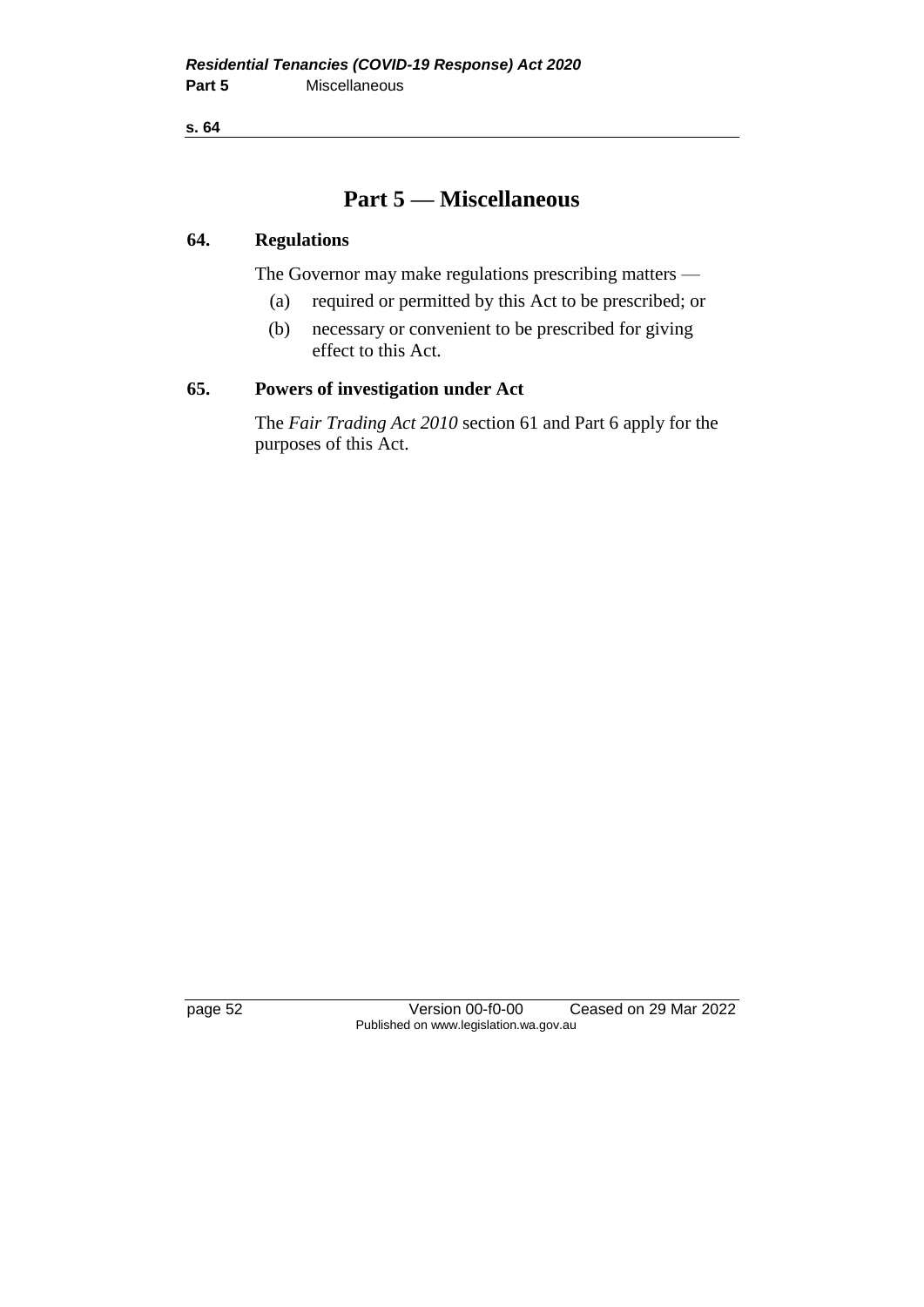# Part 5 — Miscellaneous

### 64. Regulations

The Governor may make regulations prescribing matters —

- (a) required or permitted by this Act to be prescribed; or
- (b) necessary or convenient to be prescribed for giving effect to this Act.

### 65. Powers of investigation under Act

The *Fair Trading Act 2010* section 61 and Part 6 apply for the purposes of this Act.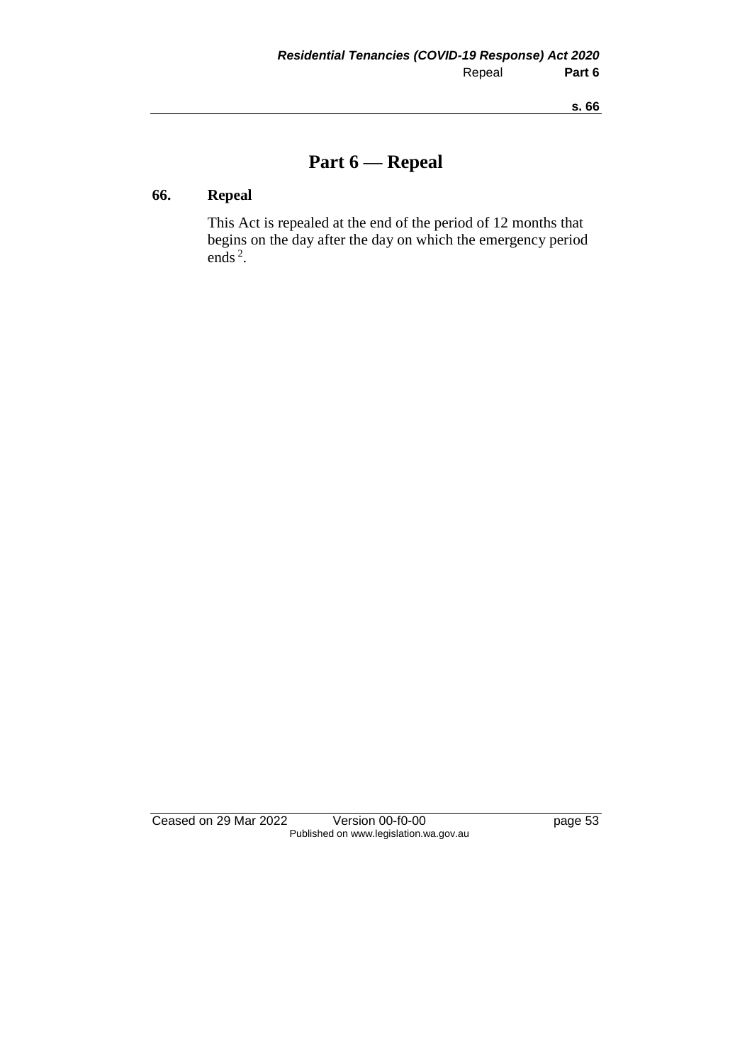# Part 6 — Repeal

## 66. Repeal

This Act is repealed at the end of the period of 12 months that begins on the day after the day on which the emergency period ends [2].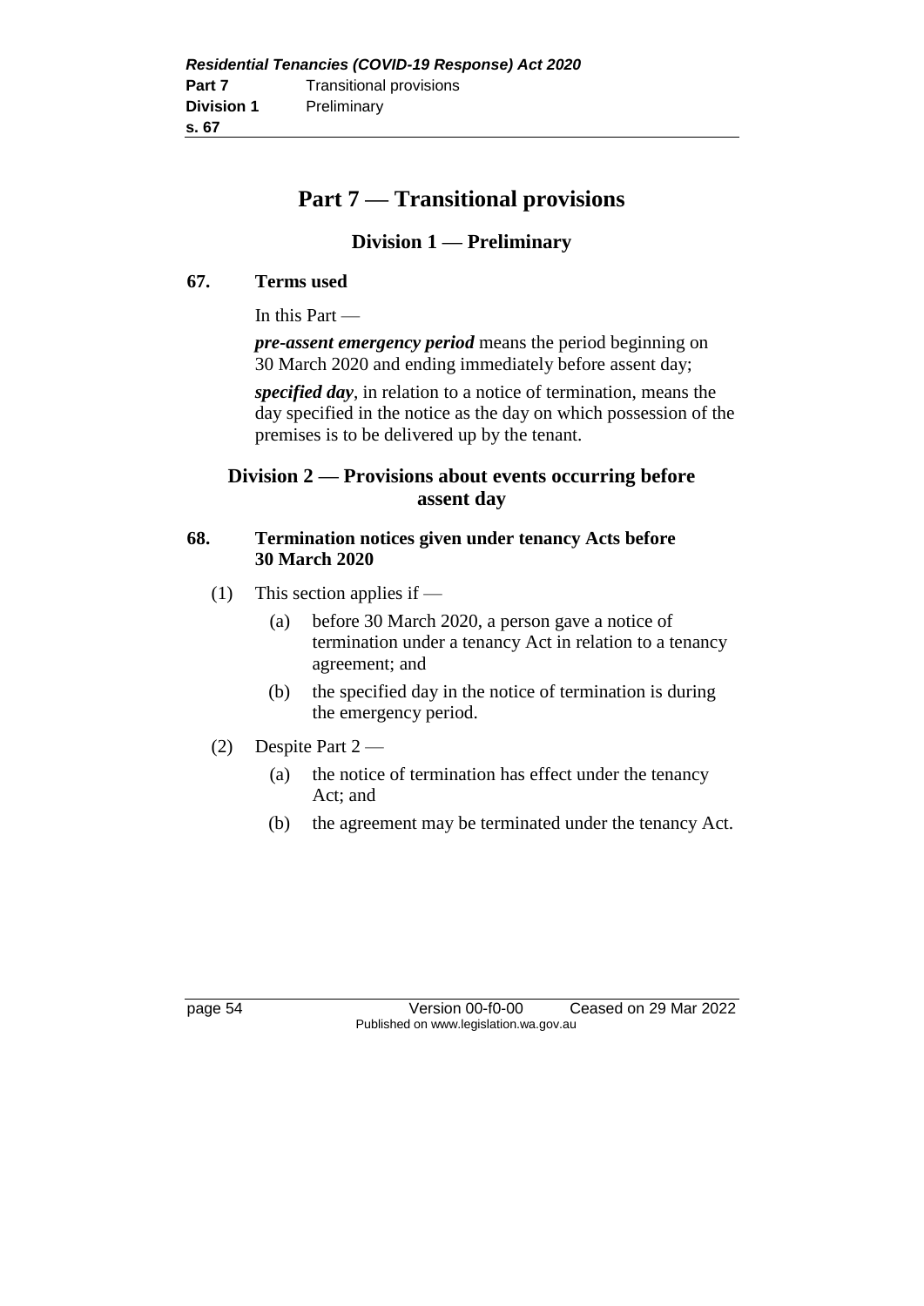# Part 7 — Transitional provisions

## Division 1 — Preliminary

### 67. Terms used

In this Part —

***pre-assent emergency period*** means the period beginning on 30 March 2020 and ending immediately before assent day;

***specified day***, in relation to a notice of termination, means the day specified in the notice as the day on which possession of the premises is to be delivered up by the tenant.

## Division 2 — Provisions about events occurring before assent day

### 68. Termination notices given under tenancy Acts before 30 March 2020

(1) This section applies if —

(a) before 30 March 2020, a person gave a notice of termination under a tenancy Act in relation to a tenancy agreement; and

(b) the specified day in the notice of termination is during the emergency period.

(2) Despite Part 2 —

(a) the notice of termination has effect under the tenancy Act; and

(b) the agreement may be terminated under the tenancy Act.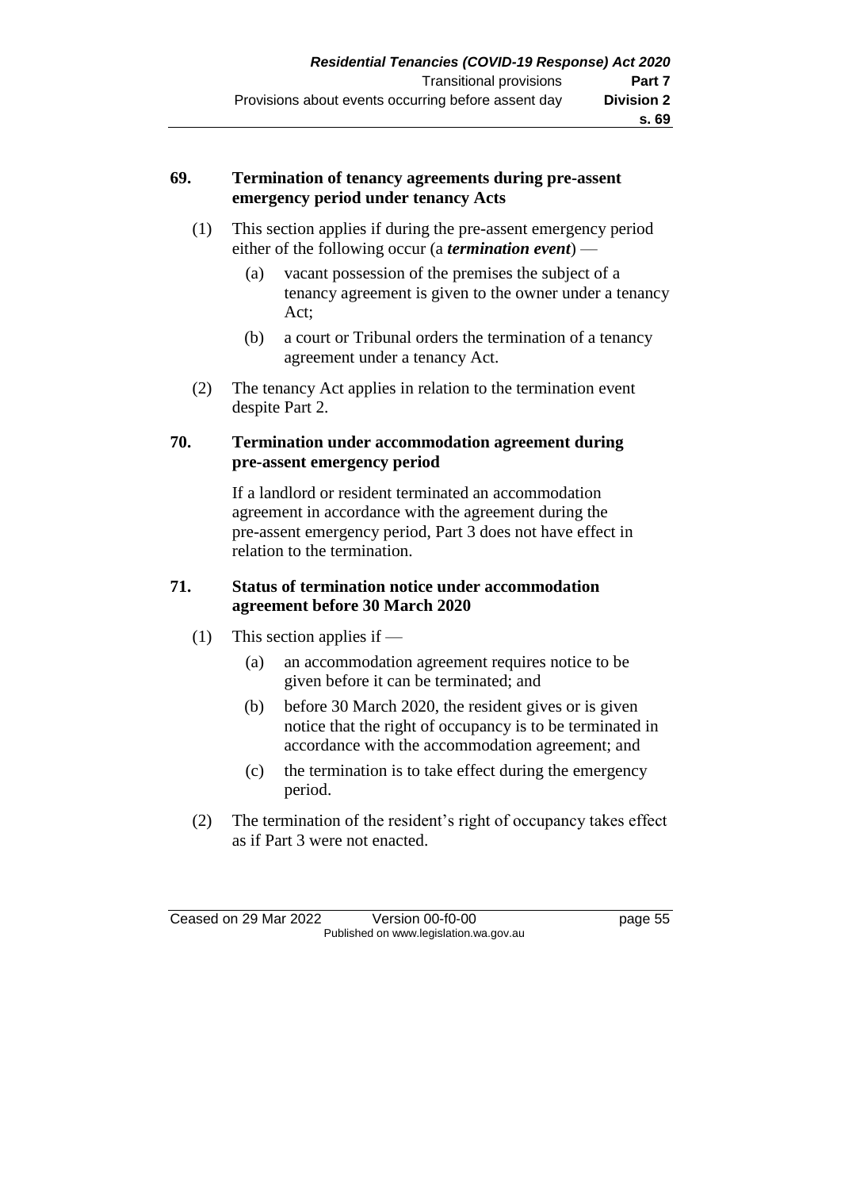## 69. Termination of tenancy agreements during pre-assent emergency period under tenancy Acts

(1) This section applies if during the pre-assent emergency period either of the following occur (a ***termination event***) —

(a) vacant possession of the premises the subject of a tenancy agreement is given to the owner under a tenancy Act;

(b) a court or Tribunal orders the termination of a tenancy agreement under a tenancy Act.

(2) The tenancy Act applies in relation to the termination event despite Part 2.

## 70. Termination under accommodation agreement during pre-assent emergency period

If a landlord or resident terminated an accommodation agreement in accordance with the agreement during the pre-assent emergency period, Part 3 does not have effect in relation to the termination.

## 71. Status of termination notice under accommodation agreement before 30 March 2020

(1) This section applies if —

(a) an accommodation agreement requires notice to be given before it can be terminated; and

(b) before 30 March 2020, the resident gives or is given notice that the right of occupancy is to be terminated in accordance with the accommodation agreement; and

(c) the termination is to take effect during the emergency period.

(2) The termination of the resident's right of occupancy takes effect as if Part 3 were not enacted.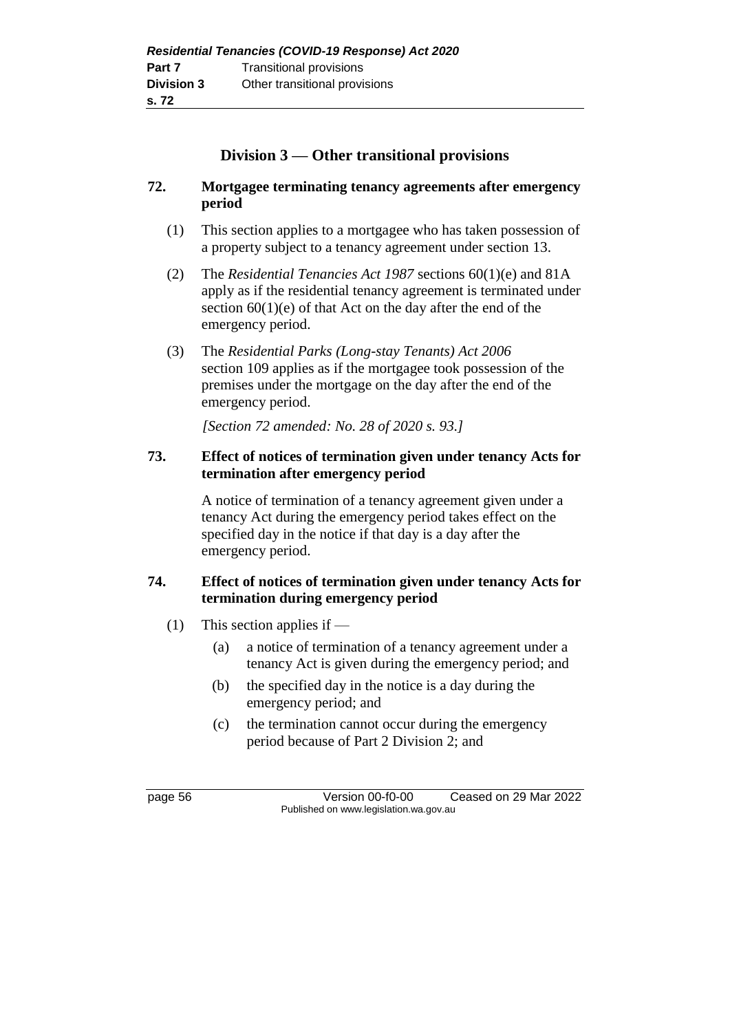## Division 3 — Other transitional provisions

### 72. Mortgagee terminating tenancy agreements after emergency period

(1) This section applies to a mortgagee who has taken possession of a property subject to a tenancy agreement under section 13.

(2) The *Residential Tenancies Act 1987* sections 60(1)(e) and 81A apply as if the residential tenancy agreement is terminated under section 60(1)(e) of that Act on the day after the end of the emergency period.

(3) The *Residential Parks (Long-stay Tenants) Act 2006* section 109 applies as if the mortgagee took possession of the premises under the mortgage on the day after the end of the emergency period.

*[Section 72 amended: No. 28 of 2020 s. 93.]*

### 73. Effect of notices of termination given under tenancy Acts for termination after emergency period

A notice of termination of a tenancy agreement given under a tenancy Act during the emergency period takes effect on the specified day in the notice if that day is a day after the emergency period.

### 74. Effect of notices of termination given under tenancy Acts for termination during emergency period

(1) This section applies if —

- (a) a notice of termination of a tenancy agreement under a tenancy Act is given during the emergency period; and
- (b) the specified day in the notice is a day during the emergency period; and
- (c) the termination cannot occur during the emergency period because of Part 2 Division 2; and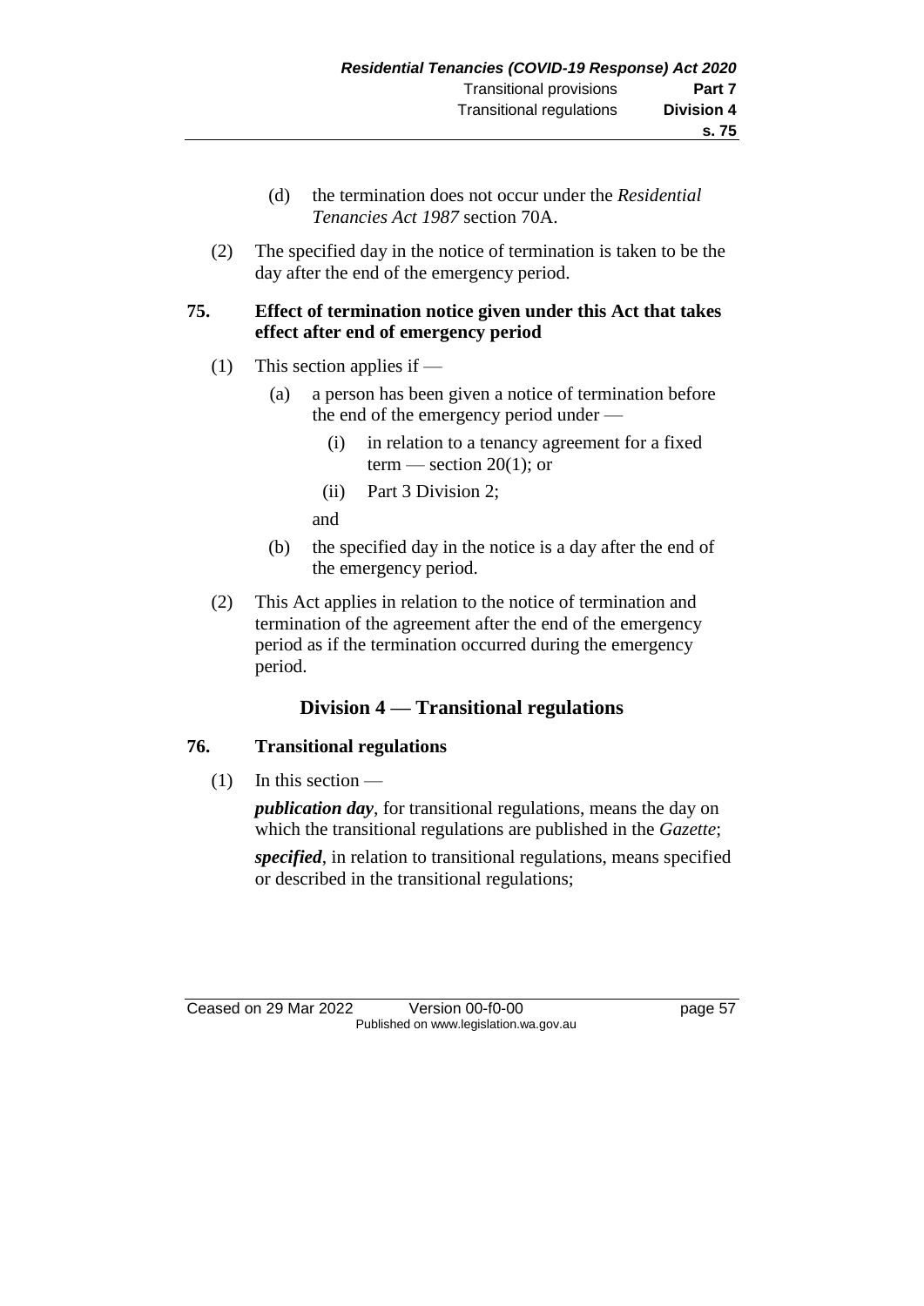(d) the termination does not occur under the *Residential Tenancies Act 1987* section 70A.

(2) The specified day in the notice of termination is taken to be the day after the end of the emergency period.

**75. Effect of termination notice given under this Act that takes effect after end of emergency period**

(1) This section applies if —

(a) a person has been given a notice of termination before the end of the emergency period under —

(i) in relation to a tenancy agreement for a fixed term — section 20(1); or

(ii) Part 3 Division 2;

and

(b) the specified day in the notice is a day after the end of the emergency period.

(2) This Act applies in relation to the notice of termination and termination of the agreement after the end of the emergency period as if the termination occurred during the emergency period.

## Division 4 — Transitional regulations

**76. Transitional regulations**

(1) In this section —

***publication day***, for transitional regulations, means the day on which the transitional regulations are published in the *Gazette*;

***specified***, in relation to transitional regulations, means specified or described in the transitional regulations;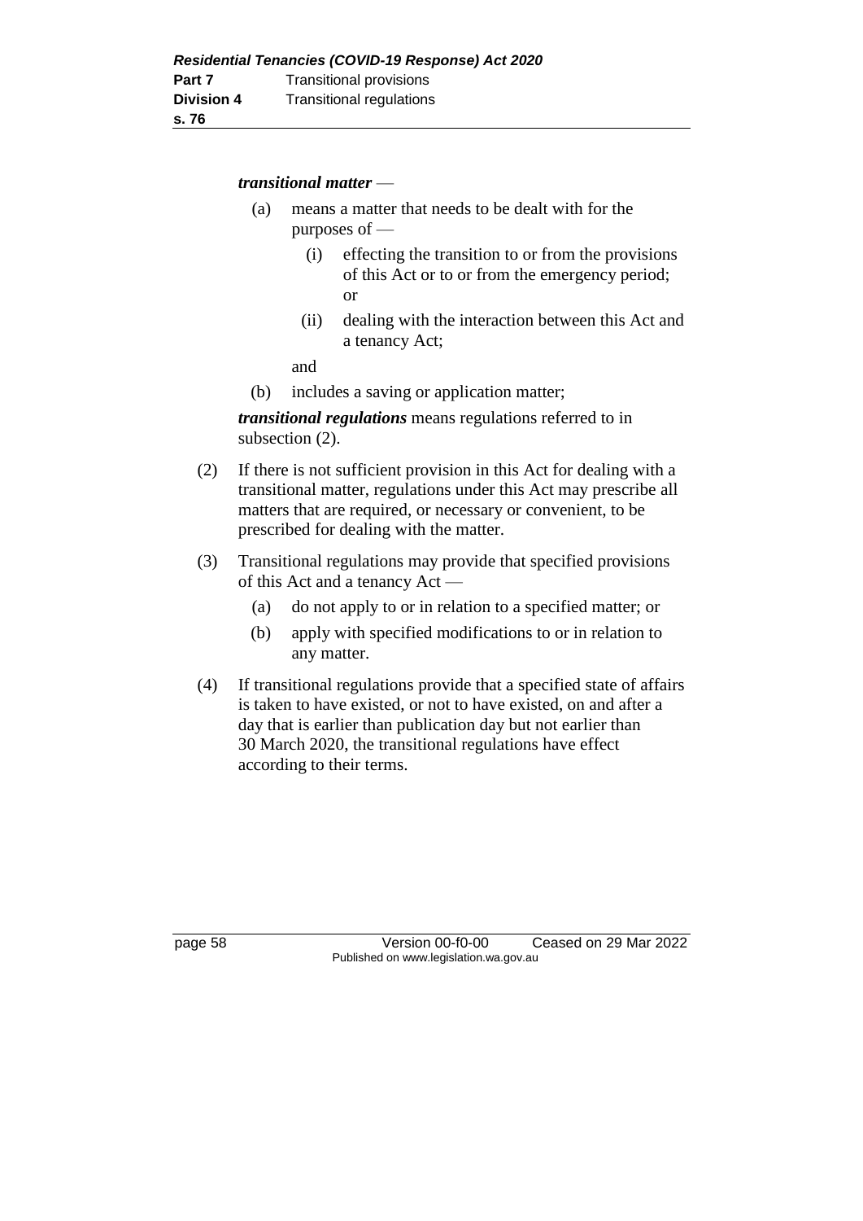***transitional matter*** —

(a) means a matter that needs to be dealt with for the purposes of —

   (i) effecting the transition to or from the provisions of this Act or to or from the emergency period; or

   (ii) dealing with the interaction between this Act and a tenancy Act;

   and

(b) includes a saving or application matter;

***transitional regulations*** means regulations referred to in subsection (2).

(2) If there is not sufficient provision in this Act for dealing with a transitional matter, regulations under this Act may prescribe all matters that are required, or necessary or convenient, to be prescribed for dealing with the matter.

(3) Transitional regulations may provide that specified provisions of this Act and a tenancy Act —

   (a) do not apply to or in relation to a specified matter; or

   (b) apply with specified modifications to or in relation to any matter.

(4) If transitional regulations provide that a specified state of affairs is taken to have existed, or not to have existed, on and after a day that is earlier than publication day but not earlier than 30 March 2020, the transitional regulations have effect according to their terms.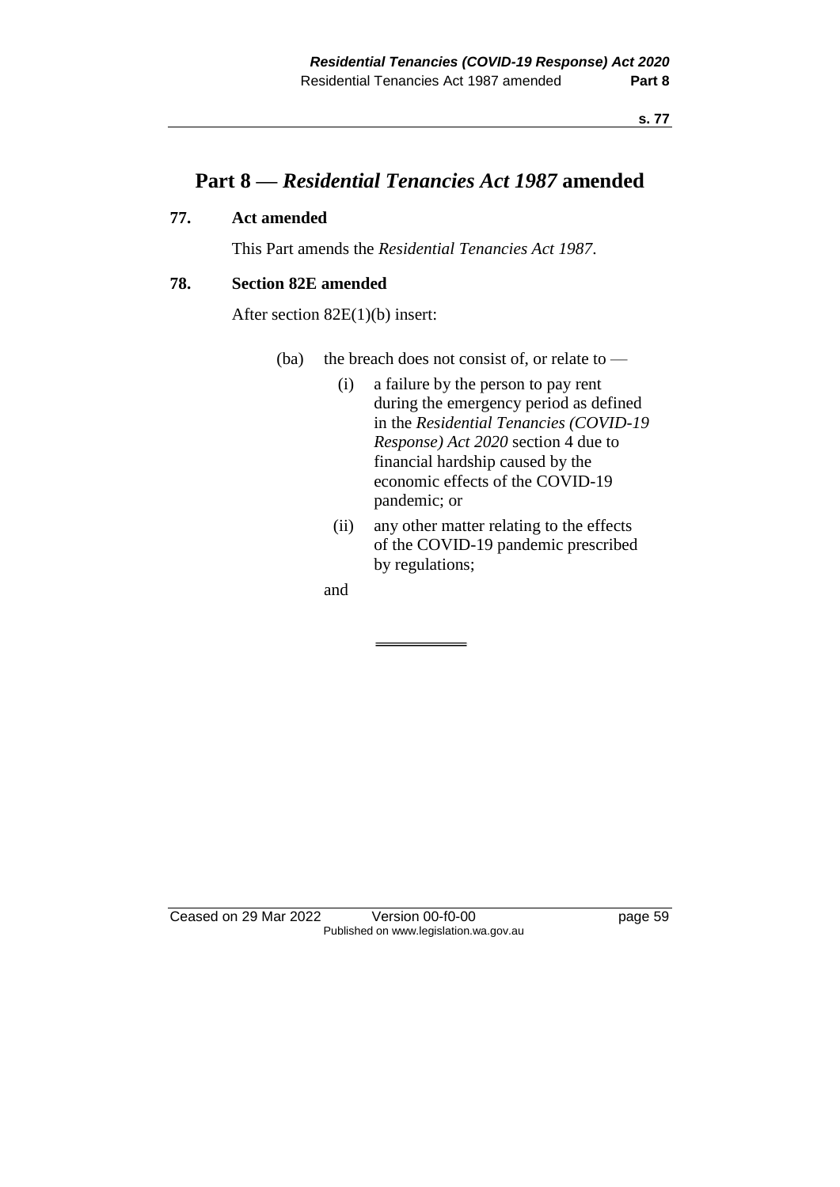# Part 8 — *Residential Tenancies Act 1987* amended

### 77. Act amended

This Part amends the *Residential Tenancies Act 1987*.

### 78. Section 82E amended

After section 82E(1)(b) insert:

> (ba) the breach does not consist of, or relate to —
>
> > (i) a failure by the person to pay rent during the emergency period as defined in the *Residential Tenancies (COVID-19 Response) Act 2020* section 4 due to financial hardship caused by the economic effects of the COVID-19 pandemic; or
> >
> > (ii) any other matter relating to the effects of the COVID-19 pandemic prescribed by regulations;
>
> and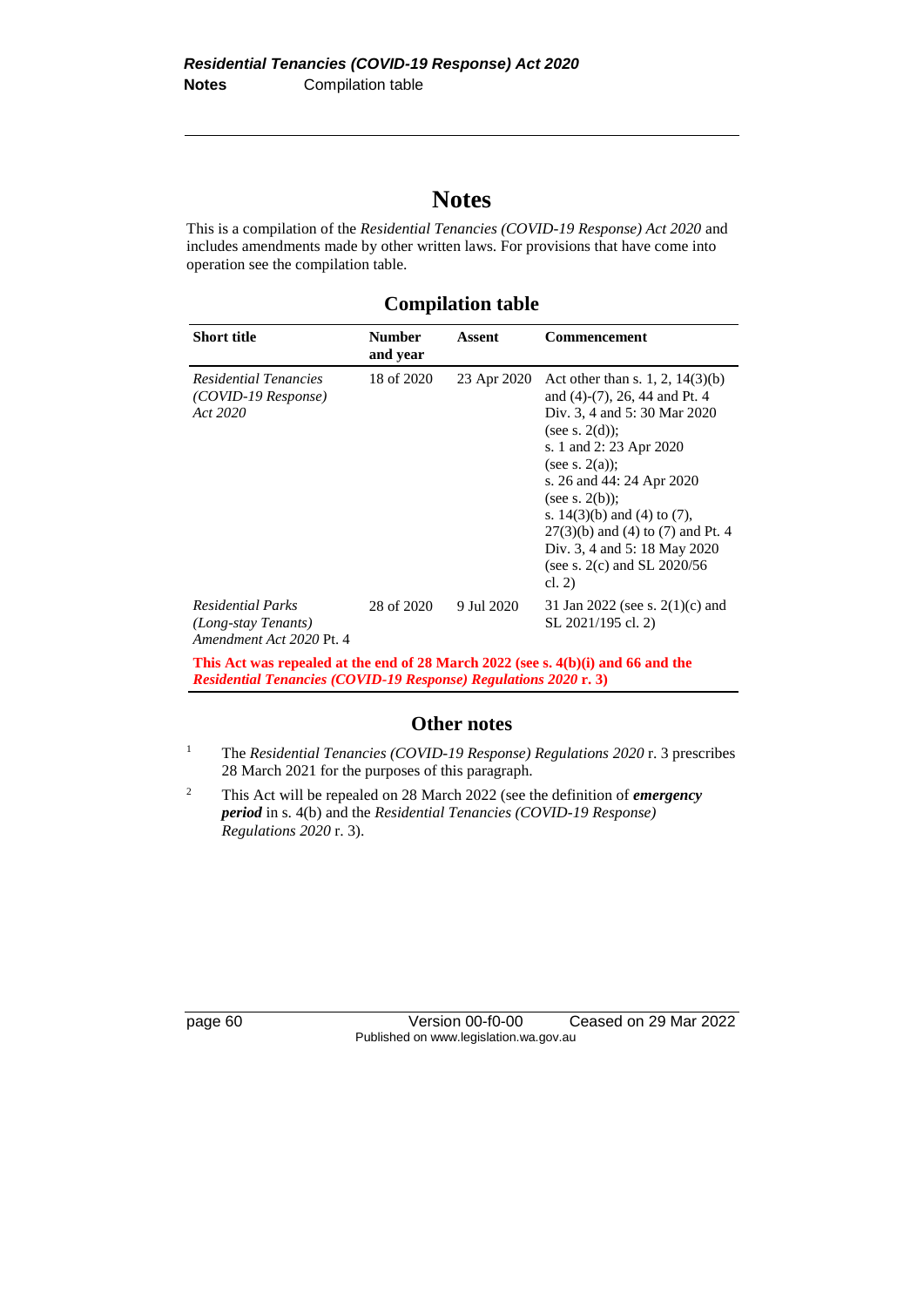# Notes

This is a compilation of the *Residential Tenancies (COVID-19 Response) Act 2020* and includes amendments made by other written laws. For provisions that have come into operation see the compilation table.

## Compilation table

| Short title | Number and year | Assent | Commencement |
|---|---|---|---|
| *Residential Tenancies (COVID-19 Response) Act 2020* | 18 of 2020 | 23 Apr 2020 | Act other than s. 1, 2, 14(3)(b) and (4)-(7), 26, 44 and Pt. 4 Div. 3, 4 and 5: 30 Mar 2020 (see s. 2(d)); s. 1 and 2: 23 Apr 2020 (see s. 2(a)); s. 26 and 44: 24 Apr 2020 (see s. 2(b)); s. 14(3)(b) and (4) to (7), 27(3)(b) and (4) to (7) and Pt. 4 Div. 3, 4 and 5: 18 May 2020 (see s. 2(c) and SL 2020/56 cl. 2) |
| *Residential Parks (Long-stay Tenants) Amendment Act 2020* Pt. 4 | 28 of 2020 | 9 Jul 2020 | 31 Jan 2022 (see s. 2(1)(c) and SL 2021/195 cl. 2) |
| **This Act was repealed at the end of 28 March 2022 (see s. 4(b)(i) and 66 and the *Residential Tenancies (COVID-19 Response) Regulations 2020* r. 3)** | | | |

## Other notes

[1] The *Residential Tenancies (COVID-19 Response) Regulations 2020* r. 3 prescribes 28 March 2021 for the purposes of this paragraph.

[2] This Act will be repealed on 28 March 2022 (see the definition of ***emergency period*** in s. 4(b) and the *Residential Tenancies (COVID-19 Response) Regulations 2020* r. 3).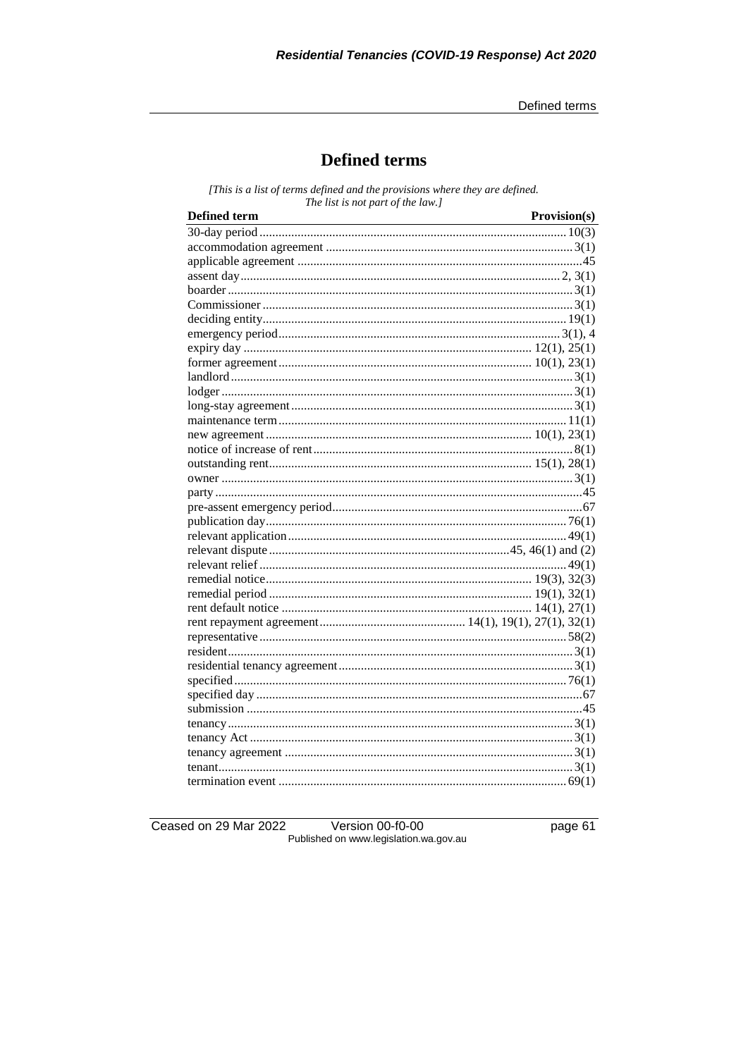# Defined terms

*[This is a list of terms defined and the provisions where they are defined. The list is not part of the law.]*

| Defined term | Provision(s) |
|---|---|
| 30-day period | 10(3) |
| accommodation agreement | 3(1) |
| applicable agreement | 45 |
| assent day | 2, 3(1) |
| boarder | 3(1) |
| Commissioner | 3(1) |
| deciding entity | 19(1) |
| emergency period | 3(1), 4 |
| expiry day | 12(1), 25(1) |
| former agreement | 10(1), 23(1) |
| landlord | 3(1) |
| lodger | 3(1) |
| long-stay agreement | 3(1) |
| maintenance term | 11(1) |
| new agreement | 10(1), 23(1) |
| notice of increase of rent | 8(1) |
| outstanding rent | 15(1), 28(1) |
| owner | 3(1) |
| party | 45 |
| pre-assent emergency period | 67 |
| publication day | 76(1) |
| relevant application | 49(1) |
| relevant dispute | 45, 46(1) and (2) |
| relevant relief | 49(1) |
| remedial notice | 19(3), 32(3) |
| remedial period | 19(1), 32(1) |
| rent default notice | 14(1), 27(1) |
| rent repayment agreement | 14(1), 19(1), 27(1), 32(1) |
| representative | 58(2) |
| resident | 3(1) |
| residential tenancy agreement | 3(1) |
| specified | 76(1) |
| specified day | 67 |
| submission | 45 |
| tenancy | 3(1) |
| tenancy Act | 3(1) |
| tenancy agreement | 3(1) |
| tenant | 3(1) |
| termination event | 69(1) |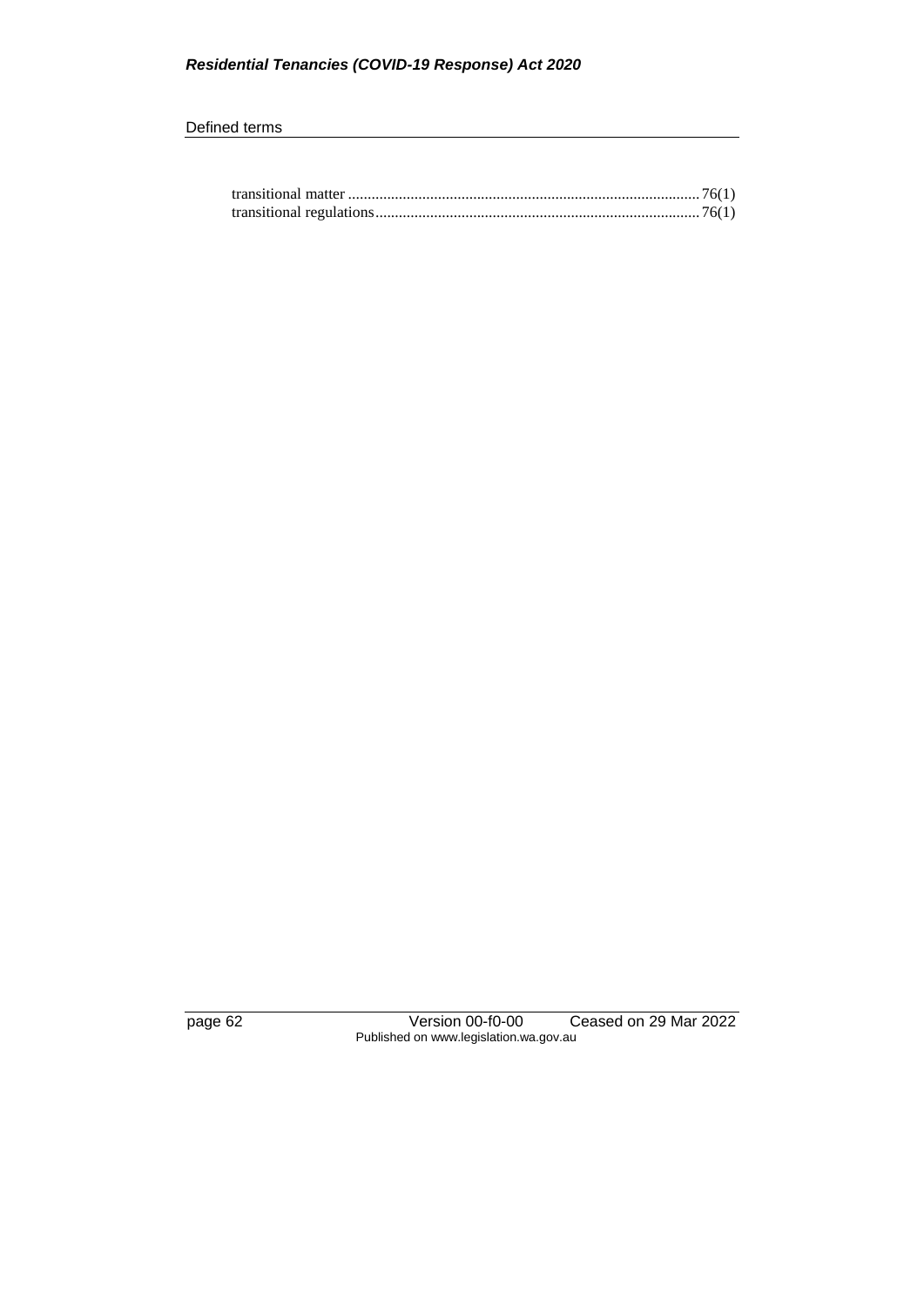Defined terms

transitional matter ......................................................................................... 76(1)
transitional regulations................................................................................... 76(1)